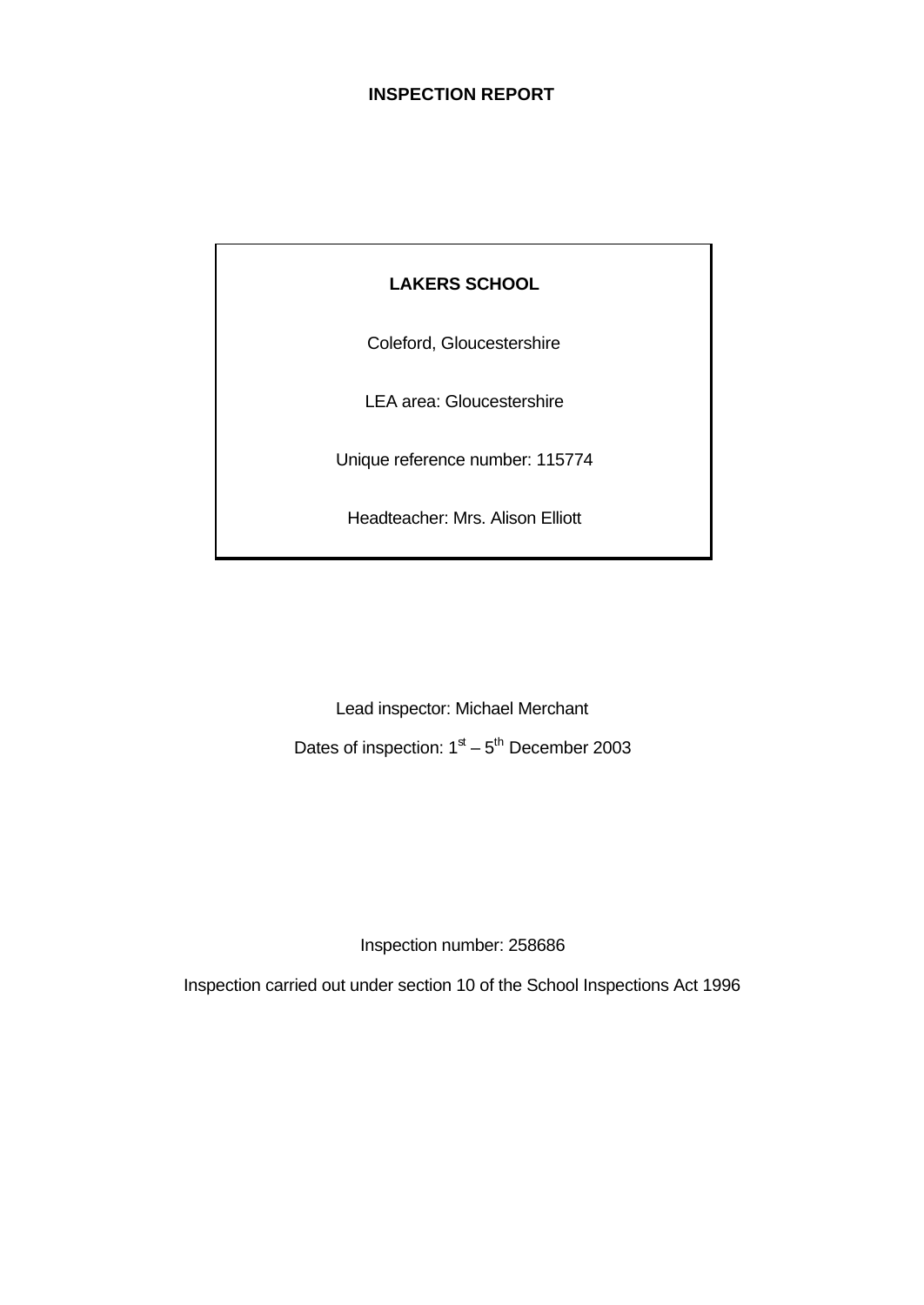# INSPECTION REPORT

**LAKERS SCHOOL**

Coleford, Gloucestershire

LEA area: Gloucestershire

Unique reference number: 115774

Headteacher: Mrs. Alison Elliott

Lead inspector: Michael Merchant

Dates of inspection: 1st – 5th December 2003

Inspection number: 258686

Inspection carried out under section 10 of the School Inspections Act 1996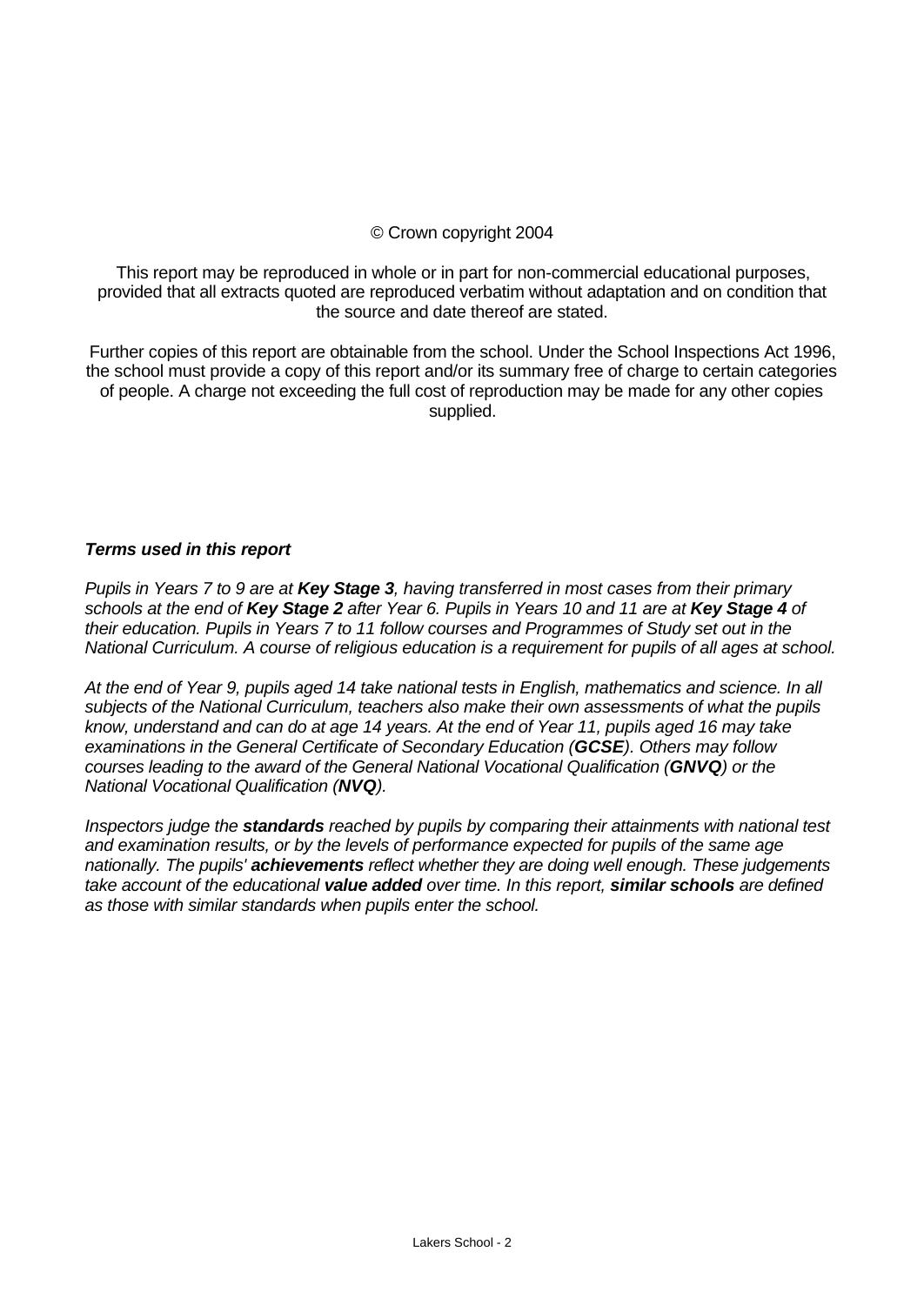© Crown copyright 2004

This report may be reproduced in whole or in part for non-commercial educational purposes, provided that all extracts quoted are reproduced verbatim without adaptation and on condition that the source and date thereof are stated.

Further copies of this report are obtainable from the school. Under the School Inspections Act 1996, the school must provide a copy of this report and/or its summary free of charge to certain categories of people. A charge not exceeding the full cost of reproduction may be made for any other copies supplied.

***Terms used in this report***

*Pupils in Years 7 to 9 are at **Key Stage 3**, having transferred in most cases from their primary schools at the end of **Key Stage 2** after Year 6. Pupils in Years 10 and 11 are at **Key Stage 4** of their education. Pupils in Years 7 to 11 follow courses and Programmes of Study set out in the National Curriculum. A course of religious education is a requirement for pupils of all ages at school.*

*At the end of Year 9, pupils aged 14 take national tests in English, mathematics and science. In all subjects of the National Curriculum, teachers also make their own assessments of what the pupils know, understand and can do at age 14 years. At the end of Year 11, pupils aged 16 may take examinations in the General Certificate of Secondary Education (**GCSE**). Others may follow courses leading to the award of the General National Vocational Qualification (**GNVQ**) or the National Vocational Qualification (**NVQ**).*

*Inspectors judge the **standards** reached by pupils by comparing their attainments with national test and examination results, or by the levels of performance expected for pupils of the same age nationally. The pupils' **achievements** reflect whether they are doing well enough. These judgements take account of the educational **value added** over time. In this report, **similar schools** are defined as those with similar standards when pupils enter the school.*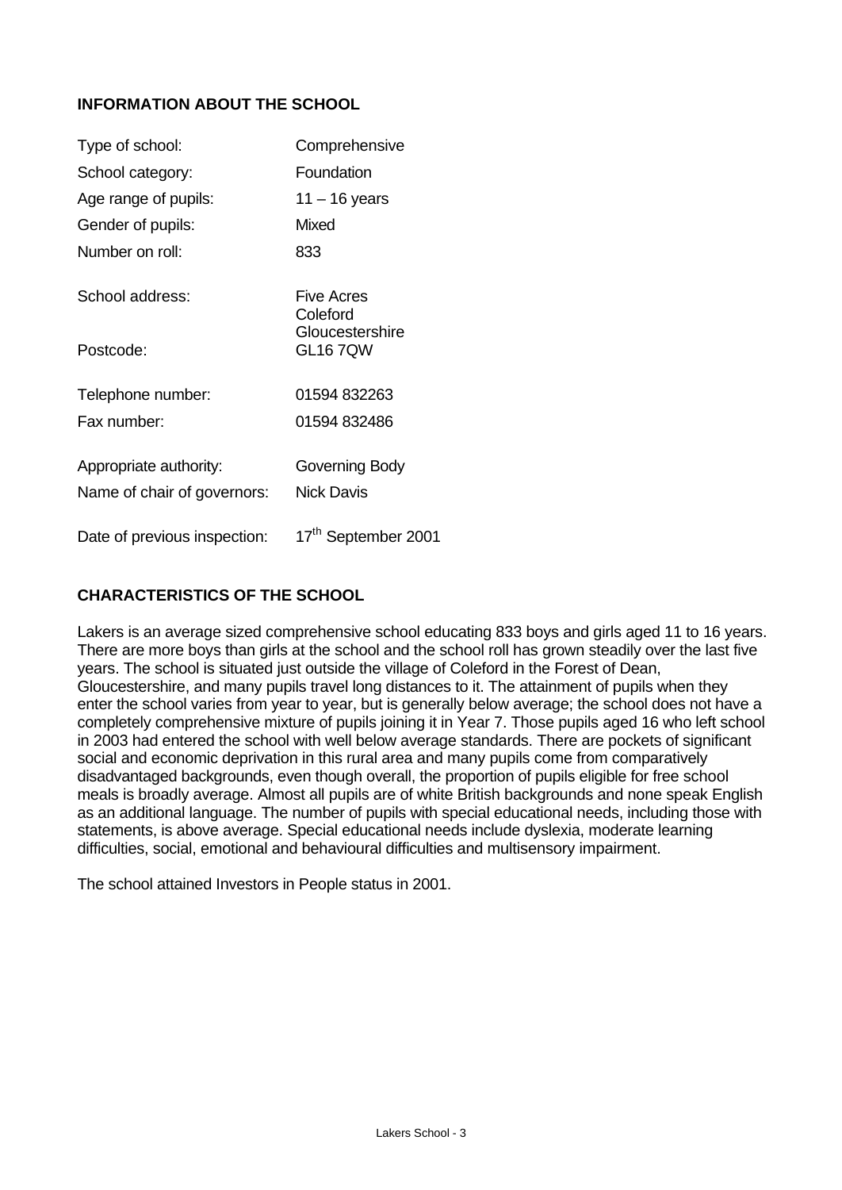## INFORMATION ABOUT THE SCHOOL

| | |
|---|---|
| Type of school: | Comprehensive |
| School category: | Foundation |
| Age range of pupils: | 11 – 16 years |
| Gender of pupils: | Mixed |
| Number on roll: | 833 |
| School address: | Five Acres<br>Coleford<br>Gloucestershire |
| Postcode: | GL16 7QW |
| Telephone number: | 01594 832263 |
| Fax number: | 01594 832486 |
| Appropriate authority: | Governing Body |
| Name of chair of governors: | Nick Davis |
| Date of previous inspection: | 17th September 2001 |

## CHARACTERISTICS OF THE SCHOOL

Lakers is an average sized comprehensive school educating 833 boys and girls aged 11 to 16 years. There are more boys than girls at the school and the school roll has grown steadily over the last five years. The school is situated just outside the village of Coleford in the Forest of Dean, Gloucestershire, and many pupils travel long distances to it. The attainment of pupils when they enter the school varies from year to year, but is generally below average; the school does not have a completely comprehensive mixture of pupils joining it in Year 7. Those pupils aged 16 who left school in 2003 had entered the school with well below average standards. There are pockets of significant social and economic deprivation in this rural area and many pupils come from comparatively disadvantaged backgrounds, even though overall, the proportion of pupils eligible for free school meals is broadly average. Almost all pupils are of white British backgrounds and none speak English as an additional language. The number of pupils with special educational needs, including those with statements, is above average. Special educational needs include dyslexia, moderate learning difficulties, social, emotional and behavioural difficulties and multisensory impairment.

The school attained Investors in People status in 2001.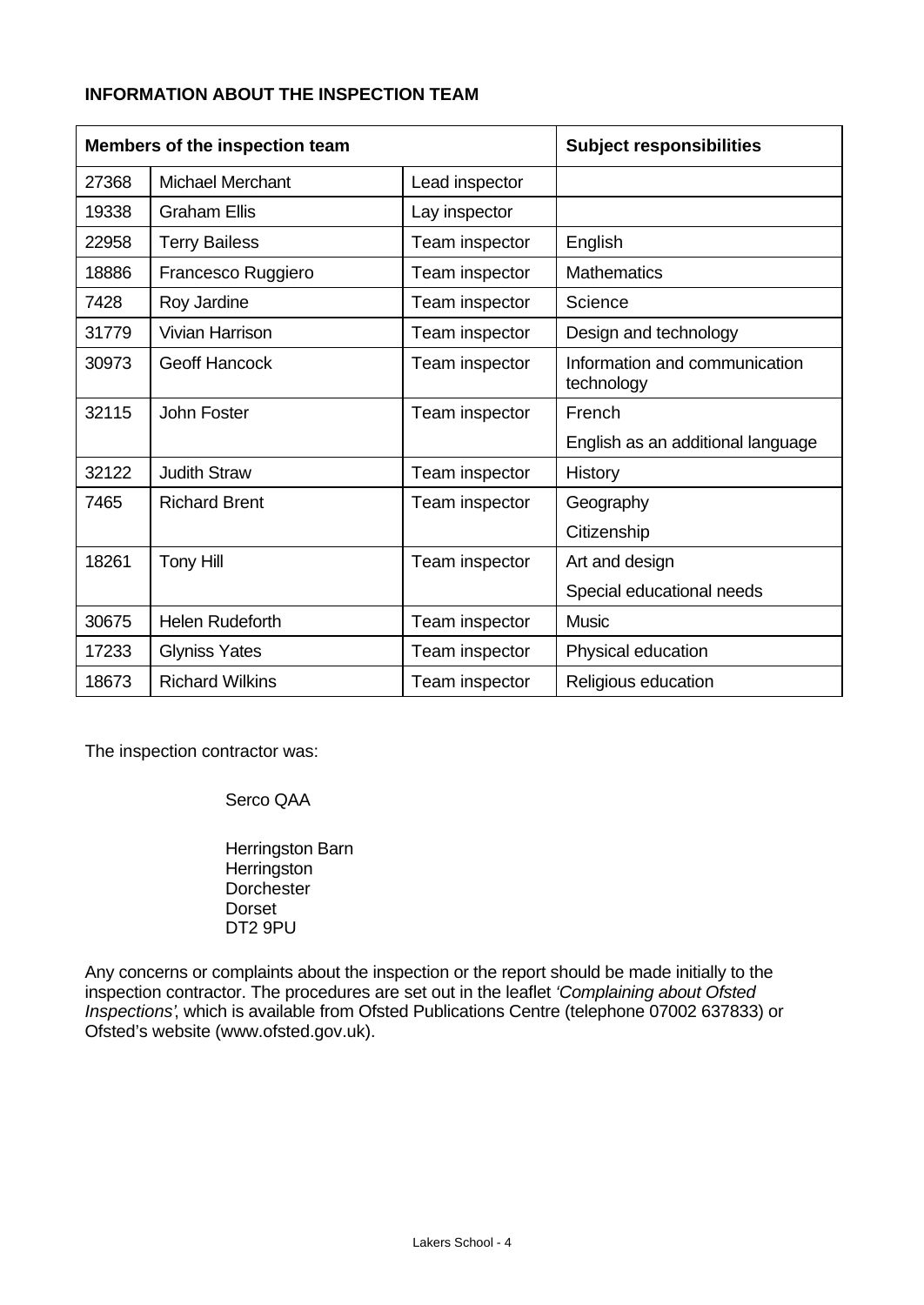**INFORMATION ABOUT THE INSPECTION TEAM**

| Members of the inspection team | | | Subject responsibilities |
|---|---|---|---|
| 27368 | Michael Merchant | Lead inspector | |
| 19338 | Graham Ellis | Lay inspector | |
| 22958 | Terry Bailess | Team inspector | English |
| 18886 | Francesco Ruggiero | Team inspector | Mathematics |
| 7428 | Roy Jardine | Team inspector | Science |
| 31779 | Vivian Harrison | Team inspector | Design and technology |
| 30973 | Geoff Hancock | Team inspector | Information and communication technology |
| 32115 | John Foster | Team inspector | French<br>English as an additional language |
| 32122 | Judith Straw | Team inspector | History |
| 7465 | Richard Brent | Team inspector | Geography<br>Citizenship |
| 18261 | Tony Hill | Team inspector | Art and design<br>Special educational needs |
| 30675 | Helen Rudeforth | Team inspector | Music |
| 17233 | Glyniss Yates | Team inspector | Physical education |
| 18673 | Richard Wilkins | Team inspector | Religious education |

The inspection contractor was:

Serco QAA

Herringston Barn
Herringston
Dorchester
Dorset
DT2 9PU

Any concerns or complaints about the inspection or the report should be made initially to the inspection contractor. The procedures are set out in the leaflet *'Complaining about Ofsted Inspections'*, which is available from Ofsted Publications Centre (telephone 07002 637833) or Ofsted's website (www.ofsted.gov.uk).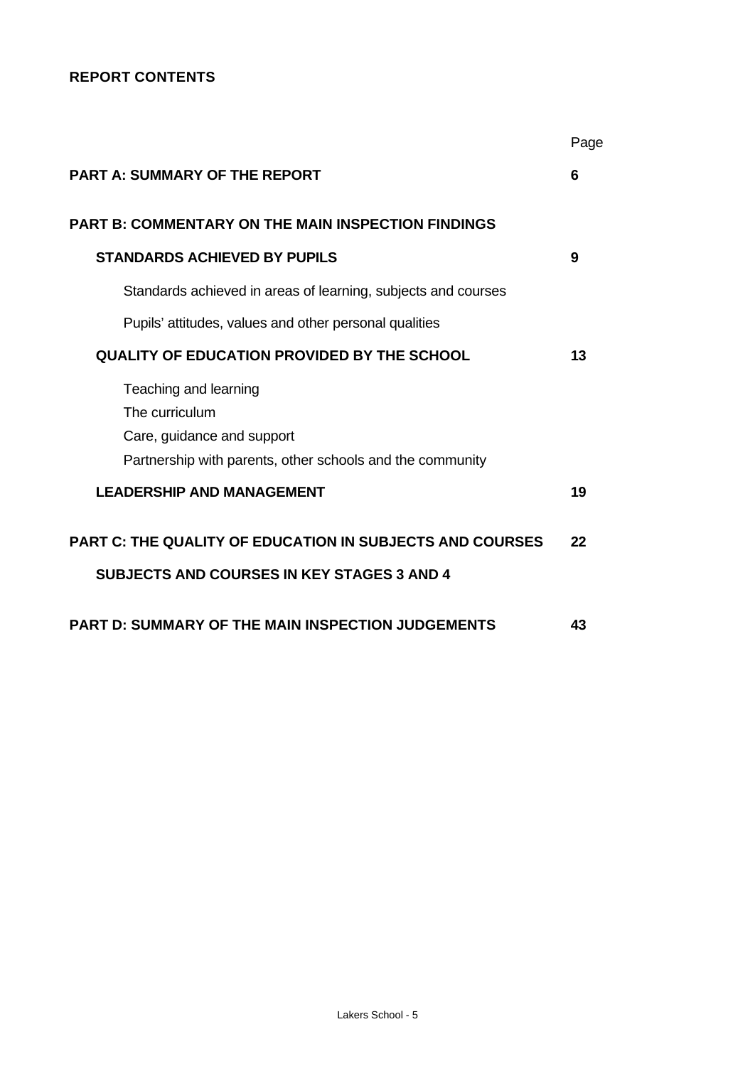**REPORT CONTENTS**

| | Page |
|---|---|
| **PART A: SUMMARY OF THE REPORT** | **6** |
| **PART B: COMMENTARY ON THE MAIN INSPECTION FINDINGS** | |
| **STANDARDS ACHIEVED BY PUPILS** | **9** |
| Standards achieved in areas of learning, subjects and courses | |
| Pupils' attitudes, values and other personal qualities | |
| **QUALITY OF EDUCATION PROVIDED BY THE SCHOOL** | **13** |
| Teaching and learning<br>The curriculum<br>Care, guidance and support<br>Partnership with parents, other schools and the community | |
| **LEADERSHIP AND MANAGEMENT** | **19** |
| **PART C: THE QUALITY OF EDUCATION IN SUBJECTS AND COURSES** | **22** |
| **SUBJECTS AND COURSES IN KEY STAGES 3 AND 4** | |
| **PART D: SUMMARY OF THE MAIN INSPECTION JUDGEMENTS** | **43** |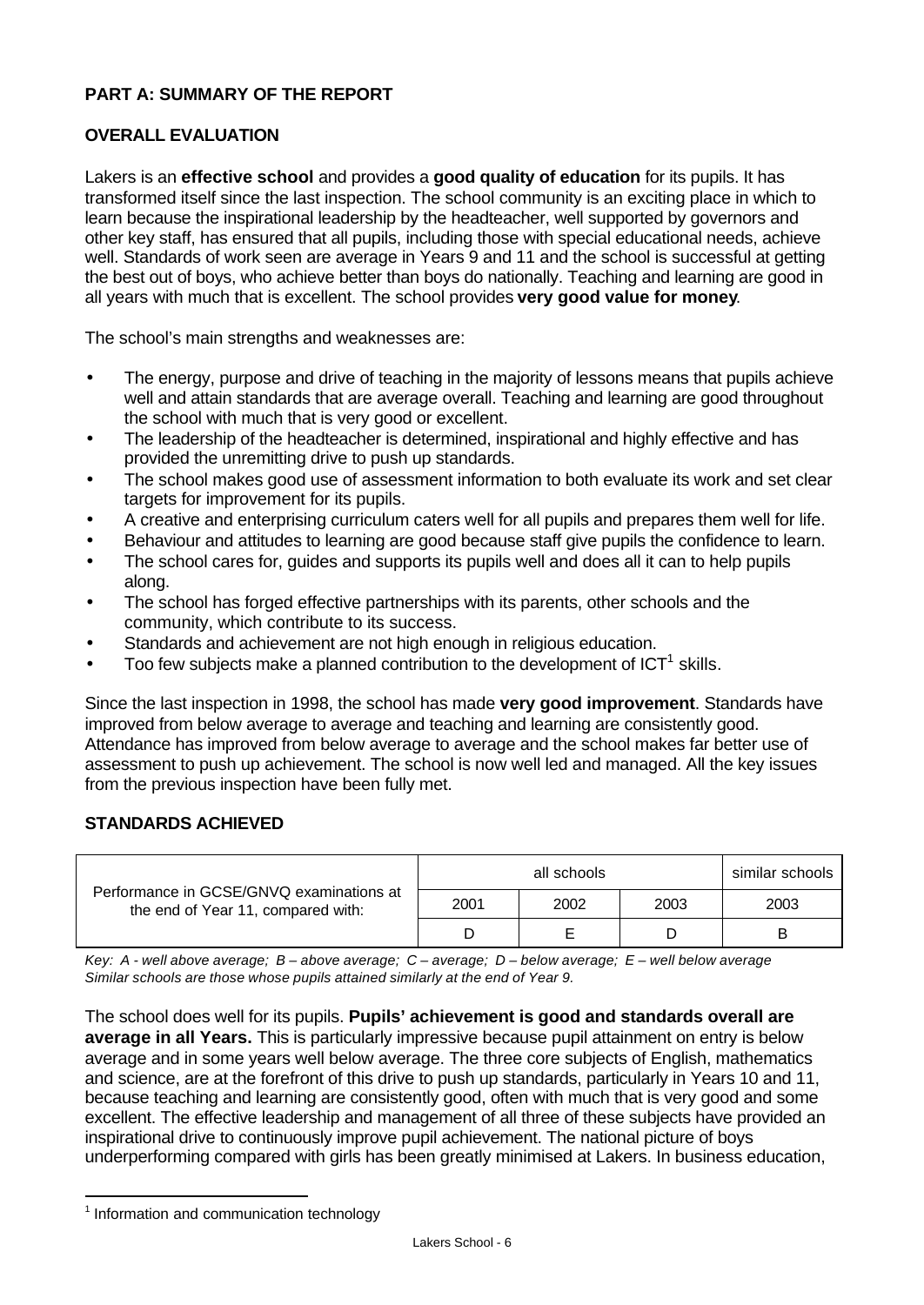## PART A: SUMMARY OF THE REPORT

### OVERALL EVALUATION

Lakers is an **effective school** and provides a **good quality of education** for its pupils. It has transformed itself since the last inspection. The school community is an exciting place in which to learn because the inspirational leadership by the headteacher, well supported by governors and other key staff, has ensured that all pupils, including those with special educational needs, achieve well. Standards of work seen are average in Years 9 and 11 and the school is successful at getting the best out of boys, who achieve better than boys do nationally. Teaching and learning are good in all years with much that is excellent. The school provides **very good value for money**.

The school's main strengths and weaknesses are:

- The energy, purpose and drive of teaching in the majority of lessons means that pupils achieve well and attain standards that are average overall. Teaching and learning are good throughout the school with much that is very good or excellent.
- The leadership of the headteacher is determined, inspirational and highly effective and has provided the unremitting drive to push up standards.
- The school makes good use of assessment information to both evaluate its work and set clear targets for improvement for its pupils.
- A creative and enterprising curriculum caters well for all pupils and prepares them well for life.
- Behaviour and attitudes to learning are good because staff give pupils the confidence to learn.
- The school cares for, guides and supports its pupils well and does all it can to help pupils along.
- The school has forged effective partnerships with its parents, other schools and the community, which contribute to its success.
- Standards and achievement are not high enough in religious education.
- Too few subjects make a planned contribution to the development of ICT[1] skills.

Since the last inspection in 1998, the school has made **very good improvement**. Standards have improved from below average to average and teaching and learning are consistently good. Attendance has improved from below average to average and the school makes far better use of assessment to push up achievement. The school is now well led and managed. All the key issues from the previous inspection have been fully met.

### STANDARDS ACHIEVED

| Performance in GCSE/GNVQ examinations at the end of Year 11, compared with: | all schools | | | similar schools |
|---|---|---|---|---|
| | 2001 | 2002 | 2003 | 2003 |
| | D | E | D | B |

*Key: A - well above average; B – above average; C – average; D – below average; E – well below average*
*Similar schools are those whose pupils attained similarly at the end of Year 9.*

The school does well for its pupils. **Pupils' achievement is good and standards overall are average in all Years.** This is particularly impressive because pupil attainment on entry is below average and in some years well below average. The three core subjects of English, mathematics and science, are at the forefront of this drive to push up standards, particularly in Years 10 and 11, because teaching and learning are consistently good, often with much that is very good and some excellent. The effective leadership and management of all three of these subjects have provided an inspirational drive to continuously improve pupil achievement. The national picture of boys underperforming compared with girls has been greatly minimised at Lakers. In business education,

[1] Information and communication technology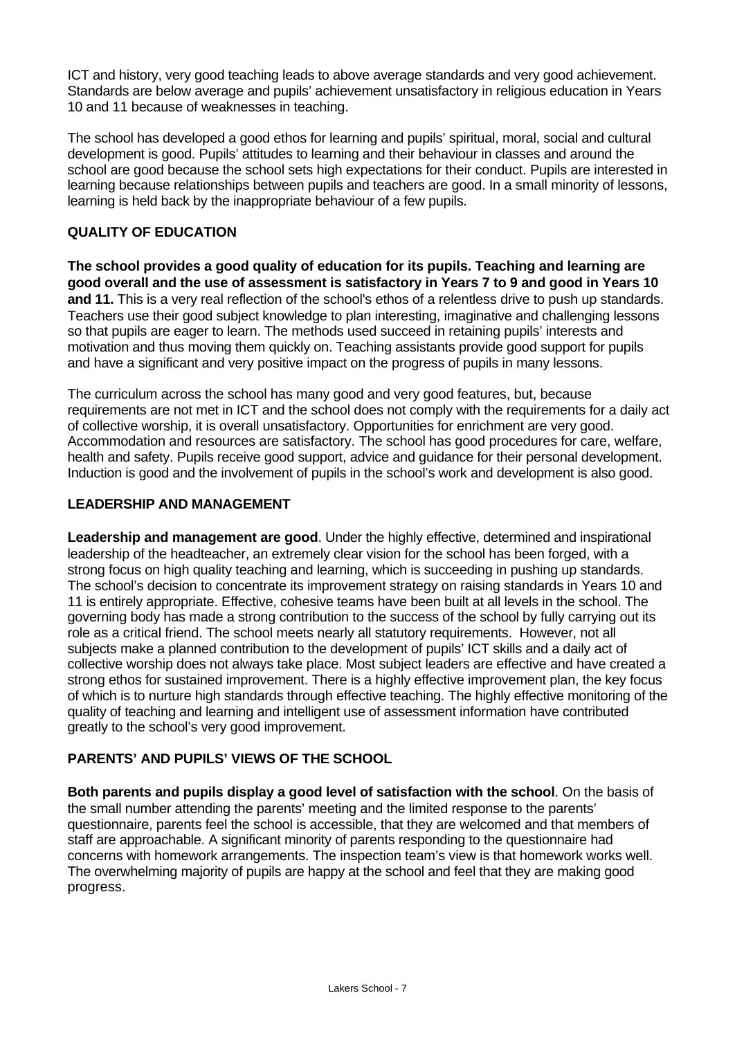ICT and history, very good teaching leads to above average standards and very good achievement. Standards are below average and pupils' achievement unsatisfactory in religious education in Years 10 and 11 because of weaknesses in teaching.

The school has developed a good ethos for learning and pupils' spiritual, moral, social and cultural development is good. Pupils' attitudes to learning and their behaviour in classes and around the school are good because the school sets high expectations for their conduct. Pupils are interested in learning because relationships between pupils and teachers are good. In a small minority of lessons, learning is held back by the inappropriate behaviour of a few pupils.

## QUALITY OF EDUCATION

**The school provides a good quality of education for its pupils. Teaching and learning are good overall and the use of assessment is satisfactory in Years 7 to 9 and good in Years 10 and 11.** This is a very real reflection of the school's ethos of a relentless drive to push up standards. Teachers use their good subject knowledge to plan interesting, imaginative and challenging lessons so that pupils are eager to learn. The methods used succeed in retaining pupils' interests and motivation and thus moving them quickly on. Teaching assistants provide good support for pupils and have a significant and very positive impact on the progress of pupils in many lessons.

The curriculum across the school has many good and very good features, but, because requirements are not met in ICT and the school does not comply with the requirements for a daily act of collective worship, it is overall unsatisfactory. Opportunities for enrichment are very good. Accommodation and resources are satisfactory. The school has good procedures for care, welfare, health and safety. Pupils receive good support, advice and guidance for their personal development. Induction is good and the involvement of pupils in the school's work and development is also good.

## LEADERSHIP AND MANAGEMENT

**Leadership and management are good**. Under the highly effective, determined and inspirational leadership of the headteacher, an extremely clear vision for the school has been forged, with a strong focus on high quality teaching and learning, which is succeeding in pushing up standards. The school's decision to concentrate its improvement strategy on raising standards in Years 10 and 11 is entirely appropriate. Effective, cohesive teams have been built at all levels in the school. The governing body has made a strong contribution to the success of the school by fully carrying out its role as a critical friend. The school meets nearly all statutory requirements. However, not all subjects make a planned contribution to the development of pupils' ICT skills and a daily act of collective worship does not always take place. Most subject leaders are effective and have created a strong ethos for sustained improvement. There is a highly effective improvement plan, the key focus of which is to nurture high standards through effective teaching. The highly effective monitoring of the quality of teaching and learning and intelligent use of assessment information have contributed greatly to the school's very good improvement.

## PARENTS' AND PUPILS' VIEWS OF THE SCHOOL

**Both parents and pupils display a good level of satisfaction with the school**. On the basis of the small number attending the parents' meeting and the limited response to the parents' questionnaire, parents feel the school is accessible, that they are welcomed and that members of staff are approachable. A significant minority of parents responding to the questionnaire had concerns with homework arrangements. The inspection team's view is that homework works well. The overwhelming majority of pupils are happy at the school and feel that they are making good progress.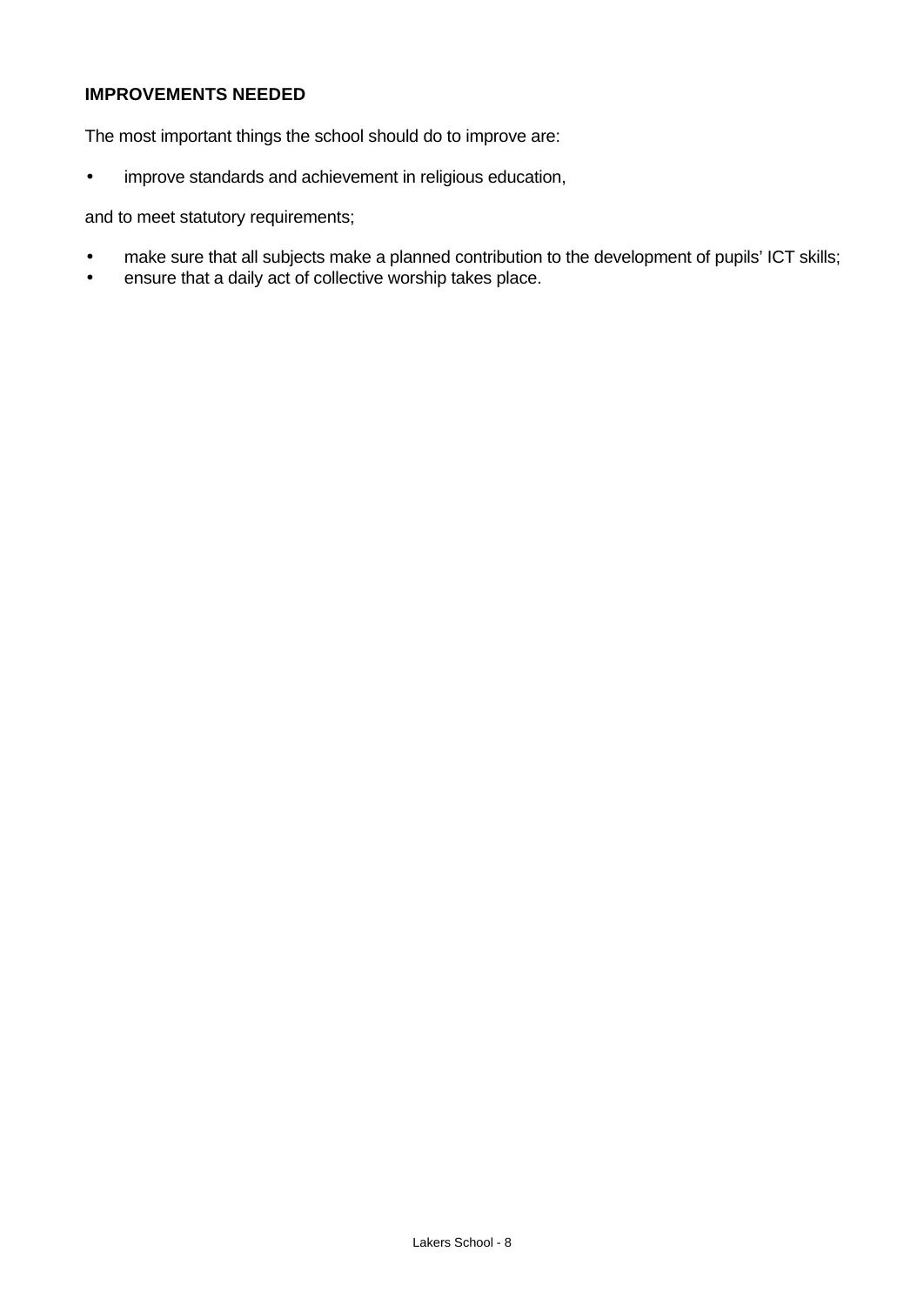**IMPROVEMENTS NEEDED**

The most important things the school should do to improve are:

- improve standards and achievement in religious education,

and to meet statutory requirements;

- make sure that all subjects make a planned contribution to the development of pupils' ICT skills;
- ensure that a daily act of collective worship takes place.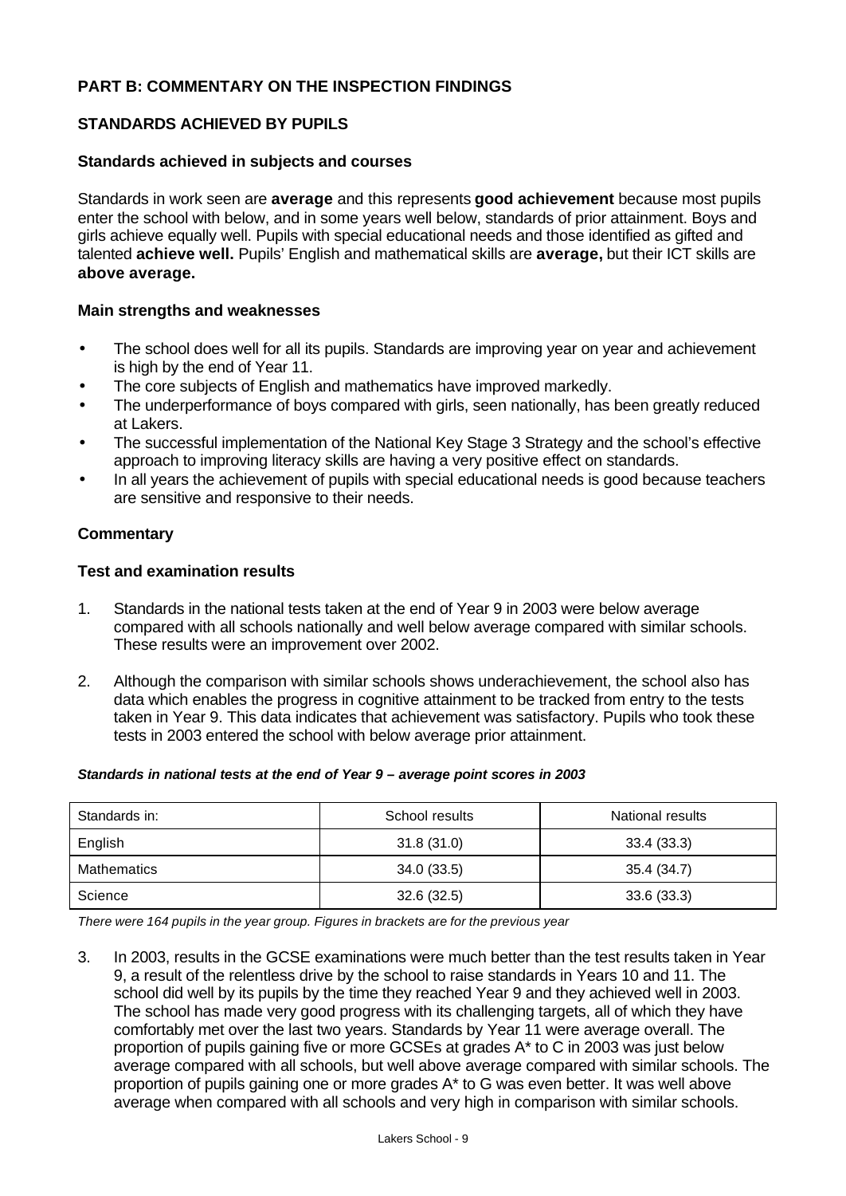## PART B: COMMENTARY ON THE INSPECTION FINDINGS

### STANDARDS ACHIEVED BY PUPILS

#### Standards achieved in subjects and courses

Standards in work seen are **average** and this represents **good achievement** because most pupils enter the school with below, and in some years well below, standards of prior attainment. Boys and girls achieve equally well. Pupils with special educational needs and those identified as gifted and talented **achieve well.** Pupils' English and mathematical skills are **average,** but their ICT skills are **above average.**

#### Main strengths and weaknesses

- The school does well for all its pupils. Standards are improving year on year and achievement is high by the end of Year 11.
- The core subjects of English and mathematics have improved markedly.
- The underperformance of boys compared with girls, seen nationally, has been greatly reduced at Lakers.
- The successful implementation of the National Key Stage 3 Strategy and the school's effective approach to improving literacy skills are having a very positive effect on standards.
- In all years the achievement of pupils with special educational needs is good because teachers are sensitive and responsive to their needs.

#### Commentary

#### Test and examination results

1. Standards in the national tests taken at the end of Year 9 in 2003 were below average compared with all schools nationally and well below average compared with similar schools. These results were an improvement over 2002.

2. Although the comparison with similar schools shows underachievement, the school also has data which enables the progress in cognitive attainment to be tracked from entry to the tests taken in Year 9. This data indicates that achievement was satisfactory. Pupils who took these tests in 2003 entered the school with below average prior attainment.

***Standards in national tests at the end of Year 9 – average point scores in 2003***

| Standards in: | School results | National results |
|---|---|---|
| English | 31.8 (31.0) | 33.4 (33.3) |
| Mathematics | 34.0 (33.5) | 35.4 (34.7) |
| Science | 32.6 (32.5) | 33.6 (33.3) |

*There were 164 pupils in the year group. Figures in brackets are for the previous year*

3. In 2003, results in the GCSE examinations were much better than the test results taken in Year 9, a result of the relentless drive by the school to raise standards in Years 10 and 11. The school did well by its pupils by the time they reached Year 9 and they achieved well in 2003. The school has made very good progress with its challenging targets, all of which they have comfortably met over the last two years. Standards by Year 11 were average overall. The proportion of pupils gaining five or more GCSEs at grades A* to C in 2003 was just below average compared with all schools, but well above average compared with similar schools. The proportion of pupils gaining one or more grades A* to G was even better. It was well above average when compared with all schools and very high in comparison with similar schools.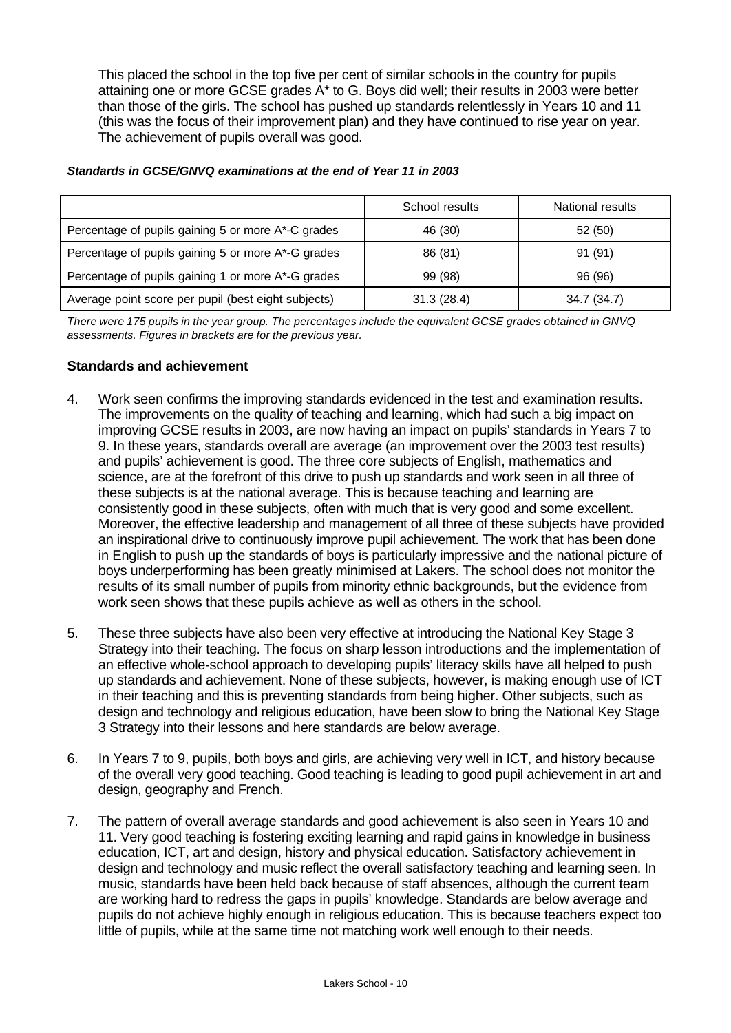This placed the school in the top five per cent of similar schools in the country for pupils attaining one or more GCSE grades A* to G. Boys did well; their results in 2003 were better than those of the girls. The school has pushed up standards relentlessly in Years 10 and 11 (this was the focus of their improvement plan) and they have continued to rise year on year. The achievement of pupils overall was good.

***Standards in GCSE/GNVQ examinations at the end of Year 11 in 2003***

| | School results | National results |
|---|---|---|
| Percentage of pupils gaining 5 or more A*-C grades | 46 (30) | 52 (50) |
| Percentage of pupils gaining 5 or more A*-G grades | 86 (81) | 91 (91) |
| Percentage of pupils gaining 1 or more A*-G grades | 99 (98) | 96 (96) |
| Average point score per pupil (best eight subjects) | 31.3 (28.4) | 34.7 (34.7) |

*There were 175 pupils in the year group. The percentages include the equivalent GCSE grades obtained in GNVQ assessments. Figures in brackets are for the previous year.*

### Standards and achievement

4. Work seen confirms the improving standards evidenced in the test and examination results. The improvements on the quality of teaching and learning, which had such a big impact on improving GCSE results in 2003, are now having an impact on pupils' standards in Years 7 to 9. In these years, standards overall are average (an improvement over the 2003 test results) and pupils' achievement is good. The three core subjects of English, mathematics and science, are at the forefront of this drive to push up standards and work seen in all three of these subjects is at the national average. This is because teaching and learning are consistently good in these subjects, often with much that is very good and some excellent. Moreover, the effective leadership and management of all three of these subjects have provided an inspirational drive to continuously improve pupil achievement. The work that has been done in English to push up the standards of boys is particularly impressive and the national picture of boys underperforming has been greatly minimised at Lakers. The school does not monitor the results of its small number of pupils from minority ethnic backgrounds, but the evidence from work seen shows that these pupils achieve as well as others in the school.

5. These three subjects have also been very effective at introducing the National Key Stage 3 Strategy into their teaching. The focus on sharp lesson introductions and the implementation of an effective whole-school approach to developing pupils' literacy skills have all helped to push up standards and achievement. None of these subjects, however, is making enough use of ICT in their teaching and this is preventing standards from being higher. Other subjects, such as design and technology and religious education, have been slow to bring the National Key Stage 3 Strategy into their lessons and here standards are below average.

6. In Years 7 to 9, pupils, both boys and girls, are achieving very well in ICT, and history because of the overall very good teaching. Good teaching is leading to good pupil achievement in art and design, geography and French.

7. The pattern of overall average standards and good achievement is also seen in Years 10 and 11. Very good teaching is fostering exciting learning and rapid gains in knowledge in business education, ICT, art and design, history and physical education. Satisfactory achievement in design and technology and music reflect the overall satisfactory teaching and learning seen. In music, standards have been held back because of staff absences, although the current team are working hard to redress the gaps in pupils' knowledge. Standards are below average and pupils do not achieve highly enough in religious education. This is because teachers expect too little of pupils, while at the same time not matching work well enough to their needs.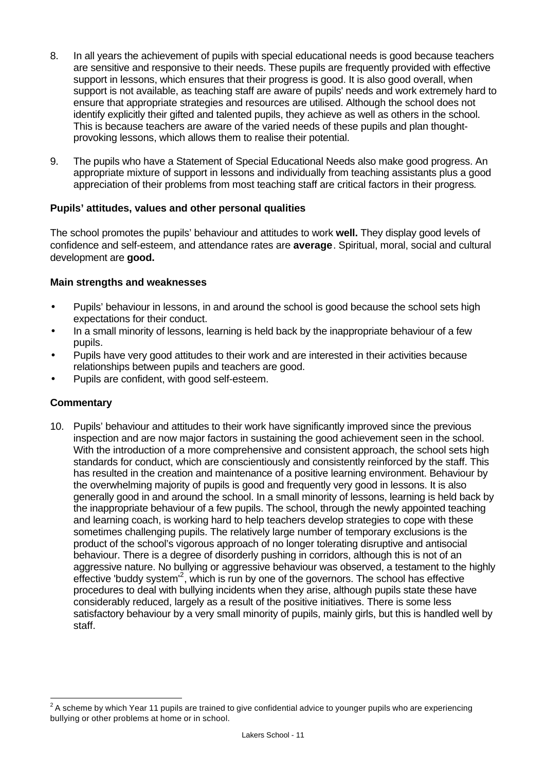8. In all years the achievement of pupils with special educational needs is good because teachers are sensitive and responsive to their needs. These pupils are frequently provided with effective support in lessons, which ensures that their progress is good. It is also good overall, when support is not available, as teaching staff are aware of pupils' needs and work extremely hard to ensure that appropriate strategies and resources are utilised. Although the school does not identify explicitly their gifted and talented pupils, they achieve as well as others in the school. This is because teachers are aware of the varied needs of these pupils and plan thought-provoking lessons, which allows them to realise their potential.

9. The pupils who have a Statement of Special Educational Needs also make good progress. An appropriate mixture of support in lessons and individually from teaching assistants plus a good appreciation of their problems from most teaching staff are critical factors in their progress.

### Pupils' attitudes, values and other personal qualities

The school promotes the pupils' behaviour and attitudes to work **well.** They display good levels of confidence and self-esteem, and attendance rates are **average**. Spiritual, moral, social and cultural development are **good.**

### Main strengths and weaknesses

- Pupils' behaviour in lessons, in and around the school is good because the school sets high expectations for their conduct.
- In a small minority of lessons, learning is held back by the inappropriate behaviour of a few pupils.
- Pupils have very good attitudes to their work and are interested in their activities because relationships between pupils and teachers are good.
- Pupils are confident, with good self-esteem.

### Commentary

10. Pupils' behaviour and attitudes to their work have significantly improved since the previous inspection and are now major factors in sustaining the good achievement seen in the school. With the introduction of a more comprehensive and consistent approach, the school sets high standards for conduct, which are conscientiously and consistently reinforced by the staff. This has resulted in the creation and maintenance of a positive learning environment. Behaviour by the overwhelming majority of pupils is good and frequently very good in lessons. It is also generally good in and around the school. In a small minority of lessons, learning is held back by the inappropriate behaviour of a few pupils. The school, through the newly appointed teaching and learning coach, is working hard to help teachers develop strategies to cope with these sometimes challenging pupils. The relatively large number of temporary exclusions is the product of the school's vigorous approach of no longer tolerating disruptive and antisocial behaviour. There is a degree of disorderly pushing in corridors, although this is not of an aggressive nature. No bullying or aggressive behaviour was observed, a testament to the highly effective 'buddy system'[2], which is run by one of the governors. The school has effective procedures to deal with bullying incidents when they arise, although pupils state these have considerably reduced, largely as a result of the positive initiatives. There is some less satisfactory behaviour by a very small minority of pupils, mainly girls, but this is handled well by staff.

[2] A scheme by which Year 11 pupils are trained to give confidential advice to younger pupils who are experiencing bullying or other problems at home or in school.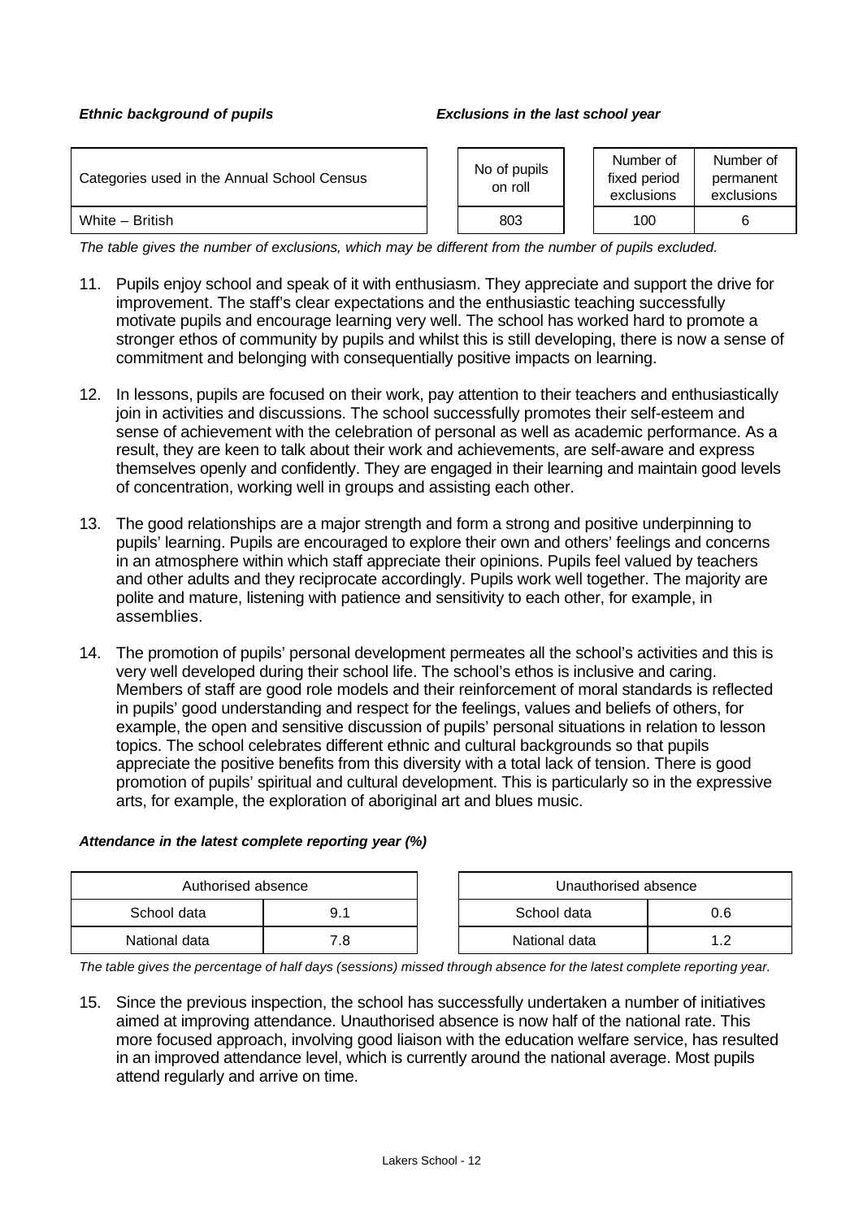***Ethnic background of pupils*** ***Exclusions in the last school year***

| Categories used in the Annual School Census | No of pupils on roll | Number of fixed period exclusions | Number of permanent exclusions |
|---|---|---|---|
| White – British | 803 | 100 | 6 |

*The table gives the number of exclusions, which may be different from the number of pupils excluded.*

11. Pupils enjoy school and speak of it with enthusiasm. They appreciate and support the drive for improvement. The staff's clear expectations and the enthusiastic teaching successfully motivate pupils and encourage learning very well. The school has worked hard to promote a stronger ethos of community by pupils and whilst this is still developing, there is now a sense of commitment and belonging with consequentially positive impacts on learning.

12. In lessons, pupils are focused on their work, pay attention to their teachers and enthusiastically join in activities and discussions. The school successfully promotes their self-esteem and sense of achievement with the celebration of personal as well as academic performance. As a result, they are keen to talk about their work and achievements, are self-aware and express themselves openly and confidently. They are engaged in their learning and maintain good levels of concentration, working well in groups and assisting each other.

13. The good relationships are a major strength and form a strong and positive underpinning to pupils' learning. Pupils are encouraged to explore their own and others' feelings and concerns in an atmosphere within which staff appreciate their opinions. Pupils feel valued by teachers and other adults and they reciprocate accordingly. Pupils work well together. The majority are polite and mature, listening with patience and sensitivity to each other, for example, in assemblies.

14. The promotion of pupils' personal development permeates all the school's activities and this is very well developed during their school life. The school's ethos is inclusive and caring. Members of staff are good role models and their reinforcement of moral standards is reflected in pupils' good understanding and respect for the feelings, values and beliefs of others, for example, the open and sensitive discussion of pupils' personal situations in relation to lesson topics. The school celebrates different ethnic and cultural backgrounds so that pupils appreciate the positive benefits from this diversity with a total lack of tension. There is good promotion of pupils' spiritual and cultural development. This is particularly so in the expressive arts, for example, the exploration of aboriginal art and blues music.

***Attendance in the latest complete reporting year (%)***

| Authorised absence | |
|---|---|
| School data | 9.1 |
| National data | 7.8 |

| Unauthorised absence | |
|---|---|
| School data | 0.6 |
| National data | 1.2 |

*The table gives the percentage of half days (sessions) missed through absence for the latest complete reporting year.*

15. Since the previous inspection, the school has successfully undertaken a number of initiatives aimed at improving attendance. Unauthorised absence is now half of the national rate. This more focused approach, involving good liaison with the education welfare service, has resulted in an improved attendance level, which is currently around the national average. Most pupils attend regularly and arrive on time.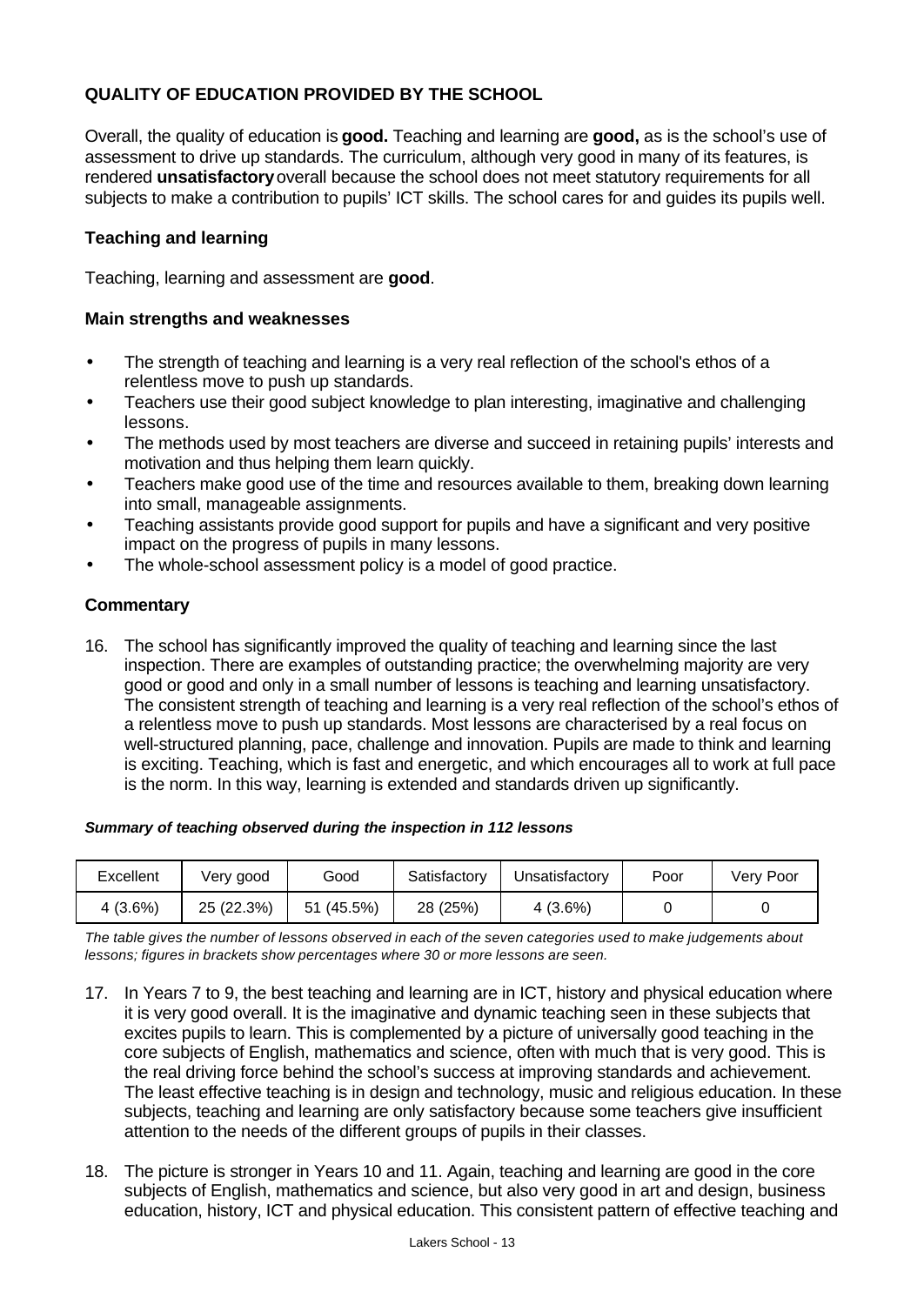## QUALITY OF EDUCATION PROVIDED BY THE SCHOOL

Overall, the quality of education is **good.** Teaching and learning are **good,** as is the school's use of assessment to drive up standards. The curriculum, although very good in many of its features, is rendered **unsatisfactory** overall because the school does not meet statutory requirements for all subjects to make a contribution to pupils' ICT skills. The school cares for and guides its pupils well.

### Teaching and learning

Teaching, learning and assessment are **good**.

### Main strengths and weaknesses

- The strength of teaching and learning is a very real reflection of the school's ethos of a relentless move to push up standards.
- Teachers use their good subject knowledge to plan interesting, imaginative and challenging lessons.
- The methods used by most teachers are diverse and succeed in retaining pupils' interests and motivation and thus helping them learn quickly.
- Teachers make good use of the time and resources available to them, breaking down learning into small, manageable assignments.
- Teaching assistants provide good support for pupils and have a significant and very positive impact on the progress of pupils in many lessons.
- The whole-school assessment policy is a model of good practice.

### Commentary

16. The school has significantly improved the quality of teaching and learning since the last inspection. There are examples of outstanding practice; the overwhelming majority are very good or good and only in a small number of lessons is teaching and learning unsatisfactory. The consistent strength of teaching and learning is a very real reflection of the school's ethos of a relentless move to push up standards. Most lessons are characterised by a real focus on well-structured planning, pace, challenge and innovation. Pupils are made to think and learning is exciting. Teaching, which is fast and energetic, and which encourages all to work at full pace is the norm. In this way, learning is extended and standards driven up significantly.

***Summary of teaching observed during the inspection in 112 lessons***

| Excellent | Very good | Good | Satisfactory | Unsatisfactory | Poor | Very Poor |
|---|---|---|---|---|---|---|
| 4 (3.6%) | 25 (22.3%) | 51 (45.5%) | 28 (25%) | 4 (3.6%) | 0 | 0 |

*The table gives the number of lessons observed in each of the seven categories used to make judgements about lessons; figures in brackets show percentages where 30 or more lessons are seen.*

17. In Years 7 to 9, the best teaching and learning are in ICT, history and physical education where it is very good overall. It is the imaginative and dynamic teaching seen in these subjects that excites pupils to learn. This is complemented by a picture of universally good teaching in the core subjects of English, mathematics and science, often with much that is very good. This is the real driving force behind the school's success at improving standards and achievement. The least effective teaching is in design and technology, music and religious education. In these subjects, teaching and learning are only satisfactory because some teachers give insufficient attention to the needs of the different groups of pupils in their classes.

18. The picture is stronger in Years 10 and 11. Again, teaching and learning are good in the core subjects of English, mathematics and science, but also very good in art and design, business education, history, ICT and physical education. This consistent pattern of effective teaching and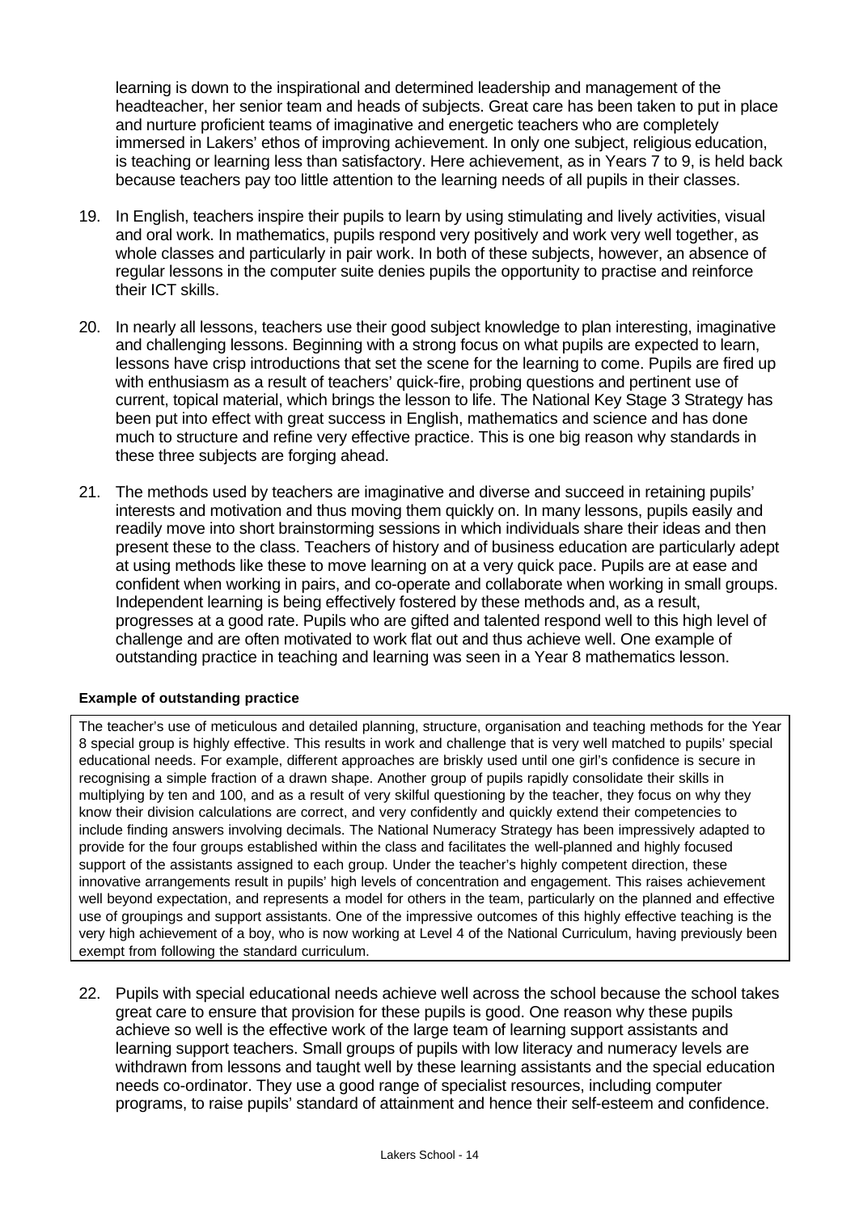learning is down to the inspirational and determined leadership and management of the headteacher, her senior team and heads of subjects. Great care has been taken to put in place and nurture proficient teams of imaginative and energetic teachers who are completely immersed in Lakers' ethos of improving achievement. In only one subject, religious education, is teaching or learning less than satisfactory. Here achievement, as in Years 7 to 9, is held back because teachers pay too little attention to the learning needs of all pupils in their classes.

19. In English, teachers inspire their pupils to learn by using stimulating and lively activities, visual and oral work. In mathematics, pupils respond very positively and work very well together, as whole classes and particularly in pair work. In both of these subjects, however, an absence of regular lessons in the computer suite denies pupils the opportunity to practise and reinforce their ICT skills.

20. In nearly all lessons, teachers use their good subject knowledge to plan interesting, imaginative and challenging lessons. Beginning with a strong focus on what pupils are expected to learn, lessons have crisp introductions that set the scene for the learning to come. Pupils are fired up with enthusiasm as a result of teachers' quick-fire, probing questions and pertinent use of current, topical material, which brings the lesson to life. The National Key Stage 3 Strategy has been put into effect with great success in English, mathematics and science and has done much to structure and refine very effective practice. This is one big reason why standards in these three subjects are forging ahead.

21. The methods used by teachers are imaginative and diverse and succeed in retaining pupils' interests and motivation and thus moving them quickly on. In many lessons, pupils easily and readily move into short brainstorming sessions in which individuals share their ideas and then present these to the class. Teachers of history and of business education are particularly adept at using methods like these to move learning on at a very quick pace. Pupils are at ease and confident when working in pairs, and co-operate and collaborate when working in small groups. Independent learning is being effectively fostered by these methods and, as a result, progresses at a good rate. Pupils who are gifted and talented respond well to this high level of challenge and are often motivated to work flat out and thus achieve well. One example of outstanding practice in teaching and learning was seen in a Year 8 mathematics lesson.

**Example of outstanding practice**

The teacher's use of meticulous and detailed planning, structure, organisation and teaching methods for the Year 8 special group is highly effective. This results in work and challenge that is very well matched to pupils' special educational needs. For example, different approaches are briskly used until one girl's confidence is secure in recognising a simple fraction of a drawn shape. Another group of pupils rapidly consolidate their skills in multiplying by ten and 100, and as a result of very skilful questioning by the teacher, they focus on why they know their division calculations are correct, and very confidently and quickly extend their competencies to include finding answers involving decimals. The National Numeracy Strategy has been impressively adapted to provide for the four groups established within the class and facilitates the well-planned and highly focused support of the assistants assigned to each group. Under the teacher's highly competent direction, these innovative arrangements result in pupils' high levels of concentration and engagement. This raises achievement well beyond expectation, and represents a model for others in the team, particularly on the planned and effective use of groupings and support assistants. One of the impressive outcomes of this highly effective teaching is the very high achievement of a boy, who is now working at Level 4 of the National Curriculum, having previously been exempt from following the standard curriculum.

22. Pupils with special educational needs achieve well across the school because the school takes great care to ensure that provision for these pupils is good. One reason why these pupils achieve so well is the effective work of the large team of learning support assistants and learning support teachers. Small groups of pupils with low literacy and numeracy levels are withdrawn from lessons and taught well by these learning assistants and the special education needs co-ordinator. They use a good range of specialist resources, including computer programs, to raise pupils' standard of attainment and hence their self-esteem and confidence.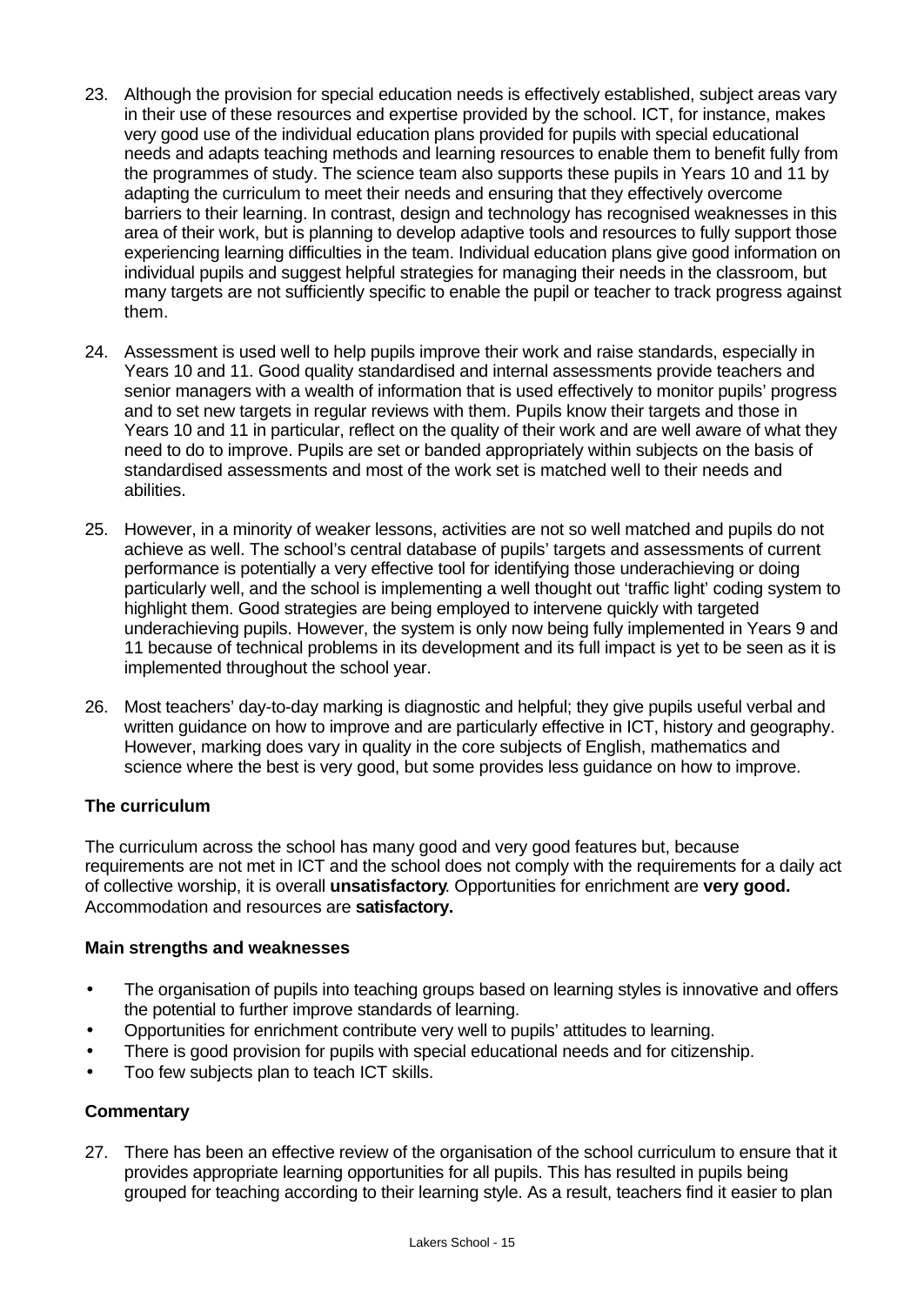23. Although the provision for special education needs is effectively established, subject areas vary in their use of these resources and expertise provided by the school. ICT, for instance, makes very good use of the individual education plans provided for pupils with special educational needs and adapts teaching methods and learning resources to enable them to benefit fully from the programmes of study. The science team also supports these pupils in Years 10 and 11 by adapting the curriculum to meet their needs and ensuring that they effectively overcome barriers to their learning. In contrast, design and technology has recognised weaknesses in this area of their work, but is planning to develop adaptive tools and resources to fully support those experiencing learning difficulties in the team. Individual education plans give good information on individual pupils and suggest helpful strategies for managing their needs in the classroom, but many targets are not sufficiently specific to enable the pupil or teacher to track progress against them.

24. Assessment is used well to help pupils improve their work and raise standards, especially in Years 10 and 11. Good quality standardised and internal assessments provide teachers and senior managers with a wealth of information that is used effectively to monitor pupils' progress and to set new targets in regular reviews with them. Pupils know their targets and those in Years 10 and 11 in particular, reflect on the quality of their work and are well aware of what they need to do to improve. Pupils are set or banded appropriately within subjects on the basis of standardised assessments and most of the work set is matched well to their needs and abilities.

25. However, in a minority of weaker lessons, activities are not so well matched and pupils do not achieve as well. The school's central database of pupils' targets and assessments of current performance is potentially a very effective tool for identifying those underachieving or doing particularly well, and the school is implementing a well thought out 'traffic light' coding system to highlight them. Good strategies are being employed to intervene quickly with targeted underachieving pupils. However, the system is only now being fully implemented in Years 9 and 11 because of technical problems in its development and its full impact is yet to be seen as it is implemented throughout the school year.

26. Most teachers' day-to-day marking is diagnostic and helpful; they give pupils useful verbal and written guidance on how to improve and are particularly effective in ICT, history and geography. However, marking does vary in quality in the core subjects of English, mathematics and science where the best is very good, but some provides less guidance on how to improve.

### The curriculum

The curriculum across the school has many good and very good features but, because requirements are not met in ICT and the school does not comply with the requirements for a daily act of collective worship, it is overall **unsatisfactory**. Opportunities for enrichment are **very good.** Accommodation and resources are **satisfactory.**

#### Main strengths and weaknesses

- The organisation of pupils into teaching groups based on learning styles is innovative and offers the potential to further improve standards of learning.
- Opportunities for enrichment contribute very well to pupils' attitudes to learning.
- There is good provision for pupils with special educational needs and for citizenship.
- Too few subjects plan to teach ICT skills.

#### Commentary

27. There has been an effective review of the organisation of the school curriculum to ensure that it provides appropriate learning opportunities for all pupils. This has resulted in pupils being grouped for teaching according to their learning style. As a result, teachers find it easier to plan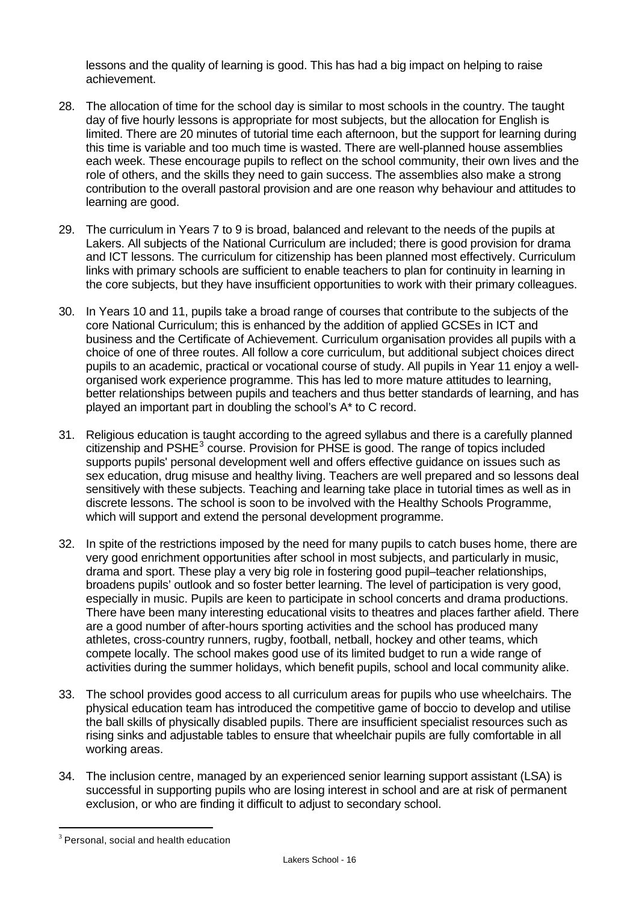lessons and the quality of learning is good. This has had a big impact on helping to raise achievement.

28. The allocation of time for the school day is similar to most schools in the country. The taught day of five hourly lessons is appropriate for most subjects, but the allocation for English is limited. There are 20 minutes of tutorial time each afternoon, but the support for learning during this time is variable and too much time is wasted. There are well-planned house assemblies each week. These encourage pupils to reflect on the school community, their own lives and the role of others, and the skills they need to gain success. The assemblies also make a strong contribution to the overall pastoral provision and are one reason why behaviour and attitudes to learning are good.

29. The curriculum in Years 7 to 9 is broad, balanced and relevant to the needs of the pupils at Lakers. All subjects of the National Curriculum are included; there is good provision for drama and ICT lessons. The curriculum for citizenship has been planned most effectively. Curriculum links with primary schools are sufficient to enable teachers to plan for continuity in learning in the core subjects, but they have insufficient opportunities to work with their primary colleagues.

30. In Years 10 and 11, pupils take a broad range of courses that contribute to the subjects of the core National Curriculum; this is enhanced by the addition of applied GCSEs in ICT and business and the Certificate of Achievement. Curriculum organisation provides all pupils with a choice of one of three routes. All follow a core curriculum, but additional subject choices direct pupils to an academic, practical or vocational course of study. All pupils in Year 11 enjoy a well-organised work experience programme. This has led to more mature attitudes to learning, better relationships between pupils and teachers and thus better standards of learning, and has played an important part in doubling the school's A* to C record.

31. Religious education is taught according to the agreed syllabus and there is a carefully planned citizenship and PSHE[3] course. Provision for PHSE is good. The range of topics included supports pupils' personal development well and offers effective guidance on issues such as sex education, drug misuse and healthy living. Teachers are well prepared and so lessons deal sensitively with these subjects. Teaching and learning take place in tutorial times as well as in discrete lessons. The school is soon to be involved with the Healthy Schools Programme, which will support and extend the personal development programme.

32. In spite of the restrictions imposed by the need for many pupils to catch buses home, there are very good enrichment opportunities after school in most subjects, and particularly in music, drama and sport. These play a very big role in fostering good pupil–teacher relationships, broadens pupils' outlook and so foster better learning. The level of participation is very good, especially in music. Pupils are keen to participate in school concerts and drama productions. There have been many interesting educational visits to theatres and places farther afield. There are a good number of after-hours sporting activities and the school has produced many athletes, cross-country runners, rugby, football, netball, hockey and other teams, which compete locally. The school makes good use of its limited budget to run a wide range of activities during the summer holidays, which benefit pupils, school and local community alike.

33. The school provides good access to all curriculum areas for pupils who use wheelchairs. The physical education team has introduced the competitive game of boccio to develop and utilise the ball skills of physically disabled pupils. There are insufficient specialist resources such as rising sinks and adjustable tables to ensure that wheelchair pupils are fully comfortable in all working areas.

34. The inclusion centre, managed by an experienced senior learning support assistant (LSA) is successful in supporting pupils who are losing interest in school and are at risk of permanent exclusion, or who are finding it difficult to adjust to secondary school.

[3] Personal, social and health education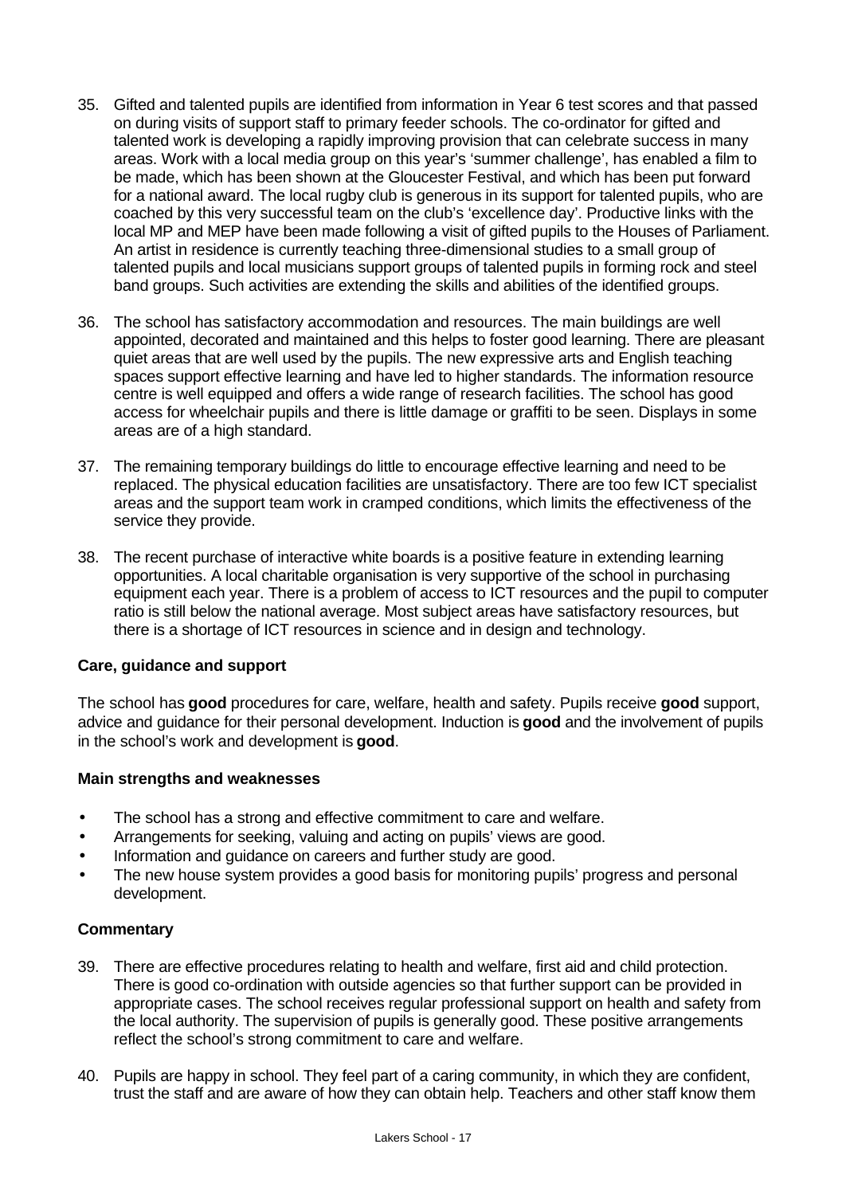35. Gifted and talented pupils are identified from information in Year 6 test scores and that passed on during visits of support staff to primary feeder schools. The co-ordinator for gifted and talented work is developing a rapidly improving provision that can celebrate success in many areas. Work with a local media group on this year's 'summer challenge', has enabled a film to be made, which has been shown at the Gloucester Festival, and which has been put forward for a national award. The local rugby club is generous in its support for talented pupils, who are coached by this very successful team on the club's 'excellence day'. Productive links with the local MP and MEP have been made following a visit of gifted pupils to the Houses of Parliament. An artist in residence is currently teaching three-dimensional studies to a small group of talented pupils and local musicians support groups of talented pupils in forming rock and steel band groups. Such activities are extending the skills and abilities of the identified groups.

36. The school has satisfactory accommodation and resources. The main buildings are well appointed, decorated and maintained and this helps to foster good learning. There are pleasant quiet areas that are well used by the pupils. The new expressive arts and English teaching spaces support effective learning and have led to higher standards. The information resource centre is well equipped and offers a wide range of research facilities. The school has good access for wheelchair pupils and there is little damage or graffiti to be seen. Displays in some areas are of a high standard.

37. The remaining temporary buildings do little to encourage effective learning and need to be replaced. The physical education facilities are unsatisfactory. There are too few ICT specialist areas and the support team work in cramped conditions, which limits the effectiveness of the service they provide.

38. The recent purchase of interactive white boards is a positive feature in extending learning opportunities. A local charitable organisation is very supportive of the school in purchasing equipment each year. There is a problem of access to ICT resources and the pupil to computer ratio is still below the national average. Most subject areas have satisfactory resources, but there is a shortage of ICT resources in science and in design and technology.

### Care, guidance and support

The school has **good** procedures for care, welfare, health and safety. Pupils receive **good** support, advice and guidance for their personal development. Induction is **good** and the involvement of pupils in the school's work and development is **good**.

#### Main strengths and weaknesses

- The school has a strong and effective commitment to care and welfare.
- Arrangements for seeking, valuing and acting on pupils' views are good.
- Information and guidance on careers and further study are good.
- The new house system provides a good basis for monitoring pupils' progress and personal development.

#### Commentary

39. There are effective procedures relating to health and welfare, first aid and child protection. There is good co-ordination with outside agencies so that further support can be provided in appropriate cases. The school receives regular professional support on health and safety from the local authority. The supervision of pupils is generally good. These positive arrangements reflect the school's strong commitment to care and welfare.

40. Pupils are happy in school. They feel part of a caring community, in which they are confident, trust the staff and are aware of how they can obtain help. Teachers and other staff know them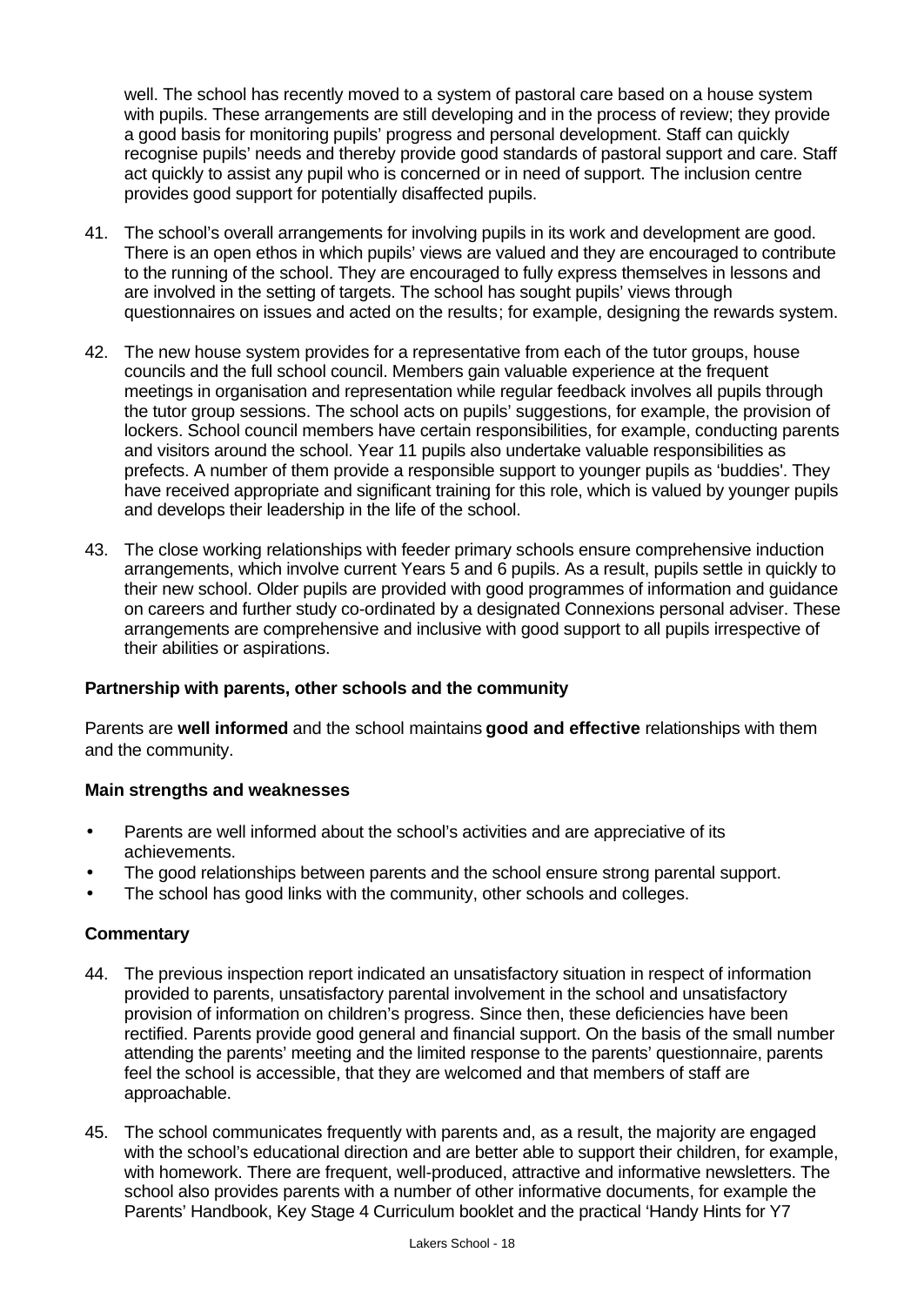well. The school has recently moved to a system of pastoral care based on a house system with pupils. These arrangements are still developing and in the process of review; they provide a good basis for monitoring pupils' progress and personal development. Staff can quickly recognise pupils' needs and thereby provide good standards of pastoral support and care. Staff act quickly to assist any pupil who is concerned or in need of support. The inclusion centre provides good support for potentially disaffected pupils.

41. The school's overall arrangements for involving pupils in its work and development are good. There is an open ethos in which pupils' views are valued and they are encouraged to contribute to the running of the school. They are encouraged to fully express themselves in lessons and are involved in the setting of targets. The school has sought pupils' views through questionnaires on issues and acted on the results; for example, designing the rewards system.

42. The new house system provides for a representative from each of the tutor groups, house councils and the full school council. Members gain valuable experience at the frequent meetings in organisation and representation while regular feedback involves all pupils through the tutor group sessions. The school acts on pupils' suggestions, for example, the provision of lockers. School council members have certain responsibilities, for example, conducting parents and visitors around the school. Year 11 pupils also undertake valuable responsibilities as prefects. A number of them provide a responsible support to younger pupils as 'buddies'. They have received appropriate and significant training for this role, which is valued by younger pupils and develops their leadership in the life of the school.

43. The close working relationships with feeder primary schools ensure comprehensive induction arrangements, which involve current Years 5 and 6 pupils. As a result, pupils settle in quickly to their new school. Older pupils are provided with good programmes of information and guidance on careers and further study co-ordinated by a designated Connexions personal adviser. These arrangements are comprehensive and inclusive with good support to all pupils irrespective of their abilities or aspirations.

### Partnership with parents, other schools and the community

Parents are **well informed** and the school maintains **good and effective** relationships with them and the community.

#### Main strengths and weaknesses

- Parents are well informed about the school's activities and are appreciative of its achievements.
- The good relationships between parents and the school ensure strong parental support.
- The school has good links with the community, other schools and colleges.

#### Commentary

44. The previous inspection report indicated an unsatisfactory situation in respect of information provided to parents, unsatisfactory parental involvement in the school and unsatisfactory provision of information on children's progress. Since then, these deficiencies have been rectified. Parents provide good general and financial support. On the basis of the small number attending the parents' meeting and the limited response to the parents' questionnaire, parents feel the school is accessible, that they are welcomed and that members of staff are approachable.

45. The school communicates frequently with parents and, as a result, the majority are engaged with the school's educational direction and are better able to support their children, for example, with homework. There are frequent, well-produced, attractive and informative newsletters. The school also provides parents with a number of other informative documents, for example the Parents' Handbook, Key Stage 4 Curriculum booklet and the practical 'Handy Hints for Y7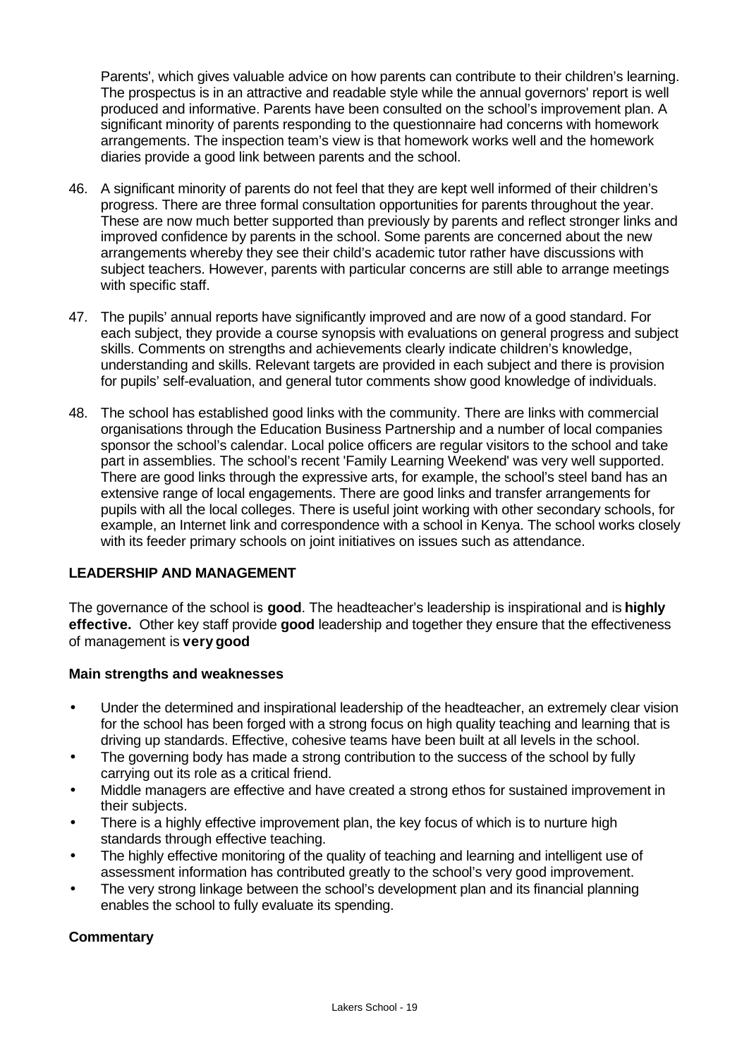Parents', which gives valuable advice on how parents can contribute to their children's learning. The prospectus is in an attractive and readable style while the annual governors' report is well produced and informative. Parents have been consulted on the school's improvement plan. A significant minority of parents responding to the questionnaire had concerns with homework arrangements. The inspection team's view is that homework works well and the homework diaries provide a good link between parents and the school.

46. A significant minority of parents do not feel that they are kept well informed of their children's progress. There are three formal consultation opportunities for parents throughout the year. These are now much better supported than previously by parents and reflect stronger links and improved confidence by parents in the school. Some parents are concerned about the new arrangements whereby they see their child's academic tutor rather have discussions with subject teachers. However, parents with particular concerns are still able to arrange meetings with specific staff.

47. The pupils' annual reports have significantly improved and are now of a good standard. For each subject, they provide a course synopsis with evaluations on general progress and subject skills. Comments on strengths and achievements clearly indicate children's knowledge, understanding and skills. Relevant targets are provided in each subject and there is provision for pupils' self-evaluation, and general tutor comments show good knowledge of individuals.

48. The school has established good links with the community. There are links with commercial organisations through the Education Business Partnership and a number of local companies sponsor the school's calendar. Local police officers are regular visitors to the school and take part in assemblies. The school's recent 'Family Learning Weekend' was very well supported. There are good links through the expressive arts, for example, the school's steel band has an extensive range of local engagements. There are good links and transfer arrangements for pupils with all the local colleges. There is useful joint working with other secondary schools, for example, an Internet link and correspondence with a school in Kenya. The school works closely with its feeder primary schools on joint initiatives on issues such as attendance.

## LEADERSHIP AND MANAGEMENT

The governance of the school is **good**. The headteacher's leadership is inspirational and is **highly effective.** Other key staff provide **good** leadership and together they ensure that the effectiveness of management is **very good**

### Main strengths and weaknesses

- Under the determined and inspirational leadership of the headteacher, an extremely clear vision for the school has been forged with a strong focus on high quality teaching and learning that is driving up standards. Effective, cohesive teams have been built at all levels in the school.
- The governing body has made a strong contribution to the success of the school by fully carrying out its role as a critical friend.
- Middle managers are effective and have created a strong ethos for sustained improvement in their subjects.
- There is a highly effective improvement plan, the key focus of which is to nurture high standards through effective teaching.
- The highly effective monitoring of the quality of teaching and learning and intelligent use of assessment information has contributed greatly to the school's very good improvement.
- The very strong linkage between the school's development plan and its financial planning enables the school to fully evaluate its spending.

### Commentary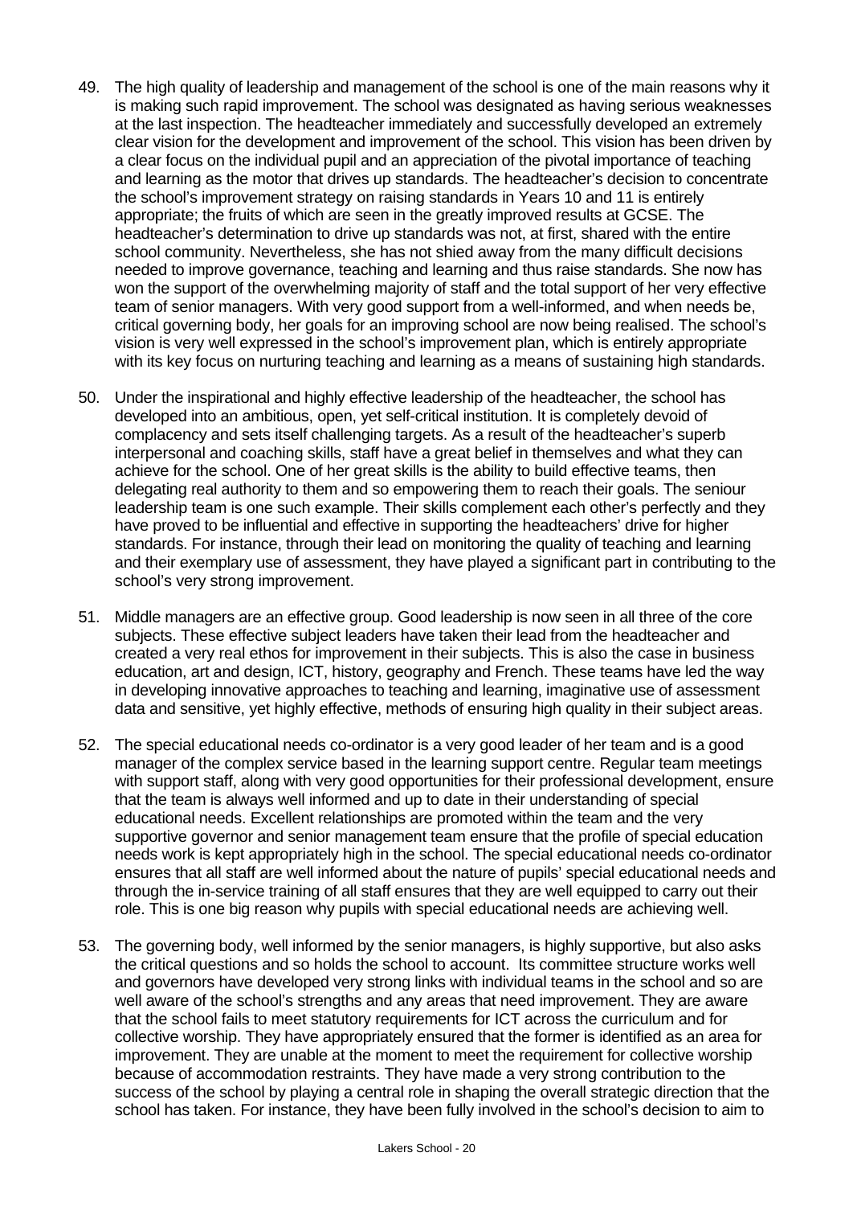49. The high quality of leadership and management of the school is one of the main reasons why it is making such rapid improvement. The school was designated as having serious weaknesses at the last inspection. The headteacher immediately and successfully developed an extremely clear vision for the development and improvement of the school. This vision has been driven by a clear focus on the individual pupil and an appreciation of the pivotal importance of teaching and learning as the motor that drives up standards. The headteacher's decision to concentrate the school's improvement strategy on raising standards in Years 10 and 11 is entirely appropriate; the fruits of which are seen in the greatly improved results at GCSE. The headteacher's determination to drive up standards was not, at first, shared with the entire school community. Nevertheless, she has not shied away from the many difficult decisions needed to improve governance, teaching and learning and thus raise standards. She now has won the support of the overwhelming majority of staff and the total support of her very effective team of senior managers. With very good support from a well-informed, and when needs be, critical governing body, her goals for an improving school are now being realised. The school's vision is very well expressed in the school's improvement plan, which is entirely appropriate with its key focus on nurturing teaching and learning as a means of sustaining high standards.

50. Under the inspirational and highly effective leadership of the headteacher, the school has developed into an ambitious, open, yet self-critical institution. It is completely devoid of complacency and sets itself challenging targets. As a result of the headteacher's superb interpersonal and coaching skills, staff have a great belief in themselves and what they can achieve for the school. One of her great skills is the ability to build effective teams, then delegating real authority to them and so empowering them to reach their goals. The seniour leadership team is one such example. Their skills complement each other's perfectly and they have proved to be influential and effective in supporting the headteachers' drive for higher standards. For instance, through their lead on monitoring the quality of teaching and learning and their exemplary use of assessment, they have played a significant part in contributing to the school's very strong improvement.

51. Middle managers are an effective group. Good leadership is now seen in all three of the core subjects. These effective subject leaders have taken their lead from the headteacher and created a very real ethos for improvement in their subjects. This is also the case in business education, art and design, ICT, history, geography and French. These teams have led the way in developing innovative approaches to teaching and learning, imaginative use of assessment data and sensitive, yet highly effective, methods of ensuring high quality in their subject areas.

52. The special educational needs co-ordinator is a very good leader of her team and is a good manager of the complex service based in the learning support centre. Regular team meetings with support staff, along with very good opportunities for their professional development, ensure that the team is always well informed and up to date in their understanding of special educational needs. Excellent relationships are promoted within the team and the very supportive governor and senior management team ensure that the profile of special education needs work is kept appropriately high in the school. The special educational needs co-ordinator ensures that all staff are well informed about the nature of pupils' special educational needs and through the in-service training of all staff ensures that they are well equipped to carry out their role. This is one big reason why pupils with special educational needs are achieving well.

53. The governing body, well informed by the senior managers, is highly supportive, but also asks the critical questions and so holds the school to account. Its committee structure works well and governors have developed very strong links with individual teams in the school and so are well aware of the school's strengths and any areas that need improvement. They are aware that the school fails to meet statutory requirements for ICT across the curriculum and for collective worship. They have appropriately ensured that the former is identified as an area for improvement. They are unable at the moment to meet the requirement for collective worship because of accommodation restraints. They have made a very strong contribution to the success of the school by playing a central role in shaping the overall strategic direction that the school has taken. For instance, they have been fully involved in the school's decision to aim to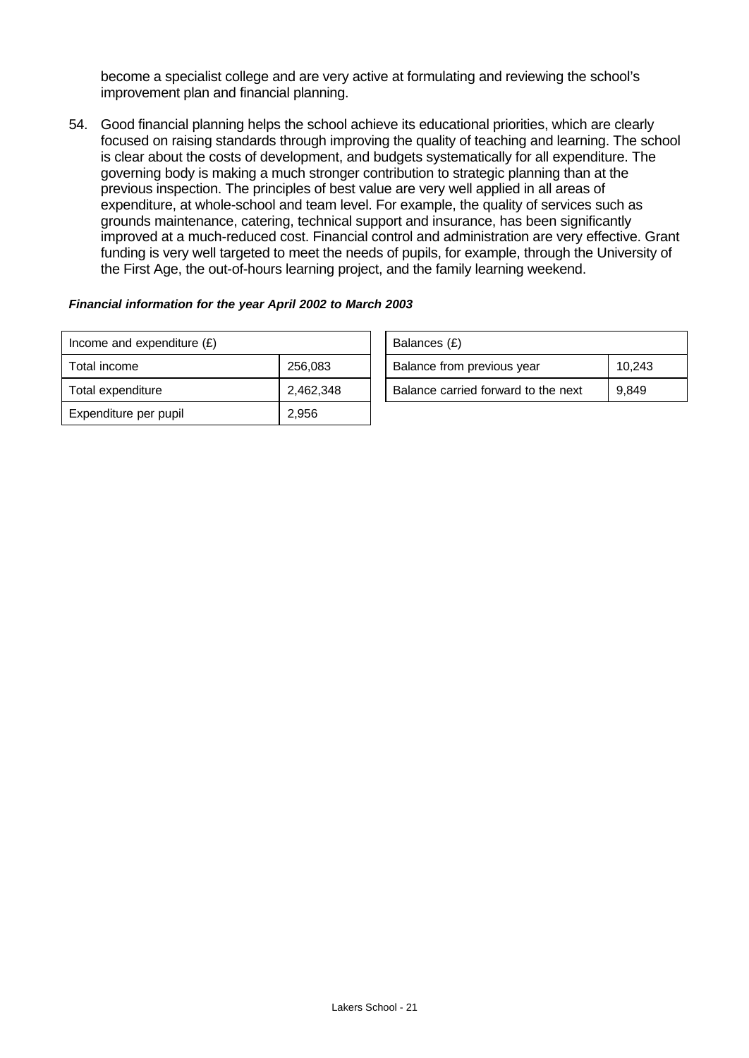become a specialist college and are very active at formulating and reviewing the school's improvement plan and financial planning.

54. Good financial planning helps the school achieve its educational priorities, which are clearly focused on raising standards through improving the quality of teaching and learning. The school is clear about the costs of development, and budgets systematically for all expenditure. The governing body is making a much stronger contribution to strategic planning than at the previous inspection. The principles of best value are very well applied in all areas of expenditure, at whole-school and team level. For example, the quality of services such as grounds maintenance, catering, technical support and insurance, has been significantly improved at a much-reduced cost. Financial control and administration are very effective. Grant funding is very well targeted to meet the needs of pupils, for example, through the University of the First Age, the out-of-hours learning project, and the family learning weekend.

***Financial information for the year April 2002 to March 2003***

| Income and expenditure (£) | |
|---|---|
| Total income | 256,083 |
| Total expenditure | 2,462,348 |
| Expenditure per pupil | 2,956 |

| Balances (£) | |
|---|---|
| Balance from previous year | 10,243 |
| Balance carried forward to the next | 9,849 |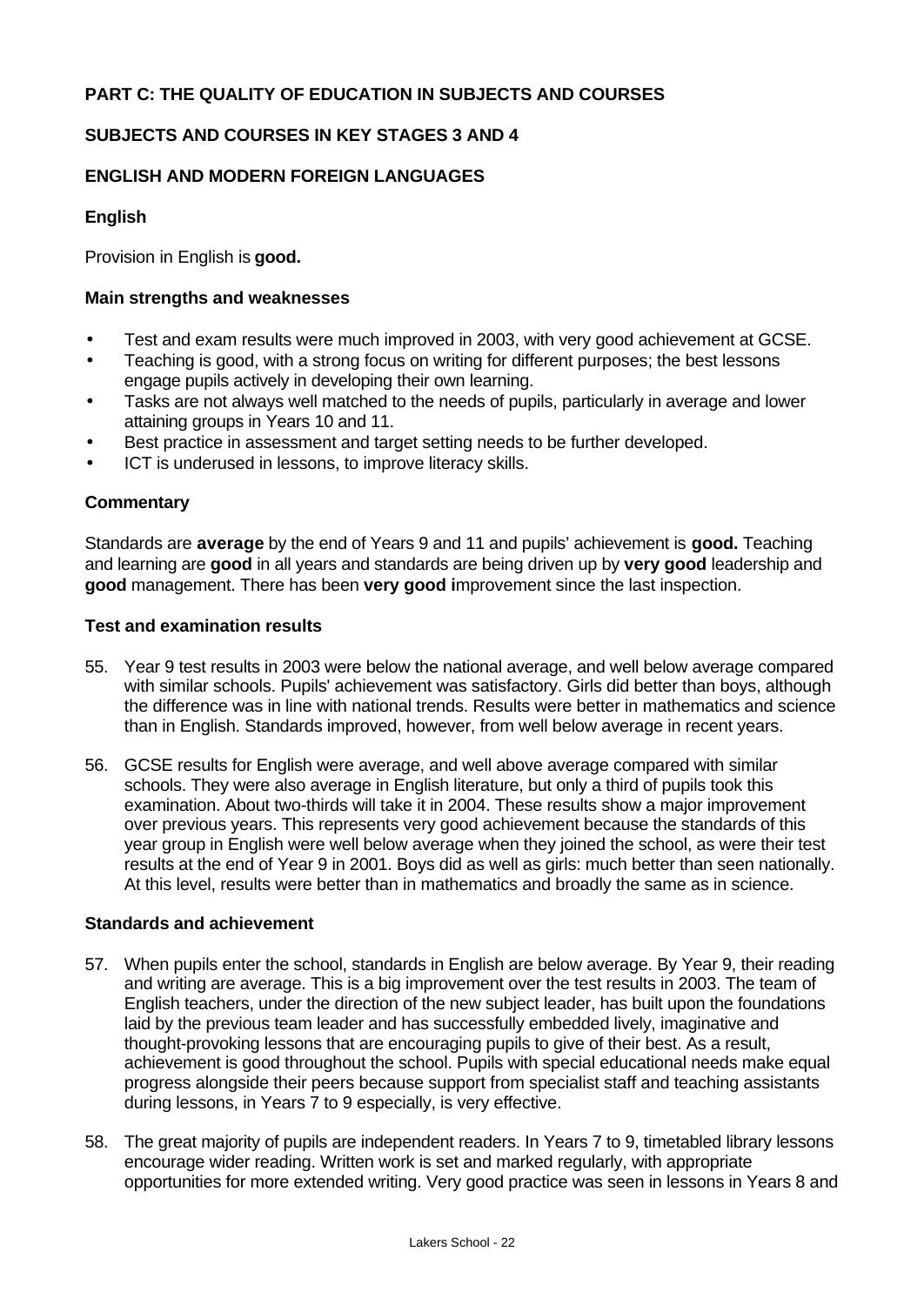**PART C: THE QUALITY OF EDUCATION IN SUBJECTS AND COURSES**

**SUBJECTS AND COURSES IN KEY STAGES 3 AND 4**

**ENGLISH AND MODERN FOREIGN LANGUAGES**

**English**

Provision in English is **good.**

**Main strengths and weaknesses**

- Test and exam results were much improved in 2003, with very good achievement at GCSE.
- Teaching is good, with a strong focus on writing for different purposes; the best lessons engage pupils actively in developing their own learning.
- Tasks are not always well matched to the needs of pupils, particularly in average and lower attaining groups in Years 10 and 11.
- Best practice in assessment and target setting needs to be further developed.
- ICT is underused in lessons, to improve literacy skills.

**Commentary**

Standards are **average** by the end of Years 9 and 11 and pupils' achievement is **good.** Teaching and learning are **good** in all years and standards are being driven up by **very good** leadership and **good** management. There has been **very good i**mprovement since the last inspection.

**Test and examination results**

55. Year 9 test results in 2003 were below the national average, and well below average compared with similar schools. Pupils' achievement was satisfactory. Girls did better than boys, although the difference was in line with national trends. Results were better in mathematics and science than in English. Standards improved, however, from well below average in recent years.

56. GCSE results for English were average, and well above average compared with similar schools. They were also average in English literature, but only a third of pupils took this examination. About two-thirds will take it in 2004. These results show a major improvement over previous years. This represents very good achievement because the standards of this year group in English were well below average when they joined the school, as were their test results at the end of Year 9 in 2001. Boys did as well as girls: much better than seen nationally. At this level, results were better than in mathematics and broadly the same as in science.

**Standards and achievement**

57. When pupils enter the school, standards in English are below average. By Year 9, their reading and writing are average. This is a big improvement over the test results in 2003. The team of English teachers, under the direction of the new subject leader, has built upon the foundations laid by the previous team leader and has successfully embedded lively, imaginative and thought-provoking lessons that are encouraging pupils to give of their best. As a result, achievement is good throughout the school. Pupils with special educational needs make equal progress alongside their peers because support from specialist staff and teaching assistants during lessons, in Years 7 to 9 especially, is very effective.

58. The great majority of pupils are independent readers. In Years 7 to 9, timetabled library lessons encourage wider reading. Written work is set and marked regularly, with appropriate opportunities for more extended writing. Very good practice was seen in lessons in Years 8 and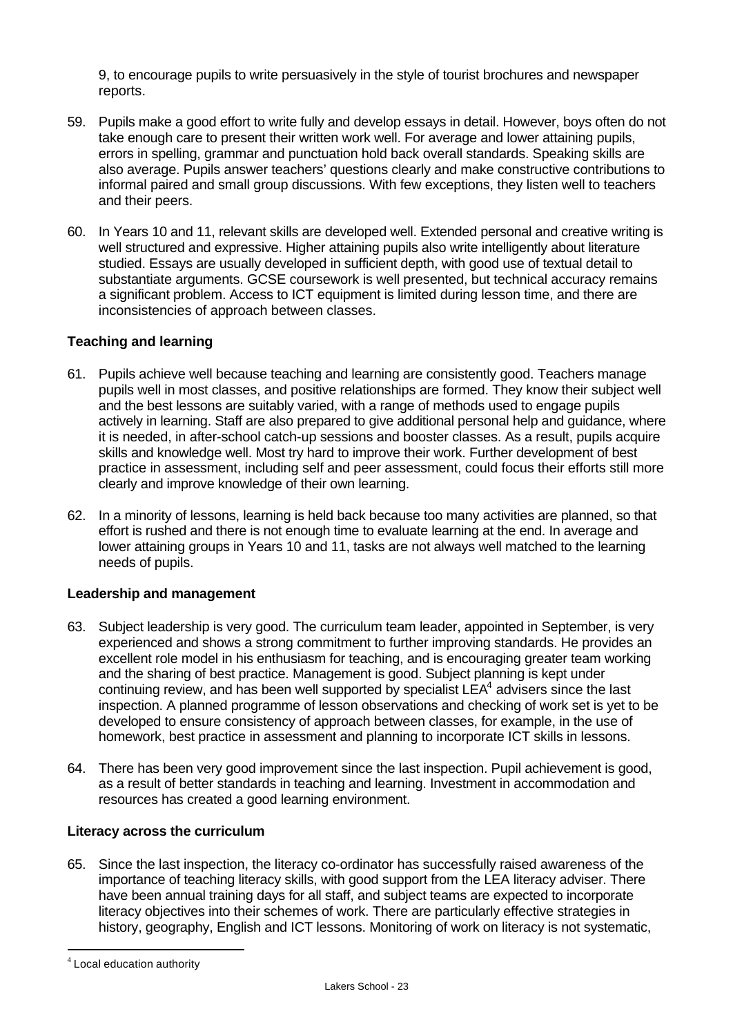9, to encourage pupils to write persuasively in the style of tourist brochures and newspaper reports.

59. Pupils make a good effort to write fully and develop essays in detail. However, boys often do not take enough care to present their written work well. For average and lower attaining pupils, errors in spelling, grammar and punctuation hold back overall standards. Speaking skills are also average. Pupils answer teachers' questions clearly and make constructive contributions to informal paired and small group discussions. With few exceptions, they listen well to teachers and their peers.

60. In Years 10 and 11, relevant skills are developed well. Extended personal and creative writing is well structured and expressive. Higher attaining pupils also write intelligently about literature studied. Essays are usually developed in sufficient depth, with good use of textual detail to substantiate arguments. GCSE coursework is well presented, but technical accuracy remains a significant problem. Access to ICT equipment is limited during lesson time, and there are inconsistencies of approach between classes.

**Teaching and learning**

61. Pupils achieve well because teaching and learning are consistently good. Teachers manage pupils well in most classes, and positive relationships are formed. They know their subject well and the best lessons are suitably varied, with a range of methods used to engage pupils actively in learning. Staff are also prepared to give additional personal help and guidance, where it is needed, in after-school catch-up sessions and booster classes. As a result, pupils acquire skills and knowledge well. Most try hard to improve their work. Further development of best practice in assessment, including self and peer assessment, could focus their efforts still more clearly and improve knowledge of their own learning.

62. In a minority of lessons, learning is held back because too many activities are planned, so that effort is rushed and there is not enough time to evaluate learning at the end. In average and lower attaining groups in Years 10 and 11, tasks are not always well matched to the learning needs of pupils.

**Leadership and management**

63. Subject leadership is very good. The curriculum team leader, appointed in September, is very experienced and shows a strong commitment to further improving standards. He provides an excellent role model in his enthusiasm for teaching, and is encouraging greater team working and the sharing of best practice. Management is good. Subject planning is kept under continuing review, and has been well supported by specialist LEA[4] advisers since the last inspection. A planned programme of lesson observations and checking of work set is yet to be developed to ensure consistency of approach between classes, for example, in the use of homework, best practice in assessment and planning to incorporate ICT skills in lessons.

64. There has been very good improvement since the last inspection. Pupil achievement is good, as a result of better standards in teaching and learning. Investment in accommodation and resources has created a good learning environment.

**Literacy across the curriculum**

65. Since the last inspection, the literacy co-ordinator has successfully raised awareness of the importance of teaching literacy skills, with good support from the LEA literacy adviser. There have been annual training days for all staff, and subject teams are expected to incorporate literacy objectives into their schemes of work. There are particularly effective strategies in history, geography, English and ICT lessons. Monitoring of work on literacy is not systematic,

[4] Local education authority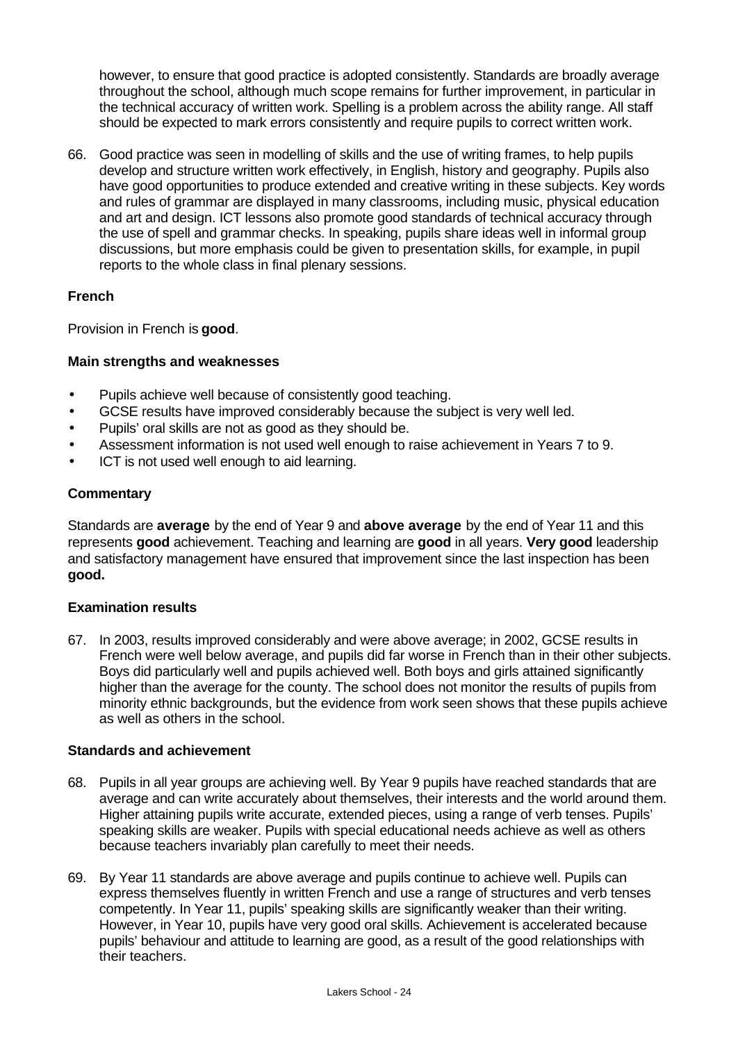however, to ensure that good practice is adopted consistently. Standards are broadly average throughout the school, although much scope remains for further improvement, in particular in the technical accuracy of written work. Spelling is a problem across the ability range. All staff should be expected to mark errors consistently and require pupils to correct written work.

66. Good practice was seen in modelling of skills and the use of writing frames, to help pupils develop and structure written work effectively, in English, history and geography. Pupils also have good opportunities to produce extended and creative writing in these subjects. Key words and rules of grammar are displayed in many classrooms, including music, physical education and art and design. ICT lessons also promote good standards of technical accuracy through the use of spell and grammar checks. In speaking, pupils share ideas well in informal group discussions, but more emphasis could be given to presentation skills, for example, in pupil reports to the whole class in final plenary sessions.

### French

Provision in French is **good**.

#### Main strengths and weaknesses

- Pupils achieve well because of consistently good teaching.
- GCSE results have improved considerably because the subject is very well led.
- Pupils' oral skills are not as good as they should be.
- Assessment information is not used well enough to raise achievement in Years 7 to 9.
- ICT is not used well enough to aid learning.

#### Commentary

Standards are **average** by the end of Year 9 and **above average** by the end of Year 11 and this represents **good** achievement. Teaching and learning are **good** in all years. **Very good** leadership and satisfactory management have ensured that improvement since the last inspection has been **good.**

#### Examination results

67. In 2003, results improved considerably and were above average; in 2002, GCSE results in French were well below average, and pupils did far worse in French than in their other subjects. Boys did particularly well and pupils achieved well. Both boys and girls attained significantly higher than the average for the county. The school does not monitor the results of pupils from minority ethnic backgrounds, but the evidence from work seen shows that these pupils achieve as well as others in the school.

#### Standards and achievement

68. Pupils in all year groups are achieving well. By Year 9 pupils have reached standards that are average and can write accurately about themselves, their interests and the world around them. Higher attaining pupils write accurate, extended pieces, using a range of verb tenses. Pupils' speaking skills are weaker. Pupils with special educational needs achieve as well as others because teachers invariably plan carefully to meet their needs.

69. By Year 11 standards are above average and pupils continue to achieve well. Pupils can express themselves fluently in written French and use a range of structures and verb tenses competently. In Year 11, pupils' speaking skills are significantly weaker than their writing. However, in Year 10, pupils have very good oral skills. Achievement is accelerated because pupils' behaviour and attitude to learning are good, as a result of the good relationships with their teachers.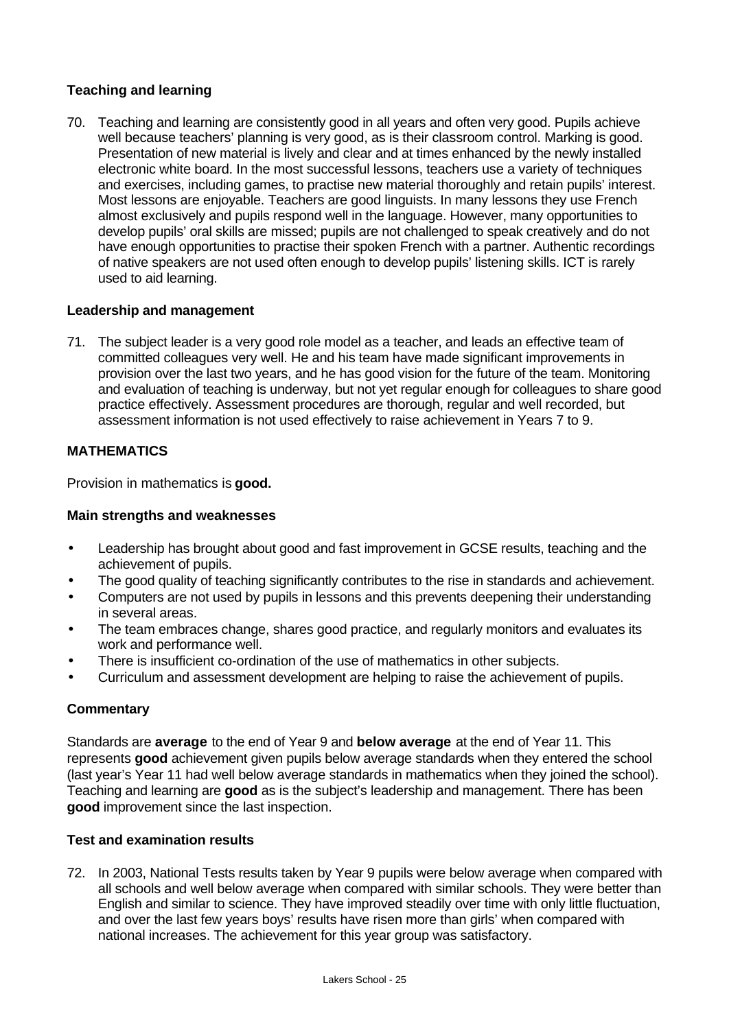**Teaching and learning**

70. Teaching and learning are consistently good in all years and often very good. Pupils achieve well because teachers' planning is very good, as is their classroom control. Marking is good. Presentation of new material is lively and clear and at times enhanced by the newly installed electronic white board. In the most successful lessons, teachers use a variety of techniques and exercises, including games, to practise new material thoroughly and retain pupils' interest. Most lessons are enjoyable. Teachers are good linguists. In many lessons they use French almost exclusively and pupils respond well in the language. However, many opportunities to develop pupils' oral skills are missed; pupils are not challenged to speak creatively and do not have enough opportunities to practise their spoken French with a partner. Authentic recordings of native speakers are not used often enough to develop pupils' listening skills. ICT is rarely used to aid learning.

**Leadership and management**

71. The subject leader is a very good role model as a teacher, and leads an effective team of committed colleagues very well. He and his team have made significant improvements in provision over the last two years, and he has good vision for the future of the team. Monitoring and evaluation of teaching is underway, but not yet regular enough for colleagues to share good practice effectively. Assessment procedures are thorough, regular and well recorded, but assessment information is not used effectively to raise achievement in Years 7 to 9.

**MATHEMATICS**

Provision in mathematics is **good.**

**Main strengths and weaknesses**

- Leadership has brought about good and fast improvement in GCSE results, teaching and the achievement of pupils.
- The good quality of teaching significantly contributes to the rise in standards and achievement.
- Computers are not used by pupils in lessons and this prevents deepening their understanding in several areas.
- The team embraces change, shares good practice, and regularly monitors and evaluates its work and performance well.
- There is insufficient co-ordination of the use of mathematics in other subjects.
- Curriculum and assessment development are helping to raise the achievement of pupils.

**Commentary**

Standards are **average** to the end of Year 9 and **below average** at the end of Year 11. This represents **good** achievement given pupils below average standards when they entered the school (last year's Year 11 had well below average standards in mathematics when they joined the school). Teaching and learning are **good** as is the subject's leadership and management. There has been **good** improvement since the last inspection.

**Test and examination results**

72. In 2003, National Tests results taken by Year 9 pupils were below average when compared with all schools and well below average when compared with similar schools. They were better than English and similar to science. They have improved steadily over time with only little fluctuation, and over the last few years boys' results have risen more than girls' when compared with national increases. The achievement for this year group was satisfactory.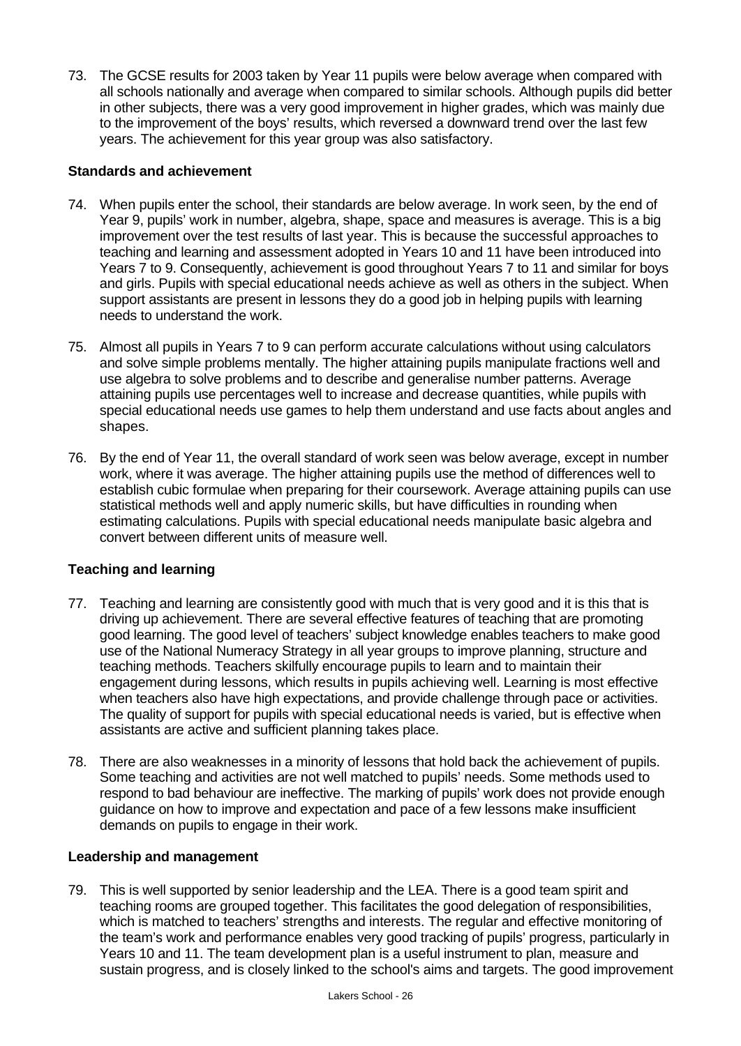73. The GCSE results for 2003 taken by Year 11 pupils were below average when compared with all schools nationally and average when compared to similar schools. Although pupils did better in other subjects, there was a very good improvement in higher grades, which was mainly due to the improvement of the boys' results, which reversed a downward trend over the last few years. The achievement for this year group was also satisfactory.

**Standards and achievement**

74. When pupils enter the school, their standards are below average. In work seen, by the end of Year 9, pupils' work in number, algebra, shape, space and measures is average. This is a big improvement over the test results of last year. This is because the successful approaches to teaching and learning and assessment adopted in Years 10 and 11 have been introduced into Years 7 to 9. Consequently, achievement is good throughout Years 7 to 11 and similar for boys and girls. Pupils with special educational needs achieve as well as others in the subject. When support assistants are present in lessons they do a good job in helping pupils with learning needs to understand the work.

75. Almost all pupils in Years 7 to 9 can perform accurate calculations without using calculators and solve simple problems mentally. The higher attaining pupils manipulate fractions well and use algebra to solve problems and to describe and generalise number patterns. Average attaining pupils use percentages well to increase and decrease quantities, while pupils with special educational needs use games to help them understand and use facts about angles and shapes.

76. By the end of Year 11, the overall standard of work seen was below average, except in number work, where it was average. The higher attaining pupils use the method of differences well to establish cubic formulae when preparing for their coursework. Average attaining pupils can use statistical methods well and apply numeric skills, but have difficulties in rounding when estimating calculations. Pupils with special educational needs manipulate basic algebra and convert between different units of measure well.

**Teaching and learning**

77. Teaching and learning are consistently good with much that is very good and it is this that is driving up achievement. There are several effective features of teaching that are promoting good learning. The good level of teachers' subject knowledge enables teachers to make good use of the National Numeracy Strategy in all year groups to improve planning, structure and teaching methods. Teachers skilfully encourage pupils to learn and to maintain their engagement during lessons, which results in pupils achieving well. Learning is most effective when teachers also have high expectations, and provide challenge through pace or activities. The quality of support for pupils with special educational needs is varied, but is effective when assistants are active and sufficient planning takes place.

78. There are also weaknesses in a minority of lessons that hold back the achievement of pupils. Some teaching and activities are not well matched to pupils' needs. Some methods used to respond to bad behaviour are ineffective. The marking of pupils' work does not provide enough guidance on how to improve and expectation and pace of a few lessons make insufficient demands on pupils to engage in their work.

**Leadership and management**

79. This is well supported by senior leadership and the LEA. There is a good team spirit and teaching rooms are grouped together. This facilitates the good delegation of responsibilities, which is matched to teachers' strengths and interests. The regular and effective monitoring of the team's work and performance enables very good tracking of pupils' progress, particularly in Years 10 and 11. The team development plan is a useful instrument to plan, measure and sustain progress, and is closely linked to the school's aims and targets. The good improvement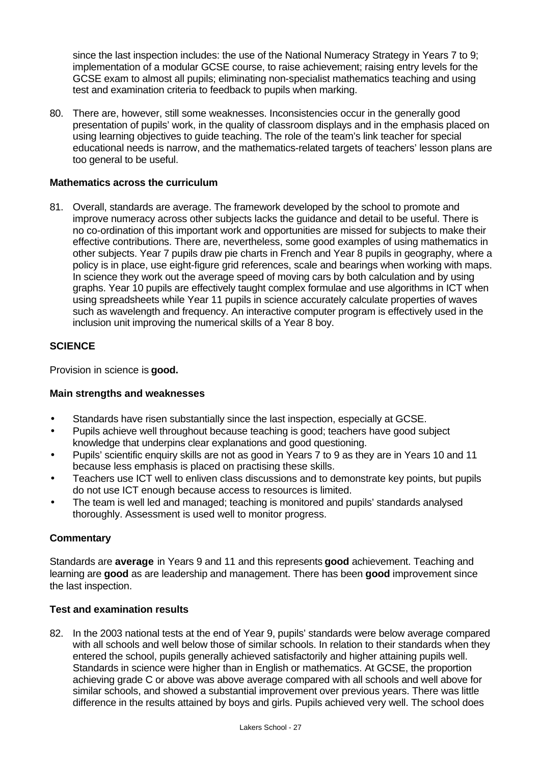since the last inspection includes: the use of the National Numeracy Strategy in Years 7 to 9; implementation of a modular GCSE course, to raise achievement; raising entry levels for the GCSE exam to almost all pupils; eliminating non-specialist mathematics teaching and using test and examination criteria to feedback to pupils when marking.

80. There are, however, still some weaknesses. Inconsistencies occur in the generally good presentation of pupils' work, in the quality of classroom displays and in the emphasis placed on using learning objectives to guide teaching. The role of the team's link teacher for special educational needs is narrow, and the mathematics-related targets of teachers' lesson plans are too general to be useful.

### Mathematics across the curriculum

81. Overall, standards are average. The framework developed by the school to promote and improve numeracy across other subjects lacks the guidance and detail to be useful. There is no co-ordination of this important work and opportunities are missed for subjects to make their effective contributions. There are, nevertheless, some good examples of using mathematics in other subjects. Year 7 pupils draw pie charts in French and Year 8 pupils in geography, where a policy is in place, use eight-figure grid references, scale and bearings when working with maps. In science they work out the average speed of moving cars by both calculation and by using graphs. Year 10 pupils are effectively taught complex formulae and use algorithms in ICT when using spreadsheets while Year 11 pupils in science accurately calculate properties of waves such as wavelength and frequency. An interactive computer program is effectively used in the inclusion unit improving the numerical skills of a Year 8 boy.

## SCIENCE

Provision in science is **good.**

### Main strengths and weaknesses

- Standards have risen substantially since the last inspection, especially at GCSE.
- Pupils achieve well throughout because teaching is good; teachers have good subject knowledge that underpins clear explanations and good questioning.
- Pupils' scientific enquiry skills are not as good in Years 7 to 9 as they are in Years 10 and 11 because less emphasis is placed on practising these skills.
- Teachers use ICT well to enliven class discussions and to demonstrate key points, but pupils do not use ICT enough because access to resources is limited.
- The team is well led and managed; teaching is monitored and pupils' standards analysed thoroughly. Assessment is used well to monitor progress.

### Commentary

Standards are **average** in Years 9 and 11 and this represents **good** achievement. Teaching and learning are **good** as are leadership and management. There has been **good** improvement since the last inspection.

### Test and examination results

82. In the 2003 national tests at the end of Year 9, pupils' standards were below average compared with all schools and well below those of similar schools. In relation to their standards when they entered the school, pupils generally achieved satisfactorily and higher attaining pupils well. Standards in science were higher than in English or mathematics. At GCSE, the proportion achieving grade C or above was above average compared with all schools and well above for similar schools, and showed a substantial improvement over previous years. There was little difference in the results attained by boys and girls. Pupils achieved very well. The school does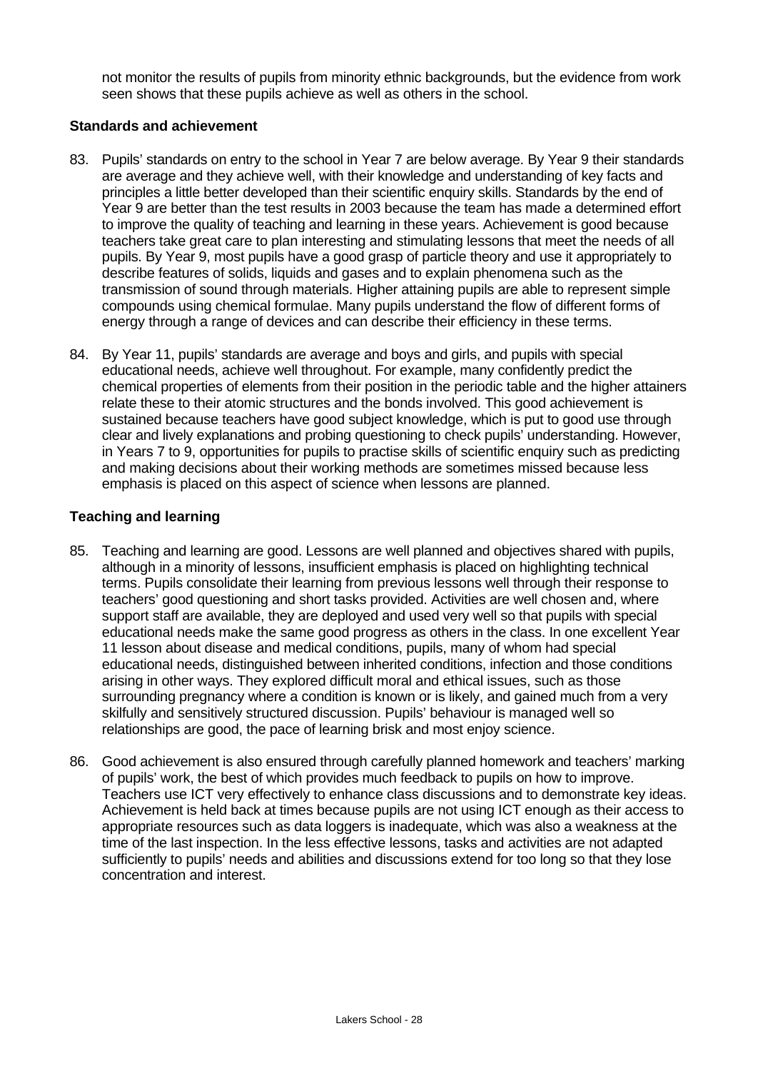not monitor the results of pupils from minority ethnic backgrounds, but the evidence from work seen shows that these pupils achieve as well as others in the school.

**Standards and achievement**

83. Pupils' standards on entry to the school in Year 7 are below average. By Year 9 their standards are average and they achieve well, with their knowledge and understanding of key facts and principles a little better developed than their scientific enquiry skills. Standards by the end of Year 9 are better than the test results in 2003 because the team has made a determined effort to improve the quality of teaching and learning in these years. Achievement is good because teachers take great care to plan interesting and stimulating lessons that meet the needs of all pupils. By Year 9, most pupils have a good grasp of particle theory and use it appropriately to describe features of solids, liquids and gases and to explain phenomena such as the transmission of sound through materials. Higher attaining pupils are able to represent simple compounds using chemical formulae. Many pupils understand the flow of different forms of energy through a range of devices and can describe their efficiency in these terms.

84. By Year 11, pupils' standards are average and boys and girls, and pupils with special educational needs, achieve well throughout. For example, many confidently predict the chemical properties of elements from their position in the periodic table and the higher attainers relate these to their atomic structures and the bonds involved. This good achievement is sustained because teachers have good subject knowledge, which is put to good use through clear and lively explanations and probing questioning to check pupils' understanding. However, in Years 7 to 9, opportunities for pupils to practise skills of scientific enquiry such as predicting and making decisions about their working methods are sometimes missed because less emphasis is placed on this aspect of science when lessons are planned.

**Teaching and learning**

85. Teaching and learning are good. Lessons are well planned and objectives shared with pupils, although in a minority of lessons, insufficient emphasis is placed on highlighting technical terms. Pupils consolidate their learning from previous lessons well through their response to teachers' good questioning and short tasks provided. Activities are well chosen and, where support staff are available, they are deployed and used very well so that pupils with special educational needs make the same good progress as others in the class. In one excellent Year 11 lesson about disease and medical conditions, pupils, many of whom had special educational needs, distinguished between inherited conditions, infection and those conditions arising in other ways. They explored difficult moral and ethical issues, such as those surrounding pregnancy where a condition is known or is likely, and gained much from a very skilfully and sensitively structured discussion. Pupils' behaviour is managed well so relationships are good, the pace of learning brisk and most enjoy science.

86. Good achievement is also ensured through carefully planned homework and teachers' marking of pupils' work, the best of which provides much feedback to pupils on how to improve. Teachers use ICT very effectively to enhance class discussions and to demonstrate key ideas. Achievement is held back at times because pupils are not using ICT enough as their access to appropriate resources such as data loggers is inadequate, which was also a weakness at the time of the last inspection. In the less effective lessons, tasks and activities are not adapted sufficiently to pupils' needs and abilities and discussions extend for too long so that they lose concentration and interest.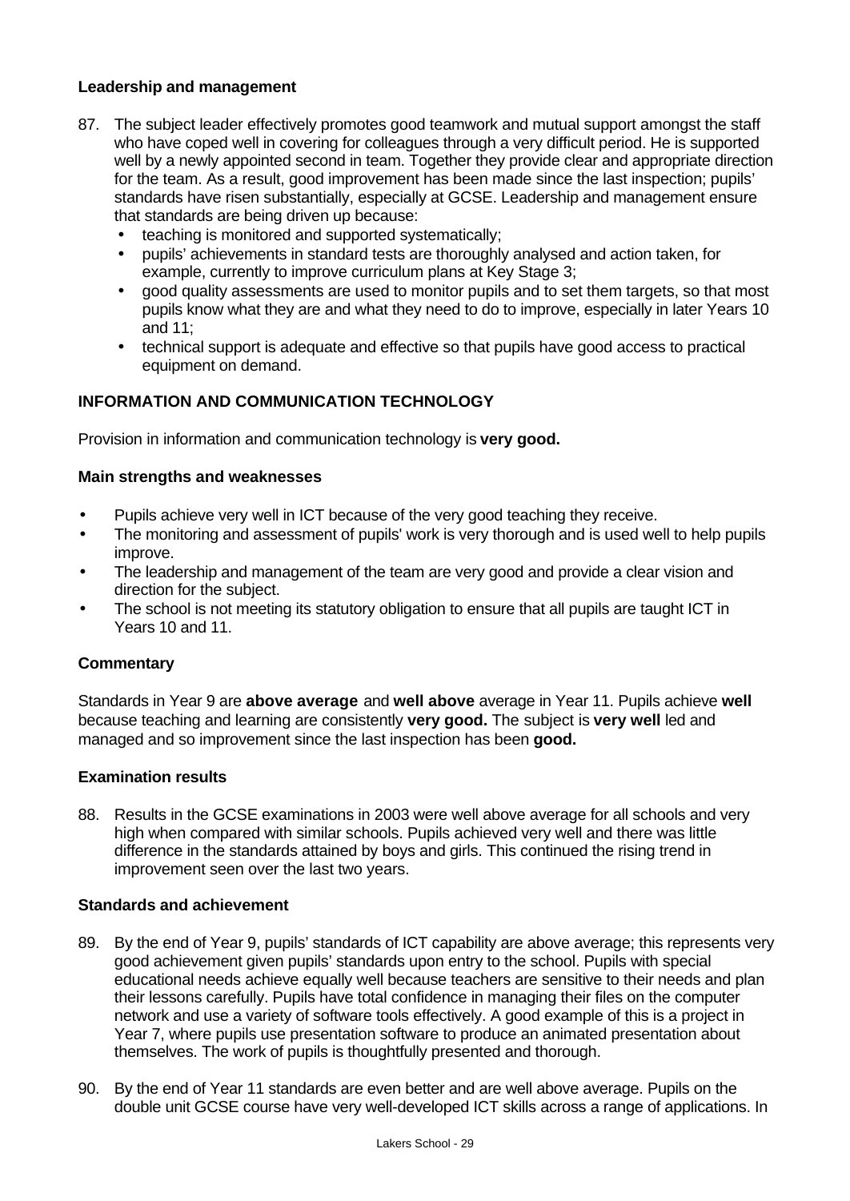### Leadership and management

87. The subject leader effectively promotes good teamwork and mutual support amongst the staff who have coped well in covering for colleagues through a very difficult period. He is supported well by a newly appointed second in team. Together they provide clear and appropriate direction for the team. As a result, good improvement has been made since the last inspection; pupils' standards have risen substantially, especially at GCSE. Leadership and management ensure that standards are being driven up because:
    - teaching is monitored and supported systematically;
    - pupils' achievements in standard tests are thoroughly analysed and action taken, for example, currently to improve curriculum plans at Key Stage 3;
    - good quality assessments are used to monitor pupils and to set them targets, so that most pupils know what they are and what they need to do to improve, especially in later Years 10 and 11;
    - technical support is adequate and effective so that pupils have good access to practical equipment on demand.

## INFORMATION AND COMMUNICATION TECHNOLOGY

Provision in information and communication technology is **very good.**

### Main strengths and weaknesses

- Pupils achieve very well in ICT because of the very good teaching they receive.
- The monitoring and assessment of pupils' work is very thorough and is used well to help pupils improve.
- The leadership and management of the team are very good and provide a clear vision and direction for the subject.
- The school is not meeting its statutory obligation to ensure that all pupils are taught ICT in Years 10 and 11.

### Commentary

Standards in Year 9 are **above average** and **well above** average in Year 11. Pupils achieve **well** because teaching and learning are consistently **very good.** The subject is **very well** led and managed and so improvement since the last inspection has been **good.**

### Examination results

88. Results in the GCSE examinations in 2003 were well above average for all schools and very high when compared with similar schools. Pupils achieved very well and there was little difference in the standards attained by boys and girls. This continued the rising trend in improvement seen over the last two years.

### Standards and achievement

89. By the end of Year 9, pupils' standards of ICT capability are above average; this represents very good achievement given pupils' standards upon entry to the school. Pupils with special educational needs achieve equally well because teachers are sensitive to their needs and plan their lessons carefully. Pupils have total confidence in managing their files on the computer network and use a variety of software tools effectively. A good example of this is a project in Year 7, where pupils use presentation software to produce an animated presentation about themselves. The work of pupils is thoughtfully presented and thorough.

90. By the end of Year 11 standards are even better and are well above average. Pupils on the double unit GCSE course have very well-developed ICT skills across a range of applications. In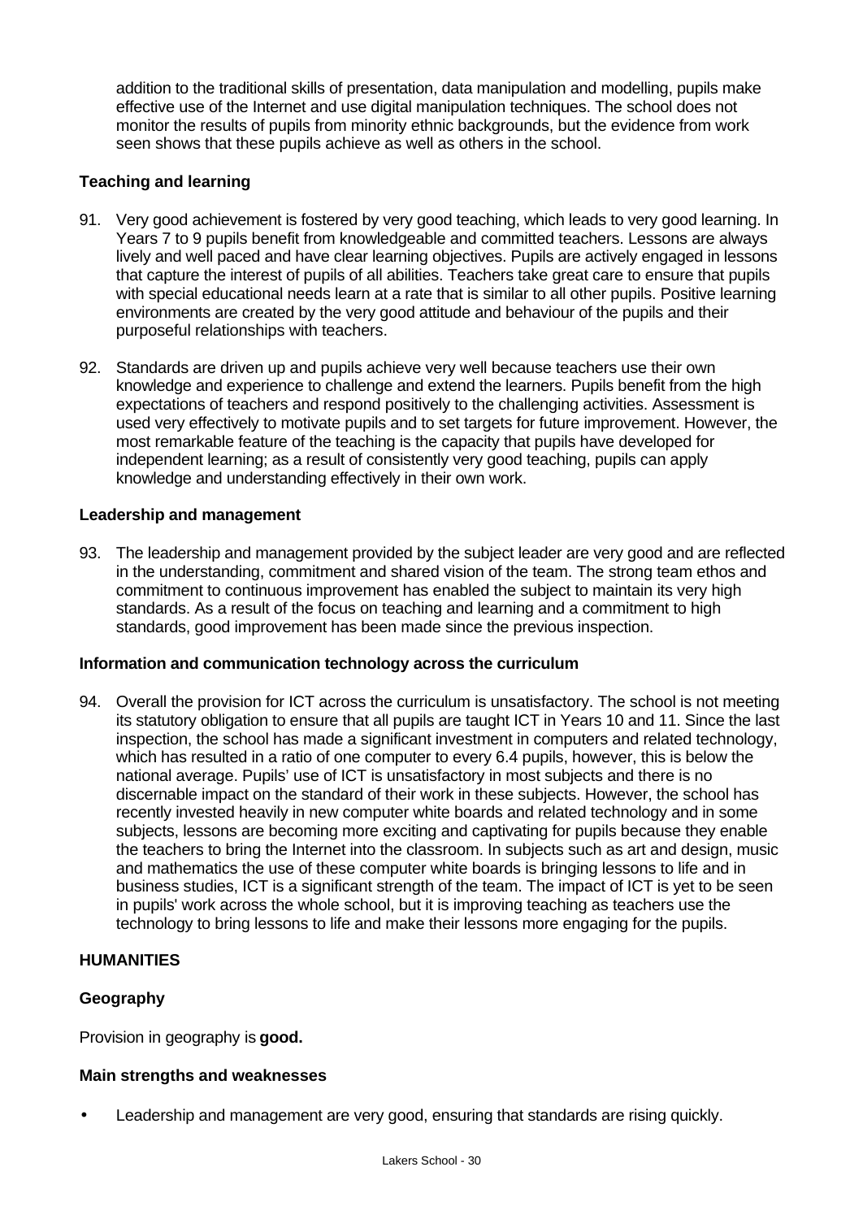addition to the traditional skills of presentation, data manipulation and modelling, pupils make effective use of the Internet and use digital manipulation techniques. The school does not monitor the results of pupils from minority ethnic backgrounds, but the evidence from work seen shows that these pupils achieve as well as others in the school.

### Teaching and learning

91. Very good achievement is fostered by very good teaching, which leads to very good learning. In Years 7 to 9 pupils benefit from knowledgeable and committed teachers. Lessons are always lively and well paced and have clear learning objectives. Pupils are actively engaged in lessons that capture the interest of pupils of all abilities. Teachers take great care to ensure that pupils with special educational needs learn at a rate that is similar to all other pupils. Positive learning environments are created by the very good attitude and behaviour of the pupils and their purposeful relationships with teachers.

92. Standards are driven up and pupils achieve very well because teachers use their own knowledge and experience to challenge and extend the learners. Pupils benefit from the high expectations of teachers and respond positively to the challenging activities. Assessment is used very effectively to motivate pupils and to set targets for future improvement. However, the most remarkable feature of the teaching is the capacity that pupils have developed for independent learning; as a result of consistently very good teaching, pupils can apply knowledge and understanding effectively in their own work.

### Leadership and management

93. The leadership and management provided by the subject leader are very good and are reflected in the understanding, commitment and shared vision of the team. The strong team ethos and commitment to continuous improvement has enabled the subject to maintain its very high standards. As a result of the focus on teaching and learning and a commitment to high standards, good improvement has been made since the previous inspection.

### Information and communication technology across the curriculum

94. Overall the provision for ICT across the curriculum is unsatisfactory. The school is not meeting its statutory obligation to ensure that all pupils are taught ICT in Years 10 and 11. Since the last inspection, the school has made a significant investment in computers and related technology, which has resulted in a ratio of one computer to every 6.4 pupils, however, this is below the national average. Pupils' use of ICT is unsatisfactory in most subjects and there is no discernable impact on the standard of their work in these subjects. However, the school has recently invested heavily in new computer white boards and related technology and in some subjects, lessons are becoming more exciting and captivating for pupils because they enable the teachers to bring the Internet into the classroom. In subjects such as art and design, music and mathematics the use of these computer white boards is bringing lessons to life and in business studies, ICT is a significant strength of the team. The impact of ICT is yet to be seen in pupils' work across the whole school, but it is improving teaching as teachers use the technology to bring lessons to life and make their lessons more engaging for the pupils.

## HUMANITIES

### Geography

Provision in geography is **good.**

### Main strengths and weaknesses

- Leadership and management are very good, ensuring that standards are rising quickly.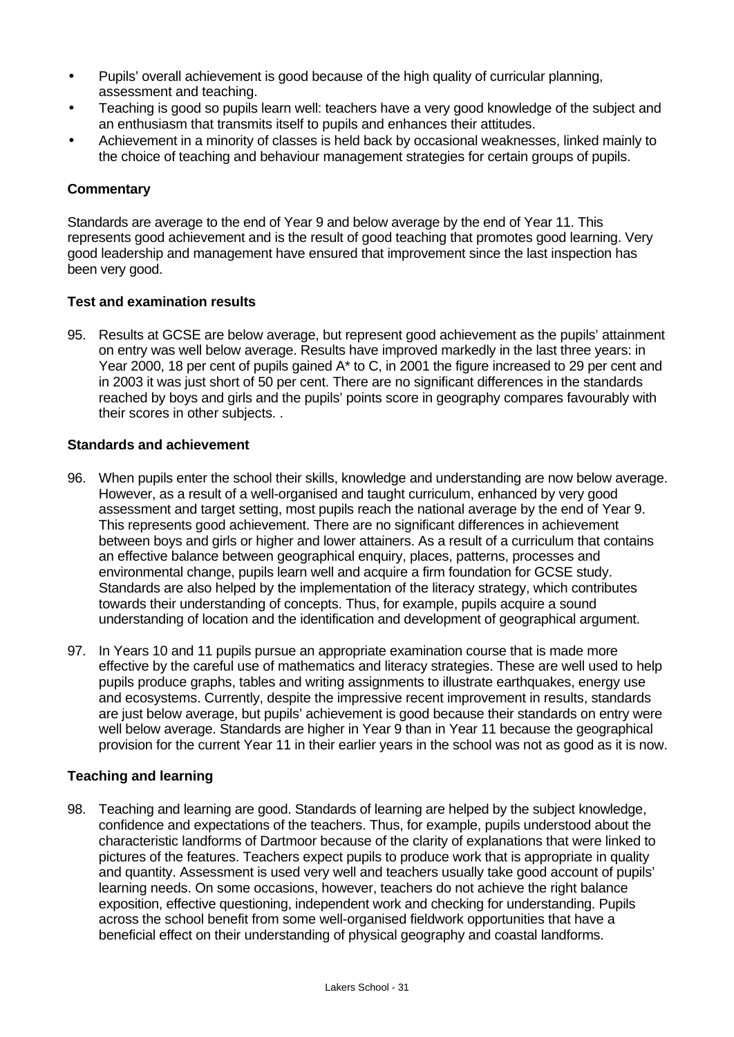- Pupils' overall achievement is good because of the high quality of curricular planning, assessment and teaching.
- Teaching is good so pupils learn well: teachers have a very good knowledge of the subject and an enthusiasm that transmits itself to pupils and enhances their attitudes.
- Achievement in a minority of classes is held back by occasional weaknesses, linked mainly to the choice of teaching and behaviour management strategies for certain groups of pupils.

**Commentary**

Standards are average to the end of Year 9 and below average by the end of Year 11. This represents good achievement and is the result of good teaching that promotes good learning. Very good leadership and management have ensured that improvement since the last inspection has been very good.

**Test and examination results**

95. Results at GCSE are below average, but represent good achievement as the pupils' attainment on entry was well below average. Results have improved markedly in the last three years: in Year 2000, 18 per cent of pupils gained A* to C, in 2001 the figure increased to 29 per cent and in 2003 it was just short of 50 per cent. There are no significant differences in the standards reached by boys and girls and the pupils' points score in geography compares favourably with their scores in other subjects. .

**Standards and achievement**

96. When pupils enter the school their skills, knowledge and understanding are now below average. However, as a result of a well-organised and taught curriculum, enhanced by very good assessment and target setting, most pupils reach the national average by the end of Year 9. This represents good achievement. There are no significant differences in achievement between boys and girls or higher and lower attainers. As a result of a curriculum that contains an effective balance between geographical enquiry, places, patterns, processes and environmental change, pupils learn well and acquire a firm foundation for GCSE study. Standards are also helped by the implementation of the literacy strategy, which contributes towards their understanding of concepts. Thus, for example, pupils acquire a sound understanding of location and the identification and development of geographical argument.

97. In Years 10 and 11 pupils pursue an appropriate examination course that is made more effective by the careful use of mathematics and literacy strategies. These are well used to help pupils produce graphs, tables and writing assignments to illustrate earthquakes, energy use and ecosystems. Currently, despite the impressive recent improvement in results, standards are just below average, but pupils' achievement is good because their standards on entry were well below average. Standards are higher in Year 9 than in Year 11 because the geographical provision for the current Year 11 in their earlier years in the school was not as good as it is now.

**Teaching and learning**

98. Teaching and learning are good. Standards of learning are helped by the subject knowledge, confidence and expectations of the teachers. Thus, for example, pupils understood about the characteristic landforms of Dartmoor because of the clarity of explanations that were linked to pictures of the features. Teachers expect pupils to produce work that is appropriate in quality and quantity. Assessment is used very well and teachers usually take good account of pupils' learning needs. On some occasions, however, teachers do not achieve the right balance exposition, effective questioning, independent work and checking for understanding. Pupils across the school benefit from some well-organised fieldwork opportunities that have a beneficial effect on their understanding of physical geography and coastal landforms.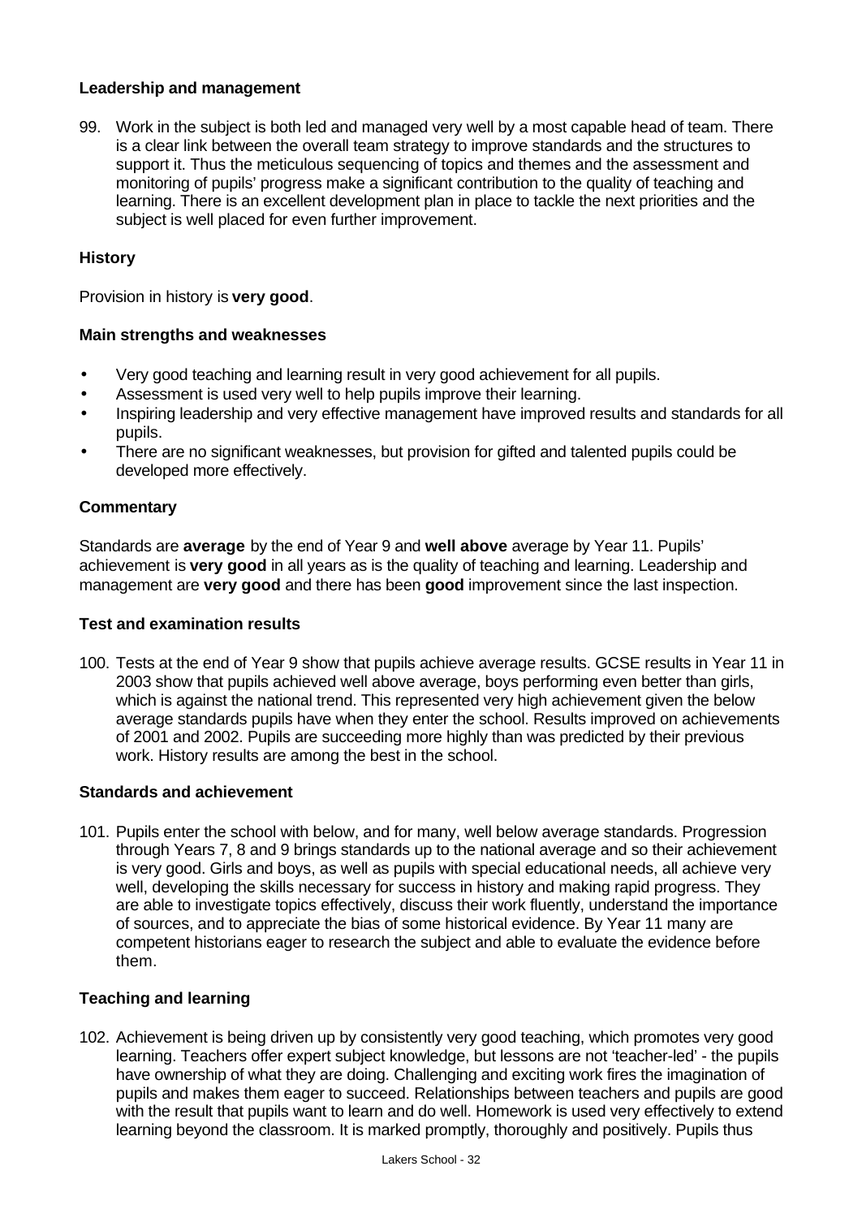### Leadership and management

99. Work in the subject is both led and managed very well by a most capable head of team. There is a clear link between the overall team strategy to improve standards and the structures to support it. Thus the meticulous sequencing of topics and themes and the assessment and monitoring of pupils' progress make a significant contribution to the quality of teaching and learning. There is an excellent development plan in place to tackle the next priorities and the subject is well placed for even further improvement.

## History

Provision in history is **very good**.

### Main strengths and weaknesses

- Very good teaching and learning result in very good achievement for all pupils.
- Assessment is used very well to help pupils improve their learning.
- Inspiring leadership and very effective management have improved results and standards for all pupils.
- There are no significant weaknesses, but provision for gifted and talented pupils could be developed more effectively.

### Commentary

Standards are **average** by the end of Year 9 and **well above** average by Year 11. Pupils' achievement is **very good** in all years as is the quality of teaching and learning. Leadership and management are **very good** and there has been **good** improvement since the last inspection.

### Test and examination results

100. Tests at the end of Year 9 show that pupils achieve average results. GCSE results in Year 11 in 2003 show that pupils achieved well above average, boys performing even better than girls, which is against the national trend. This represented very high achievement given the below average standards pupils have when they enter the school. Results improved on achievements of 2001 and 2002. Pupils are succeeding more highly than was predicted by their previous work. History results are among the best in the school.

### Standards and achievement

101. Pupils enter the school with below, and for many, well below average standards. Progression through Years 7, 8 and 9 brings standards up to the national average and so their achievement is very good. Girls and boys, as well as pupils with special educational needs, all achieve very well, developing the skills necessary for success in history and making rapid progress. They are able to investigate topics effectively, discuss their work fluently, understand the importance of sources, and to appreciate the bias of some historical evidence. By Year 11 many are competent historians eager to research the subject and able to evaluate the evidence before them.

### Teaching and learning

102. Achievement is being driven up by consistently very good teaching, which promotes very good learning. Teachers offer expert subject knowledge, but lessons are not 'teacher-led' - the pupils have ownership of what they are doing. Challenging and exciting work fires the imagination of pupils and makes them eager to succeed. Relationships between teachers and pupils are good with the result that pupils want to learn and do well. Homework is used very effectively to extend learning beyond the classroom. It is marked promptly, thoroughly and positively. Pupils thus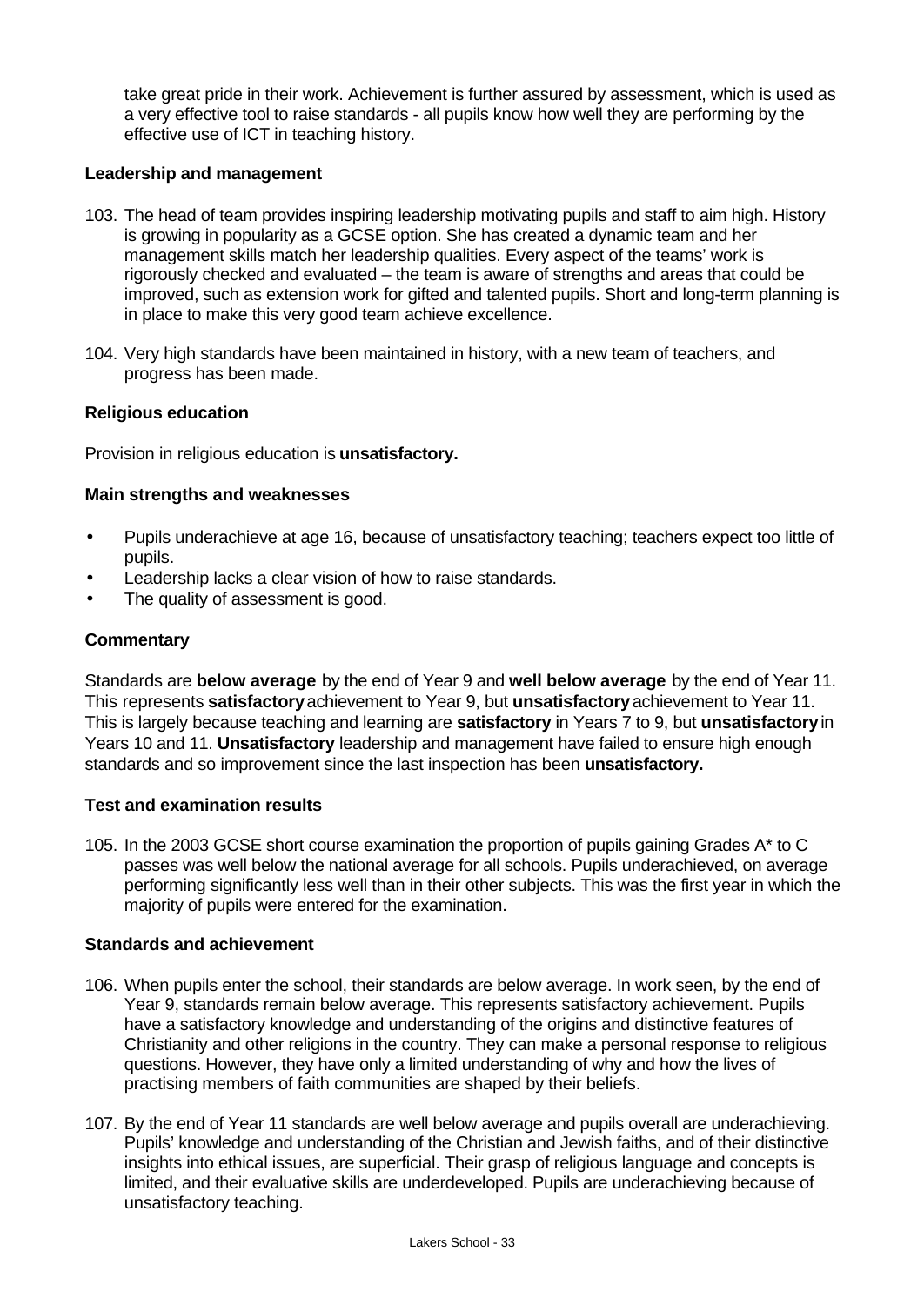take great pride in their work. Achievement is further assured by assessment, which is used as a very effective tool to raise standards - all pupils know how well they are performing by the effective use of ICT in teaching history.

**Leadership and management**

103. The head of team provides inspiring leadership motivating pupils and staff to aim high. History is growing in popularity as a GCSE option. She has created a dynamic team and her management skills match her leadership qualities. Every aspect of the teams' work is rigorously checked and evaluated – the team is aware of strengths and areas that could be improved, such as extension work for gifted and talented pupils. Short and long-term planning is in place to make this very good team achieve excellence.

104. Very high standards have been maintained in history, with a new team of teachers, and progress has been made.

**Religious education**

Provision in religious education is **unsatisfactory.**

**Main strengths and weaknesses**

- Pupils underachieve at age 16, because of unsatisfactory teaching; teachers expect too little of pupils.
- Leadership lacks a clear vision of how to raise standards.
- The quality of assessment is good.

**Commentary**

Standards are **below average** by the end of Year 9 and **well below average** by the end of Year 11. This represents **satisfactory** achievement to Year 9, but **unsatisfactory** achievement to Year 11. This is largely because teaching and learning are **satisfactory** in Years 7 to 9, but **unsatisfactory** in Years 10 and 11. **Unsatisfactory** leadership and management have failed to ensure high enough standards and so improvement since the last inspection has been **unsatisfactory.**

**Test and examination results**

105. In the 2003 GCSE short course examination the proportion of pupils gaining Grades A* to C passes was well below the national average for all schools. Pupils underachieved, on average performing significantly less well than in their other subjects. This was the first year in which the majority of pupils were entered for the examination.

**Standards and achievement**

106. When pupils enter the school, their standards are below average. In work seen, by the end of Year 9, standards remain below average. This represents satisfactory achievement. Pupils have a satisfactory knowledge and understanding of the origins and distinctive features of Christianity and other religions in the country. They can make a personal response to religious questions. However, they have only a limited understanding of why and how the lives of practising members of faith communities are shaped by their beliefs.

107. By the end of Year 11 standards are well below average and pupils overall are underachieving. Pupils' knowledge and understanding of the Christian and Jewish faiths, and of their distinctive insights into ethical issues, are superficial. Their grasp of religious language and concepts is limited, and their evaluative skills are underdeveloped. Pupils are underachieving because of unsatisfactory teaching.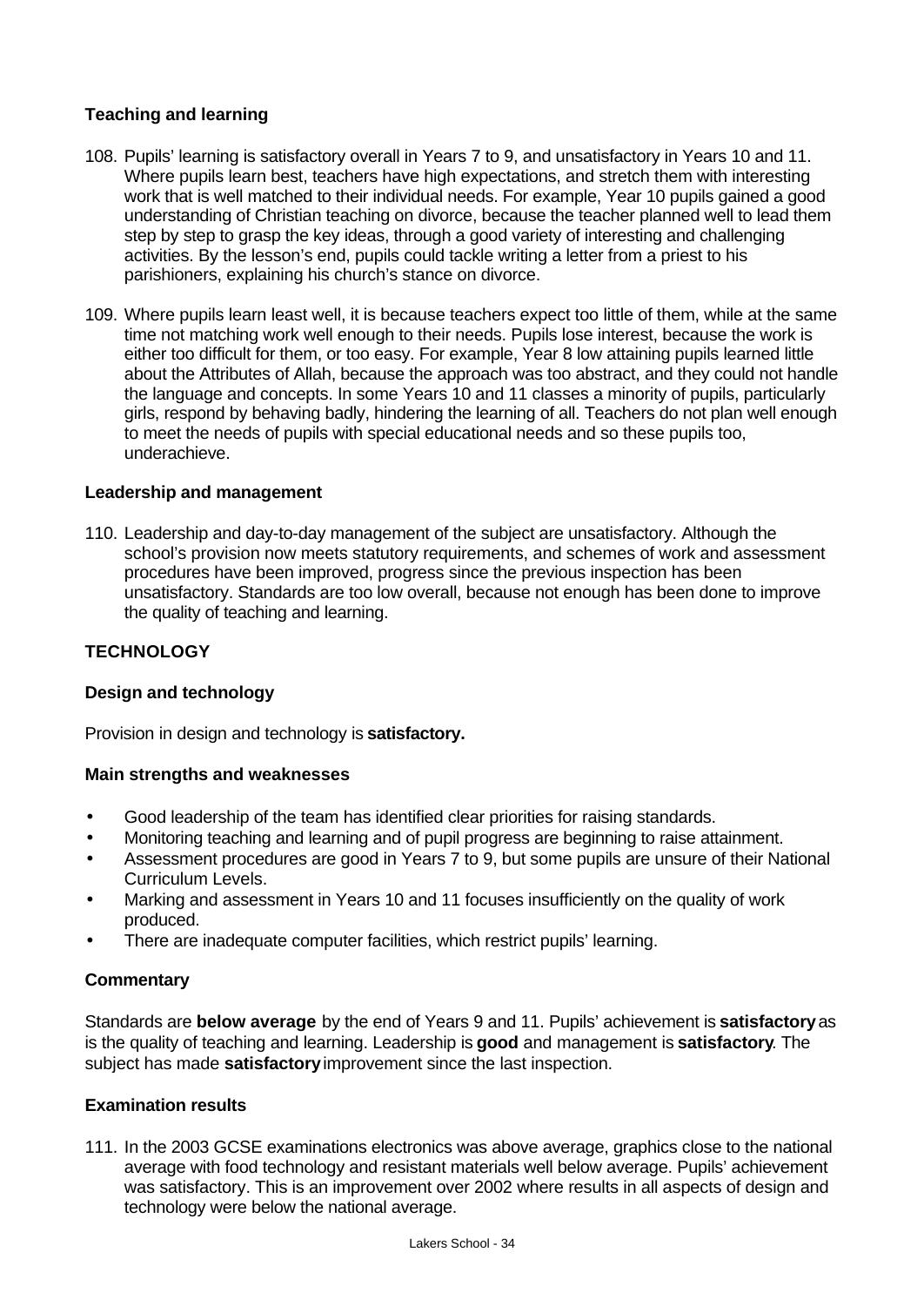### Teaching and learning

108. Pupils' learning is satisfactory overall in Years 7 to 9, and unsatisfactory in Years 10 and 11. Where pupils learn best, teachers have high expectations, and stretch them with interesting work that is well matched to their individual needs. For example, Year 10 pupils gained a good understanding of Christian teaching on divorce, because the teacher planned well to lead them step by step to grasp the key ideas, through a good variety of interesting and challenging activities. By the lesson's end, pupils could tackle writing a letter from a priest to his parishioners, explaining his church's stance on divorce.

109. Where pupils learn least well, it is because teachers expect too little of them, while at the same time not matching work well enough to their needs. Pupils lose interest, because the work is either too difficult for them, or too easy. For example, Year 8 low attaining pupils learned little about the Attributes of Allah, because the approach was too abstract, and they could not handle the language and concepts. In some Years 10 and 11 classes a minority of pupils, particularly girls, respond by behaving badly, hindering the learning of all. Teachers do not plan well enough to meet the needs of pupils with special educational needs and so these pupils too, underachieve.

### Leadership and management

110. Leadership and day-to-day management of the subject are unsatisfactory. Although the school's provision now meets statutory requirements, and schemes of work and assessment procedures have been improved, progress since the previous inspection has been unsatisfactory. Standards are too low overall, because not enough has been done to improve the quality of teaching and learning.

## TECHNOLOGY

### Design and technology

Provision in design and technology is **satisfactory.**

### Main strengths and weaknesses

- Good leadership of the team has identified clear priorities for raising standards.
- Monitoring teaching and learning and of pupil progress are beginning to raise attainment.
- Assessment procedures are good in Years 7 to 9, but some pupils are unsure of their National Curriculum Levels.
- Marking and assessment in Years 10 and 11 focuses insufficiently on the quality of work produced.
- There are inadequate computer facilities, which restrict pupils' learning.

### Commentary

Standards are **below average** by the end of Years 9 and 11. Pupils' achievement is **satisfactory** as is the quality of teaching and learning. Leadership is **good** and management is **satisfactory**. The subject has made **satisfactory** improvement since the last inspection.

### Examination results

111. In the 2003 GCSE examinations electronics was above average, graphics close to the national average with food technology and resistant materials well below average. Pupils' achievement was satisfactory. This is an improvement over 2002 where results in all aspects of design and technology were below the national average.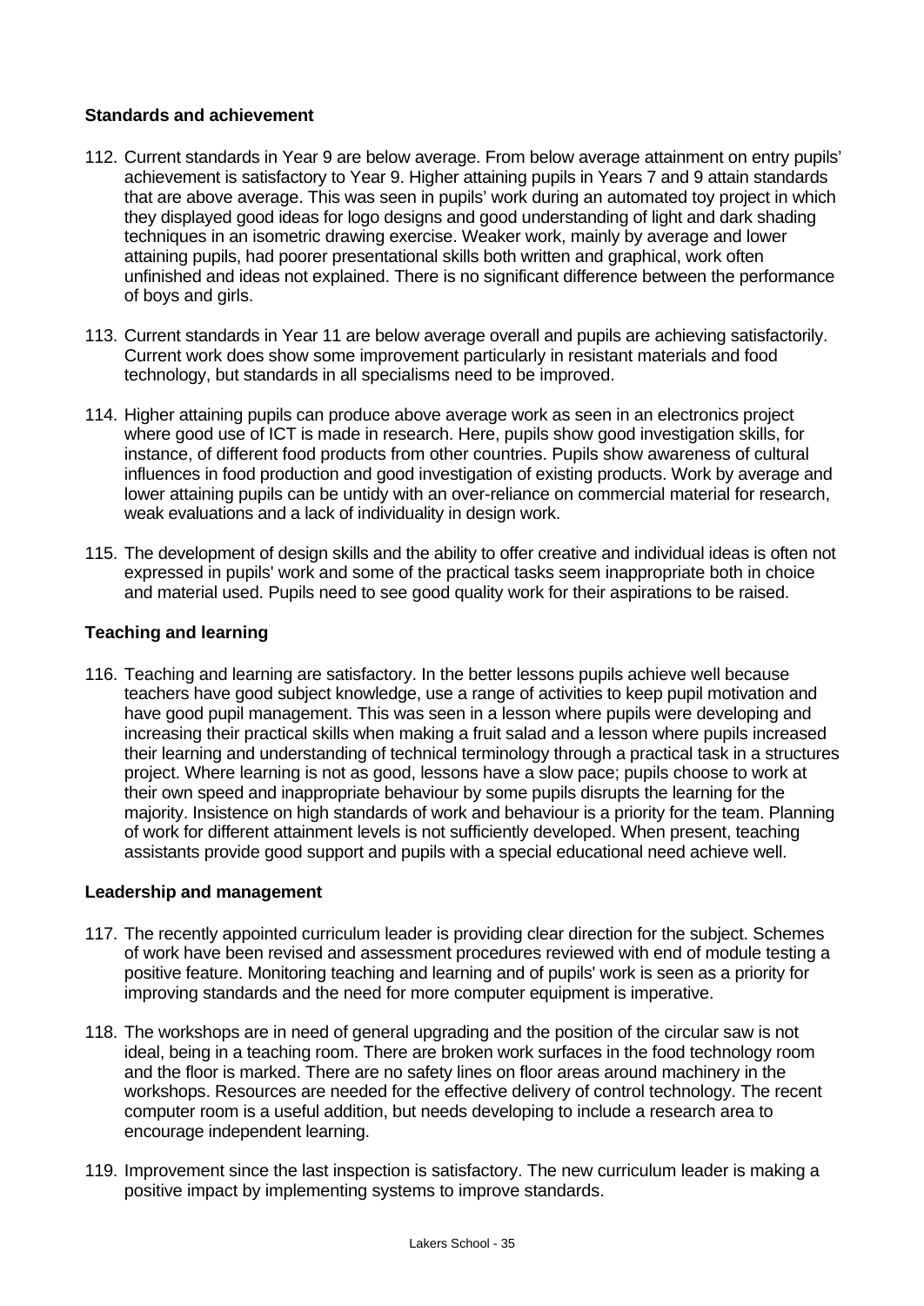**Standards and achievement**

112. Current standards in Year 9 are below average. From below average attainment on entry pupils' achievement is satisfactory to Year 9. Higher attaining pupils in Years 7 and 9 attain standards that are above average. This was seen in pupils' work during an automated toy project in which they displayed good ideas for logo designs and good understanding of light and dark shading techniques in an isometric drawing exercise. Weaker work, mainly by average and lower attaining pupils, had poorer presentational skills both written and graphical, work often unfinished and ideas not explained. There is no significant difference between the performance of boys and girls.

113. Current standards in Year 11 are below average overall and pupils are achieving satisfactorily. Current work does show some improvement particularly in resistant materials and food technology, but standards in all specialisms need to be improved.

114. Higher attaining pupils can produce above average work as seen in an electronics project where good use of ICT is made in research. Here, pupils show good investigation skills, for instance, of different food products from other countries. Pupils show awareness of cultural influences in food production and good investigation of existing products. Work by average and lower attaining pupils can be untidy with an over-reliance on commercial material for research, weak evaluations and a lack of individuality in design work.

115. The development of design skills and the ability to offer creative and individual ideas is often not expressed in pupils' work and some of the practical tasks seem inappropriate both in choice and material used. Pupils need to see good quality work for their aspirations to be raised.

**Teaching and learning**

116. Teaching and learning are satisfactory. In the better lessons pupils achieve well because teachers have good subject knowledge, use a range of activities to keep pupil motivation and have good pupil management. This was seen in a lesson where pupils were developing and increasing their practical skills when making a fruit salad and a lesson where pupils increased their learning and understanding of technical terminology through a practical task in a structures project. Where learning is not as good, lessons have a slow pace; pupils choose to work at their own speed and inappropriate behaviour by some pupils disrupts the learning for the majority. Insistence on high standards of work and behaviour is a priority for the team. Planning of work for different attainment levels is not sufficiently developed. When present, teaching assistants provide good support and pupils with a special educational need achieve well.

**Leadership and management**

117. The recently appointed curriculum leader is providing clear direction for the subject. Schemes of work have been revised and assessment procedures reviewed with end of module testing a positive feature. Monitoring teaching and learning and of pupils' work is seen as a priority for improving standards and the need for more computer equipment is imperative.

118. The workshops are in need of general upgrading and the position of the circular saw is not ideal, being in a teaching room. There are broken work surfaces in the food technology room and the floor is marked. There are no safety lines on floor areas around machinery in the workshops. Resources are needed for the effective delivery of control technology. The recent computer room is a useful addition, but needs developing to include a research area to encourage independent learning.

119. Improvement since the last inspection is satisfactory. The new curriculum leader is making a positive impact by implementing systems to improve standards.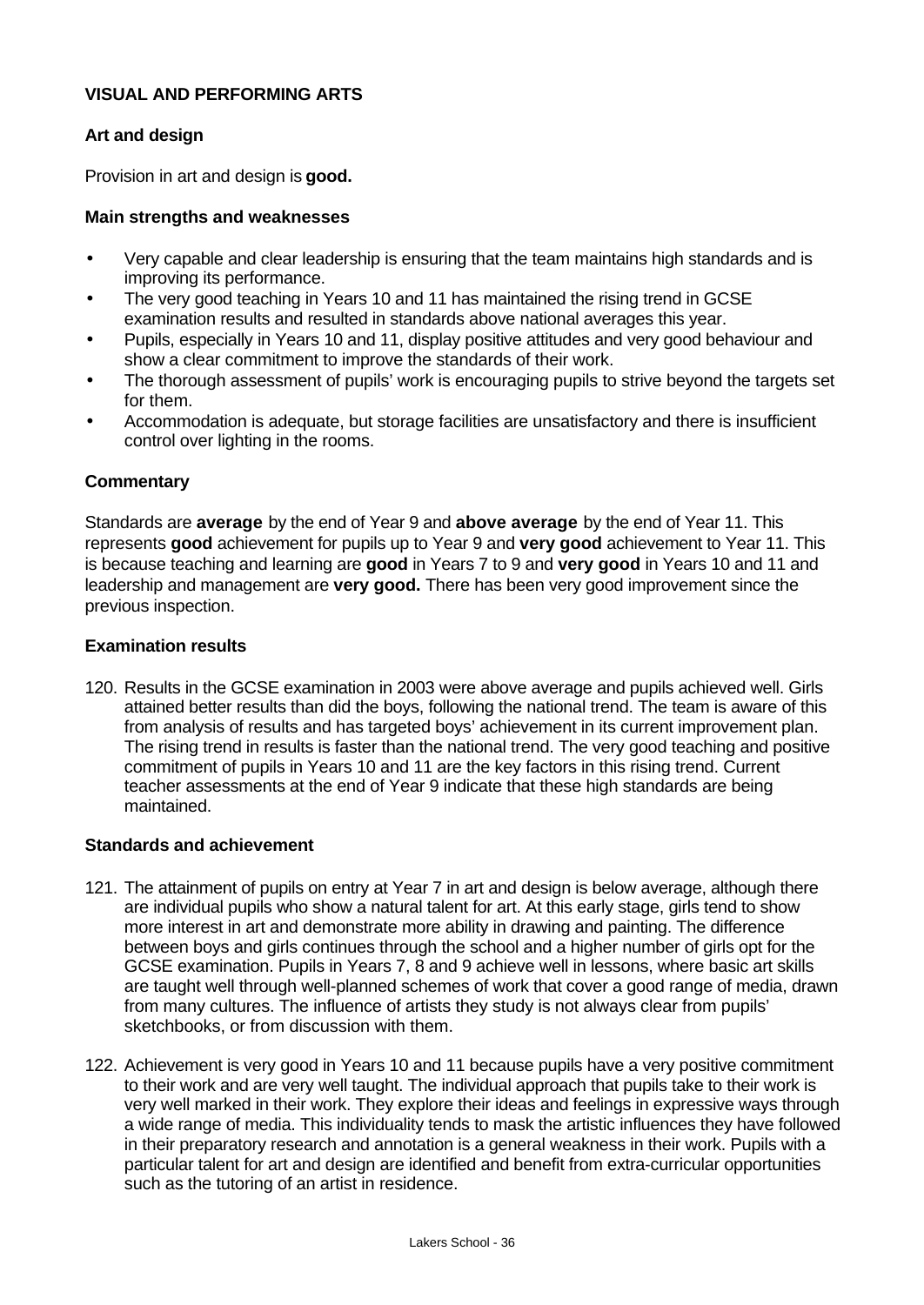## VISUAL AND PERFORMING ARTS

### Art and design

Provision in art and design is **good.**

#### Main strengths and weaknesses

- Very capable and clear leadership is ensuring that the team maintains high standards and is improving its performance.
- The very good teaching in Years 10 and 11 has maintained the rising trend in GCSE examination results and resulted in standards above national averages this year.
- Pupils, especially in Years 10 and 11, display positive attitudes and very good behaviour and show a clear commitment to improve the standards of their work.
- The thorough assessment of pupils' work is encouraging pupils to strive beyond the targets set for them.
- Accommodation is adequate, but storage facilities are unsatisfactory and there is insufficient control over lighting in the rooms.

#### Commentary

Standards are **average** by the end of Year 9 and **above average** by the end of Year 11. This represents **good** achievement for pupils up to Year 9 and **very good** achievement to Year 11. This is because teaching and learning are **good** in Years 7 to 9 and **very good** in Years 10 and 11 and leadership and management are **very good.** There has been very good improvement since the previous inspection.

#### Examination results

120. Results in the GCSE examination in 2003 were above average and pupils achieved well. Girls attained better results than did the boys, following the national trend. The team is aware of this from analysis of results and has targeted boys' achievement in its current improvement plan. The rising trend in results is faster than the national trend. The very good teaching and positive commitment of pupils in Years 10 and 11 are the key factors in this rising trend. Current teacher assessments at the end of Year 9 indicate that these high standards are being maintained.

#### Standards and achievement

121. The attainment of pupils on entry at Year 7 in art and design is below average, although there are individual pupils who show a natural talent for art. At this early stage, girls tend to show more interest in art and demonstrate more ability in drawing and painting. The difference between boys and girls continues through the school and a higher number of girls opt for the GCSE examination. Pupils in Years 7, 8 and 9 achieve well in lessons, where basic art skills are taught well through well-planned schemes of work that cover a good range of media, drawn from many cultures. The influence of artists they study is not always clear from pupils' sketchbooks, or from discussion with them.

122. Achievement is very good in Years 10 and 11 because pupils have a very positive commitment to their work and are very well taught. The individual approach that pupils take to their work is very well marked in their work. They explore their ideas and feelings in expressive ways through a wide range of media. This individuality tends to mask the artistic influences they have followed in their preparatory research and annotation is a general weakness in their work. Pupils with a particular talent for art and design are identified and benefit from extra-curricular opportunities such as the tutoring of an artist in residence.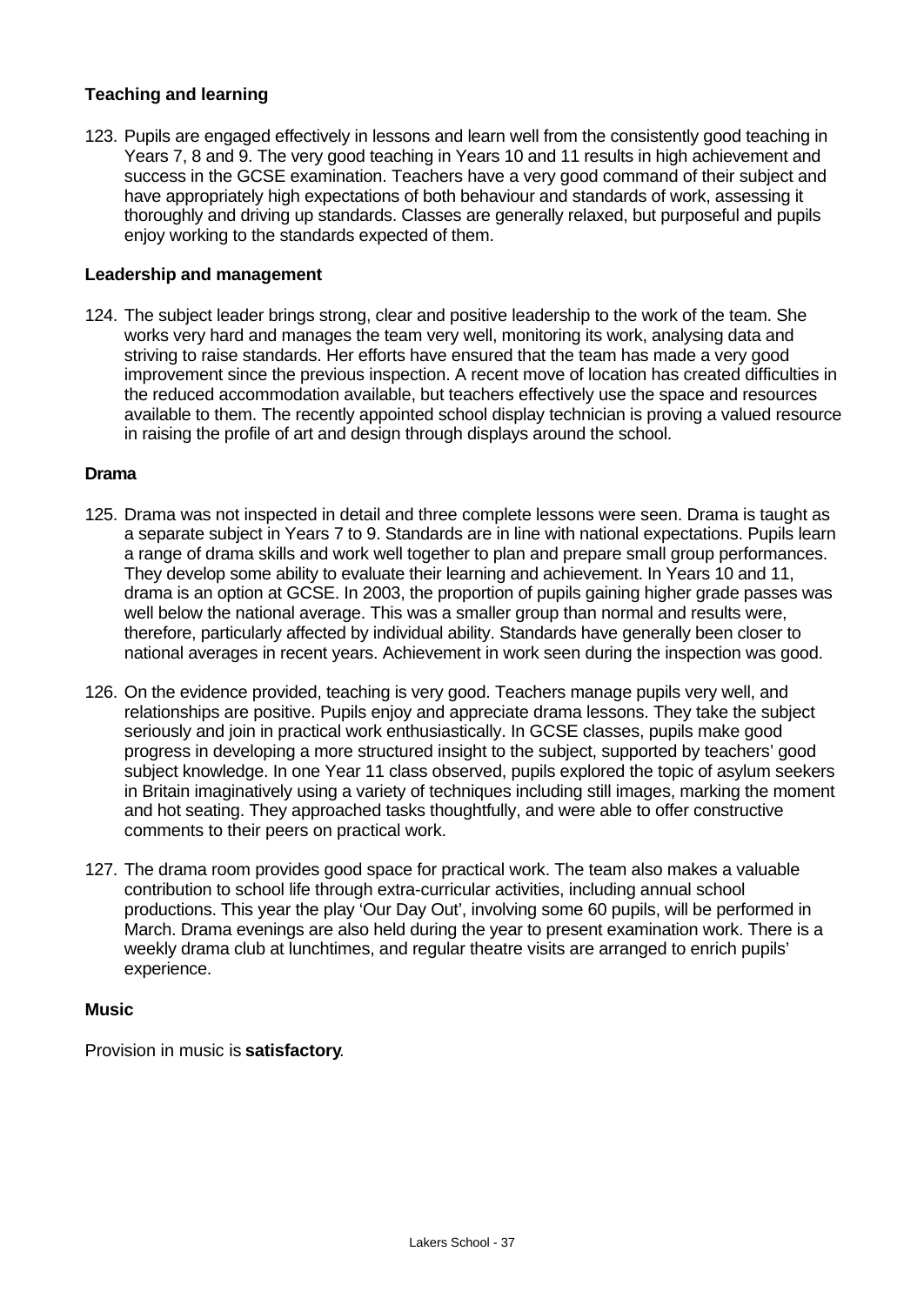### Teaching and learning

123. Pupils are engaged effectively in lessons and learn well from the consistently good teaching in Years 7, 8 and 9. The very good teaching in Years 10 and 11 results in high achievement and success in the GCSE examination. Teachers have a very good command of their subject and have appropriately high expectations of both behaviour and standards of work, assessing it thoroughly and driving up standards. Classes are generally relaxed, but purposeful and pupils enjoy working to the standards expected of them.

### Leadership and management

124. The subject leader brings strong, clear and positive leadership to the work of the team. She works very hard and manages the team very well, monitoring its work, analysing data and striving to raise standards. Her efforts have ensured that the team has made a very good improvement since the previous inspection. A recent move of location has created difficulties in the reduced accommodation available, but teachers effectively use the space and resources available to them. The recently appointed school display technician is proving a valued resource in raising the profile of art and design through displays around the school.

## Drama

125. Drama was not inspected in detail and three complete lessons were seen. Drama is taught as a separate subject in Years 7 to 9. Standards are in line with national expectations. Pupils learn a range of drama skills and work well together to plan and prepare small group performances. They develop some ability to evaluate their learning and achievement. In Years 10 and 11, drama is an option at GCSE. In 2003, the proportion of pupils gaining higher grade passes was well below the national average. This was a smaller group than normal and results were, therefore, particularly affected by individual ability. Standards have generally been closer to national averages in recent years. Achievement in work seen during the inspection was good.

126. On the evidence provided, teaching is very good. Teachers manage pupils very well, and relationships are positive. Pupils enjoy and appreciate drama lessons. They take the subject seriously and join in practical work enthusiastically. In GCSE classes, pupils make good progress in developing a more structured insight to the subject, supported by teachers' good subject knowledge. In one Year 11 class observed, pupils explored the topic of asylum seekers in Britain imaginatively using a variety of techniques including still images, marking the moment and hot seating. They approached tasks thoughtfully, and were able to offer constructive comments to their peers on practical work.

127. The drama room provides good space for practical work. The team also makes a valuable contribution to school life through extra-curricular activities, including annual school productions. This year the play 'Our Day Out', involving some 60 pupils, will be performed in March. Drama evenings are also held during the year to present examination work. There is a weekly drama club at lunchtimes, and regular theatre visits are arranged to enrich pupils' experience.

## Music

Provision in music is **satisfactory**.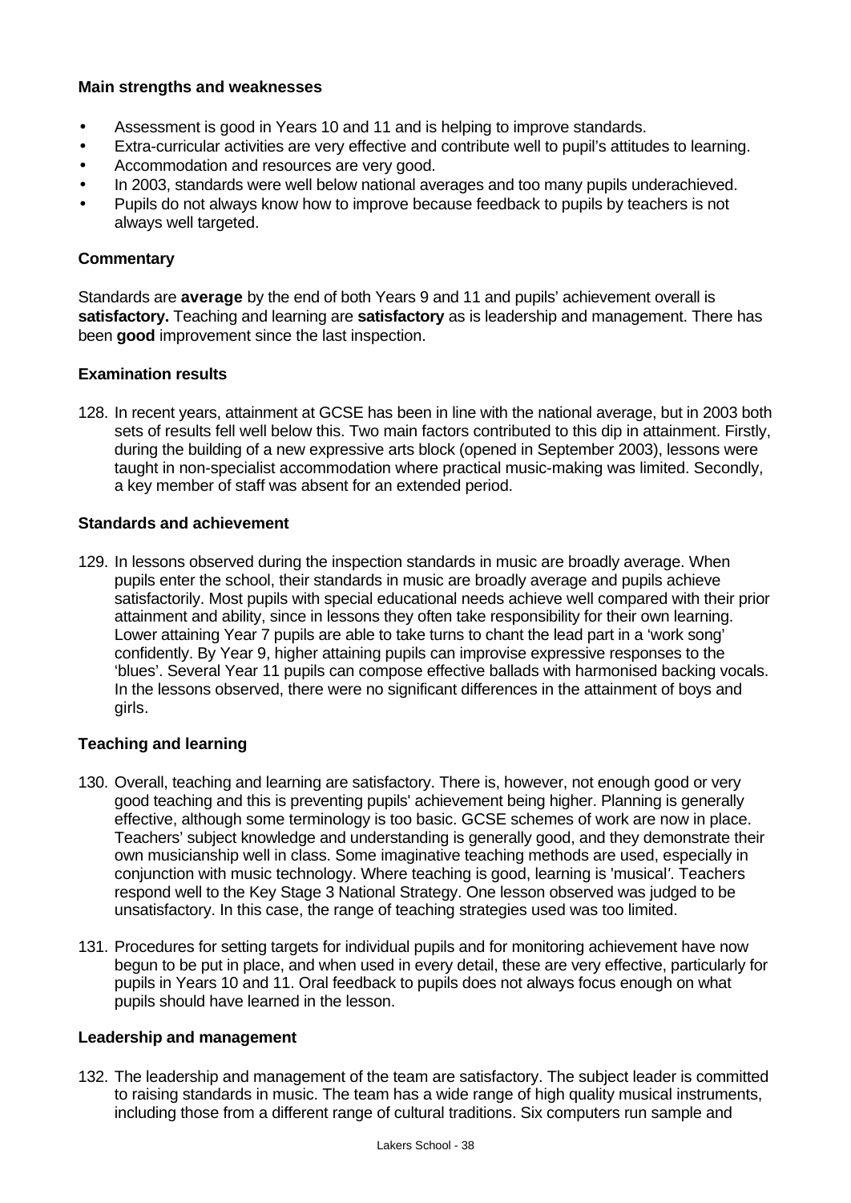**Main strengths and weaknesses**

- Assessment is good in Years 10 and 11 and is helping to improve standards.
- Extra-curricular activities are very effective and contribute well to pupil's attitudes to learning.
- Accommodation and resources are very good.
- In 2003, standards were well below national averages and too many pupils underachieved.
- Pupils do not always know how to improve because feedback to pupils by teachers is not always well targeted.

**Commentary**

Standards are **average** by the end of both Years 9 and 11 and pupils' achievement overall is **satisfactory.** Teaching and learning are **satisfactory** as is leadership and management. There has been **good** improvement since the last inspection.

**Examination results**

128. In recent years, attainment at GCSE has been in line with the national average, but in 2003 both sets of results fell well below this. Two main factors contributed to this dip in attainment. Firstly, during the building of a new expressive arts block (opened in September 2003), lessons were taught in non-specialist accommodation where practical music-making was limited. Secondly, a key member of staff was absent for an extended period.

**Standards and achievement**

129. In lessons observed during the inspection standards in music are broadly average. When pupils enter the school, their standards in music are broadly average and pupils achieve satisfactorily. Most pupils with special educational needs achieve well compared with their prior attainment and ability, since in lessons they often take responsibility for their own learning. Lower attaining Year 7 pupils are able to take turns to chant the lead part in a 'work song' confidently. By Year 9, higher attaining pupils can improvise expressive responses to the 'blues'. Several Year 11 pupils can compose effective ballads with harmonised backing vocals. In the lessons observed, there were no significant differences in the attainment of boys and girls.

**Teaching and learning**

130. Overall, teaching and learning are satisfactory. There is, however, not enough good or very good teaching and this is preventing pupils' achievement being higher. Planning is generally effective, although some terminology is too basic. GCSE schemes of work are now in place. Teachers' subject knowledge and understanding is generally good, and they demonstrate their own musicianship well in class. Some imaginative teaching methods are used, especially in conjunction with music technology. Where teaching is good, learning is 'musical'. Teachers respond well to the Key Stage 3 National Strategy. One lesson observed was judged to be unsatisfactory. In this case, the range of teaching strategies used was too limited.

131. Procedures for setting targets for individual pupils and for monitoring achievement have now begun to be put in place, and when used in every detail, these are very effective, particularly for pupils in Years 10 and 11. Oral feedback to pupils does not always focus enough on what pupils should have learned in the lesson.

**Leadership and management**

132. The leadership and management of the team are satisfactory. The subject leader is committed to raising standards in music. The team has a wide range of high quality musical instruments, including those from a different range of cultural traditions. Six computers run sample and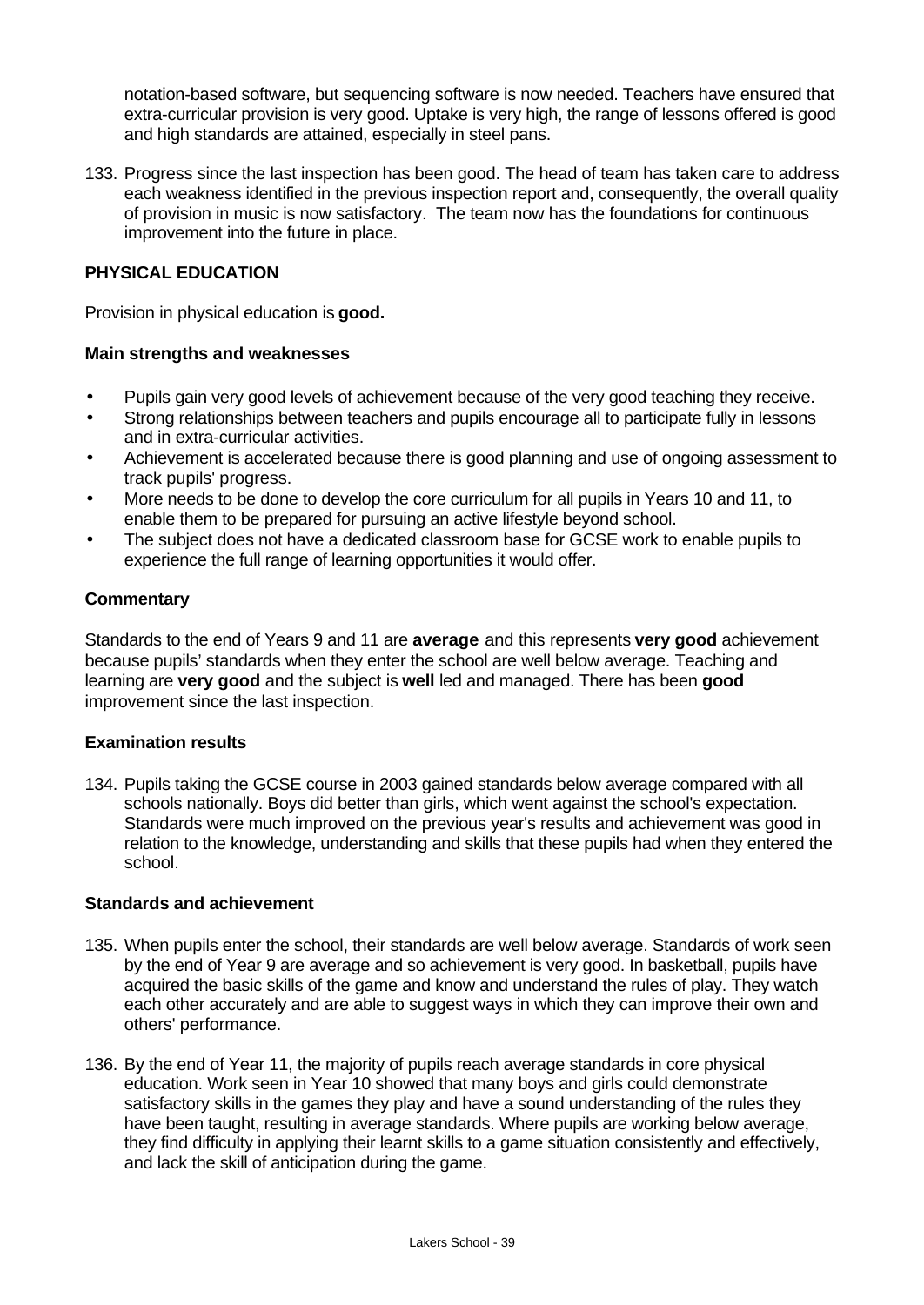notation-based software, but sequencing software is now needed. Teachers have ensured that extra-curricular provision is very good. Uptake is very high, the range of lessons offered is good and high standards are attained, especially in steel pans.

133. Progress since the last inspection has been good. The head of team has taken care to address each weakness identified in the previous inspection report and, consequently, the overall quality of provision in music is now satisfactory. The team now has the foundations for continuous improvement into the future in place.

## PHYSICAL EDUCATION

Provision in physical education is **good.**

### Main strengths and weaknesses

- Pupils gain very good levels of achievement because of the very good teaching they receive.
- Strong relationships between teachers and pupils encourage all to participate fully in lessons and in extra-curricular activities.
- Achievement is accelerated because there is good planning and use of ongoing assessment to track pupils' progress.
- More needs to be done to develop the core curriculum for all pupils in Years 10 and 11, to enable them to be prepared for pursuing an active lifestyle beyond school.
- The subject does not have a dedicated classroom base for GCSE work to enable pupils to experience the full range of learning opportunities it would offer.

### Commentary

Standards to the end of Years 9 and 11 are **average** and this represents **very good** achievement because pupils' standards when they enter the school are well below average. Teaching and learning are **very good** and the subject is **well** led and managed. There has been **good** improvement since the last inspection.

### Examination results

134. Pupils taking the GCSE course in 2003 gained standards below average compared with all schools nationally. Boys did better than girls, which went against the school's expectation. Standards were much improved on the previous year's results and achievement was good in relation to the knowledge, understanding and skills that these pupils had when they entered the school.

### Standards and achievement

135. When pupils enter the school, their standards are well below average. Standards of work seen by the end of Year 9 are average and so achievement is very good. In basketball, pupils have acquired the basic skills of the game and know and understand the rules of play. They watch each other accurately and are able to suggest ways in which they can improve their own and others' performance.

136. By the end of Year 11, the majority of pupils reach average standards in core physical education. Work seen in Year 10 showed that many boys and girls could demonstrate satisfactory skills in the games they play and have a sound understanding of the rules they have been taught, resulting in average standards. Where pupils are working below average, they find difficulty in applying their learnt skills to a game situation consistently and effectively, and lack the skill of anticipation during the game.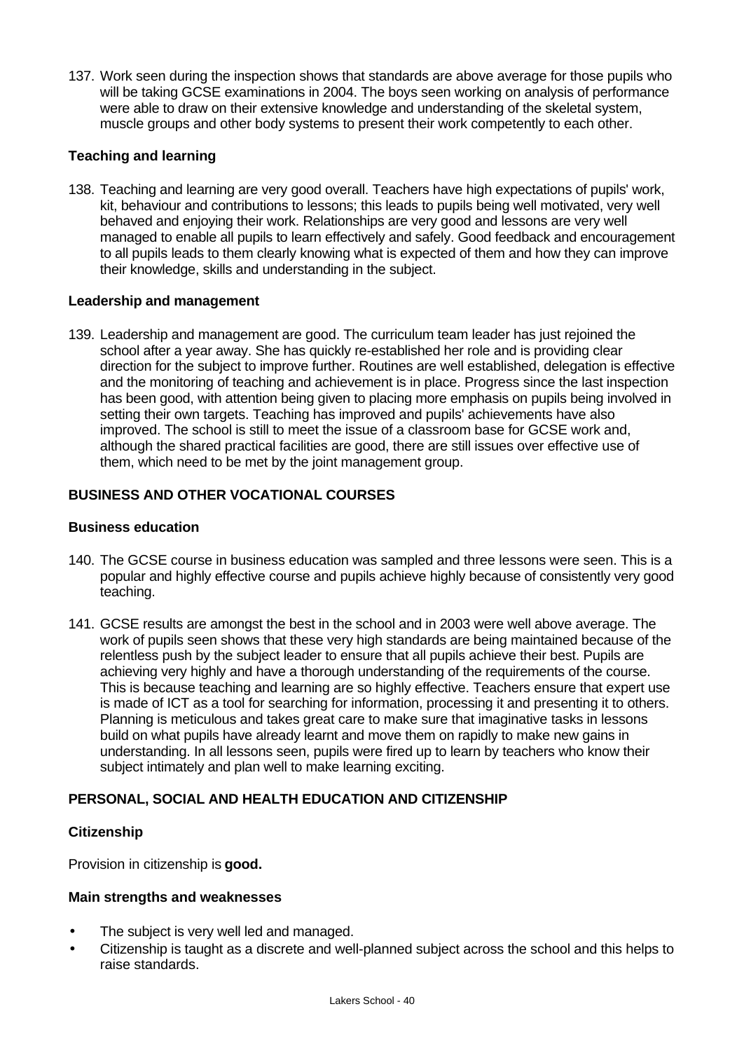137. Work seen during the inspection shows that standards are above average for those pupils who will be taking GCSE examinations in 2004. The boys seen working on analysis of performance were able to draw on their extensive knowledge and understanding of the skeletal system, muscle groups and other body systems to present their work competently to each other.

### Teaching and learning

138. Teaching and learning are very good overall. Teachers have high expectations of pupils' work, kit, behaviour and contributions to lessons; this leads to pupils being well motivated, very well behaved and enjoying their work. Relationships are very good and lessons are very well managed to enable all pupils to learn effectively and safely. Good feedback and encouragement to all pupils leads to them clearly knowing what is expected of them and how they can improve their knowledge, skills and understanding in the subject.

### Leadership and management

139. Leadership and management are good. The curriculum team leader has just rejoined the school after a year away. She has quickly re-established her role and is providing clear direction for the subject to improve further. Routines are well established, delegation is effective and the monitoring of teaching and achievement is in place. Progress since the last inspection has been good, with attention being given to placing more emphasis on pupils being involved in setting their own targets. Teaching has improved and pupils' achievements have also improved. The school is still to meet the issue of a classroom base for GCSE work and, although the shared practical facilities are good, there are still issues over effective use of them, which need to be met by the joint management group.

## BUSINESS AND OTHER VOCATIONAL COURSES

### Business education

140. The GCSE course in business education was sampled and three lessons were seen. This is a popular and highly effective course and pupils achieve highly because of consistently very good teaching.

141. GCSE results are amongst the best in the school and in 2003 were well above average. The work of pupils seen shows that these very high standards are being maintained because of the relentless push by the subject leader to ensure that all pupils achieve their best. Pupils are achieving very highly and have a thorough understanding of the requirements of the course. This is because teaching and learning are so highly effective. Teachers ensure that expert use is made of ICT as a tool for searching for information, processing it and presenting it to others. Planning is meticulous and takes great care to make sure that imaginative tasks in lessons build on what pupils have already learnt and move them on rapidly to make new gains in understanding. In all lessons seen, pupils were fired up to learn by teachers who know their subject intimately and plan well to make learning exciting.

## PERSONAL, SOCIAL AND HEALTH EDUCATION AND CITIZENSHIP

### Citizenship

Provision in citizenship is **good.**

### Main strengths and weaknesses

- The subject is very well led and managed.
- Citizenship is taught as a discrete and well-planned subject across the school and this helps to raise standards.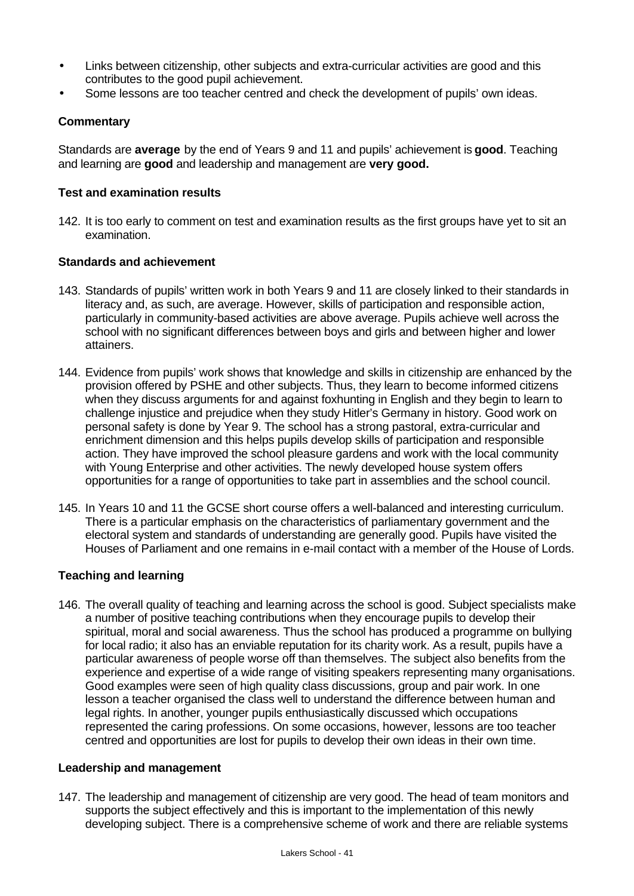- Links between citizenship, other subjects and extra-curricular activities are good and this contributes to the good pupil achievement.
- Some lessons are too teacher centred and check the development of pupils' own ideas.

### Commentary

Standards are **average** by the end of Years 9 and 11 and pupils' achievement is **good**. Teaching and learning are **good** and leadership and management are **very good.**

### Test and examination results

142. It is too early to comment on test and examination results as the first groups have yet to sit an examination.

### Standards and achievement

143. Standards of pupils' written work in both Years 9 and 11 are closely linked to their standards in literacy and, as such, are average. However, skills of participation and responsible action, particularly in community-based activities are above average. Pupils achieve well across the school with no significant differences between boys and girls and between higher and lower attainers.

144. Evidence from pupils' work shows that knowledge and skills in citizenship are enhanced by the provision offered by PSHE and other subjects. Thus, they learn to become informed citizens when they discuss arguments for and against foxhunting in English and they begin to learn to challenge injustice and prejudice when they study Hitler's Germany in history. Good work on personal safety is done by Year 9. The school has a strong pastoral, extra-curricular and enrichment dimension and this helps pupils develop skills of participation and responsible action. They have improved the school pleasure gardens and work with the local community with Young Enterprise and other activities. The newly developed house system offers opportunities for a range of opportunities to take part in assemblies and the school council.

145. In Years 10 and 11 the GCSE short course offers a well-balanced and interesting curriculum. There is a particular emphasis on the characteristics of parliamentary government and the electoral system and standards of understanding are generally good. Pupils have visited the Houses of Parliament and one remains in e-mail contact with a member of the House of Lords.

### Teaching and learning

146. The overall quality of teaching and learning across the school is good. Subject specialists make a number of positive teaching contributions when they encourage pupils to develop their spiritual, moral and social awareness. Thus the school has produced a programme on bullying for local radio; it also has an enviable reputation for its charity work. As a result, pupils have a particular awareness of people worse off than themselves. The subject also benefits from the experience and expertise of a wide range of visiting speakers representing many organisations. Good examples were seen of high quality class discussions, group and pair work. In one lesson a teacher organised the class well to understand the difference between human and legal rights. In another, younger pupils enthusiastically discussed which occupations represented the caring professions. On some occasions, however, lessons are too teacher centred and opportunities are lost for pupils to develop their own ideas in their own time.

### Leadership and management

147. The leadership and management of citizenship are very good. The head of team monitors and supports the subject effectively and this is important to the implementation of this newly developing subject. There is a comprehensive scheme of work and there are reliable systems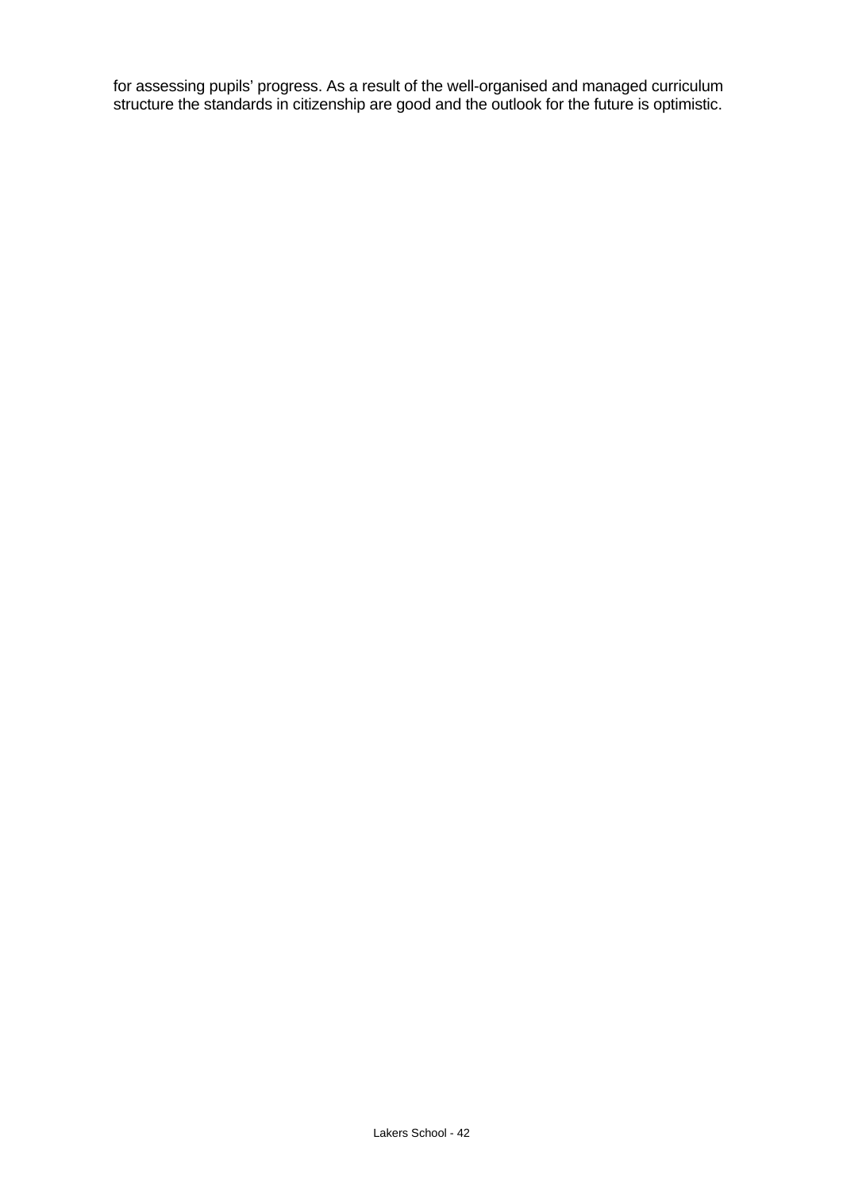for assessing pupils' progress. As a result of the well-organised and managed curriculum structure the standards in citizenship are good and the outlook for the future is optimistic.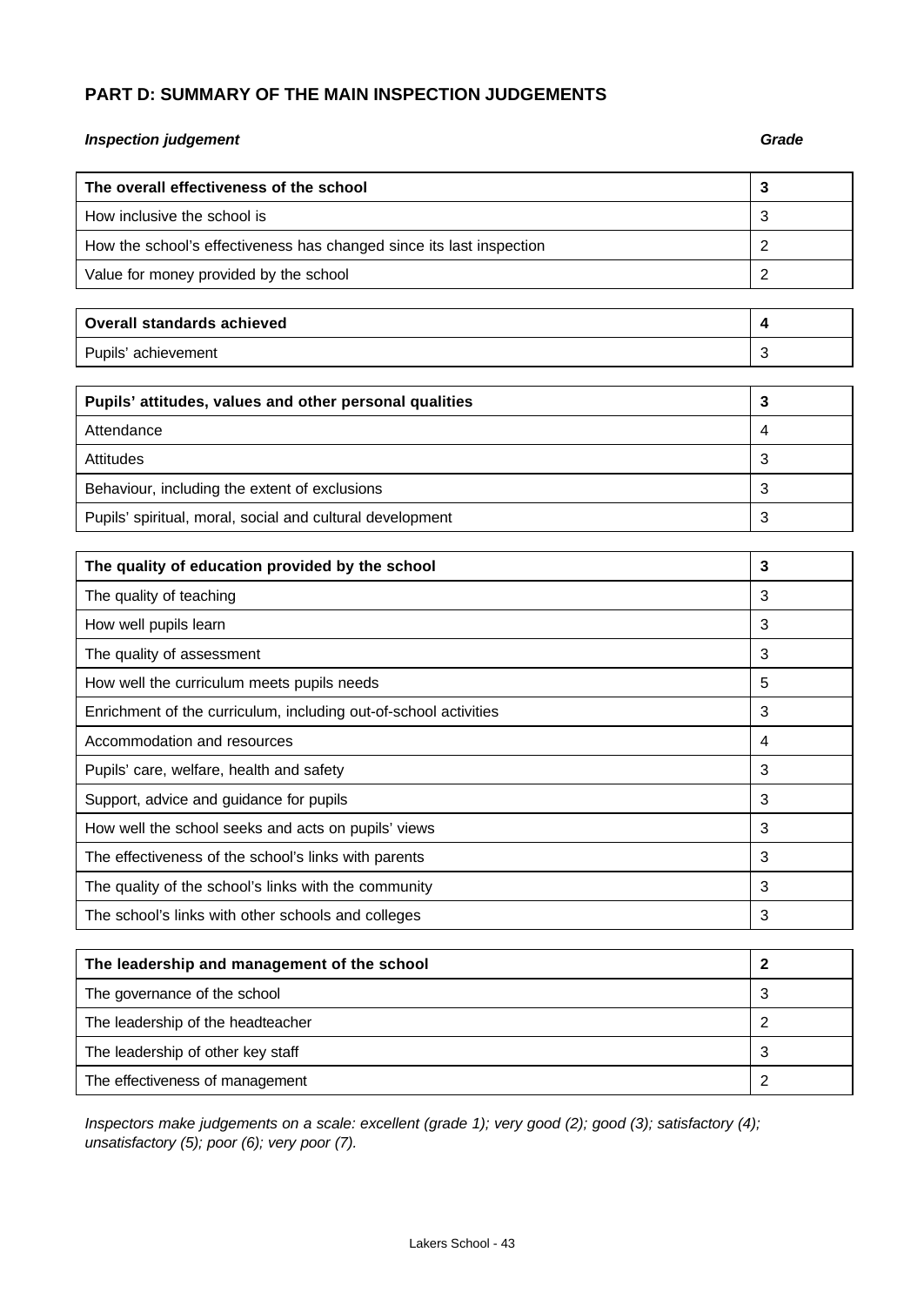## PART D: SUMMARY OF THE MAIN INSPECTION JUDGEMENTS

| ***Inspection judgement*** | ***Grade*** |
|---|---|
| **The overall effectiveness of the school** | **3** |
| How inclusive the school is | 3 |
| How the school's effectiveness has changed since its last inspection | 2 |
| Value for money provided by the school | 2 |
| **Overall standards achieved** | **4** |
| Pupils' achievement | 3 |
| **Pupils' attitudes, values and other personal qualities** | **3** |
| Attendance | 4 |
| Attitudes | 3 |
| Behaviour, including the extent of exclusions | 3 |
| Pupils' spiritual, moral, social and cultural development | 3 |
| **The quality of education provided by the school** | **3** |
| The quality of teaching | 3 |
| How well pupils learn | 3 |
| The quality of assessment | 3 |
| How well the curriculum meets pupils needs | 5 |
| Enrichment of the curriculum, including out-of-school activities | 3 |
| Accommodation and resources | 4 |
| Pupils' care, welfare, health and safety | 3 |
| Support, advice and guidance for pupils | 3 |
| How well the school seeks and acts on pupils' views | 3 |
| The effectiveness of the school's links with parents | 3 |
| The quality of the school's links with the community | 3 |
| The school's links with other schools and colleges | 3 |
| **The leadership and management of the school** | **2** |
| The governance of the school | 3 |
| The leadership of the headteacher | 2 |
| The leadership of other key staff | 3 |
| The effectiveness of management | 2 |

*Inspectors make judgements on a scale: excellent (grade 1); very good (2); good (3); satisfactory (4); unsatisfactory (5); poor (6); very poor (7).*